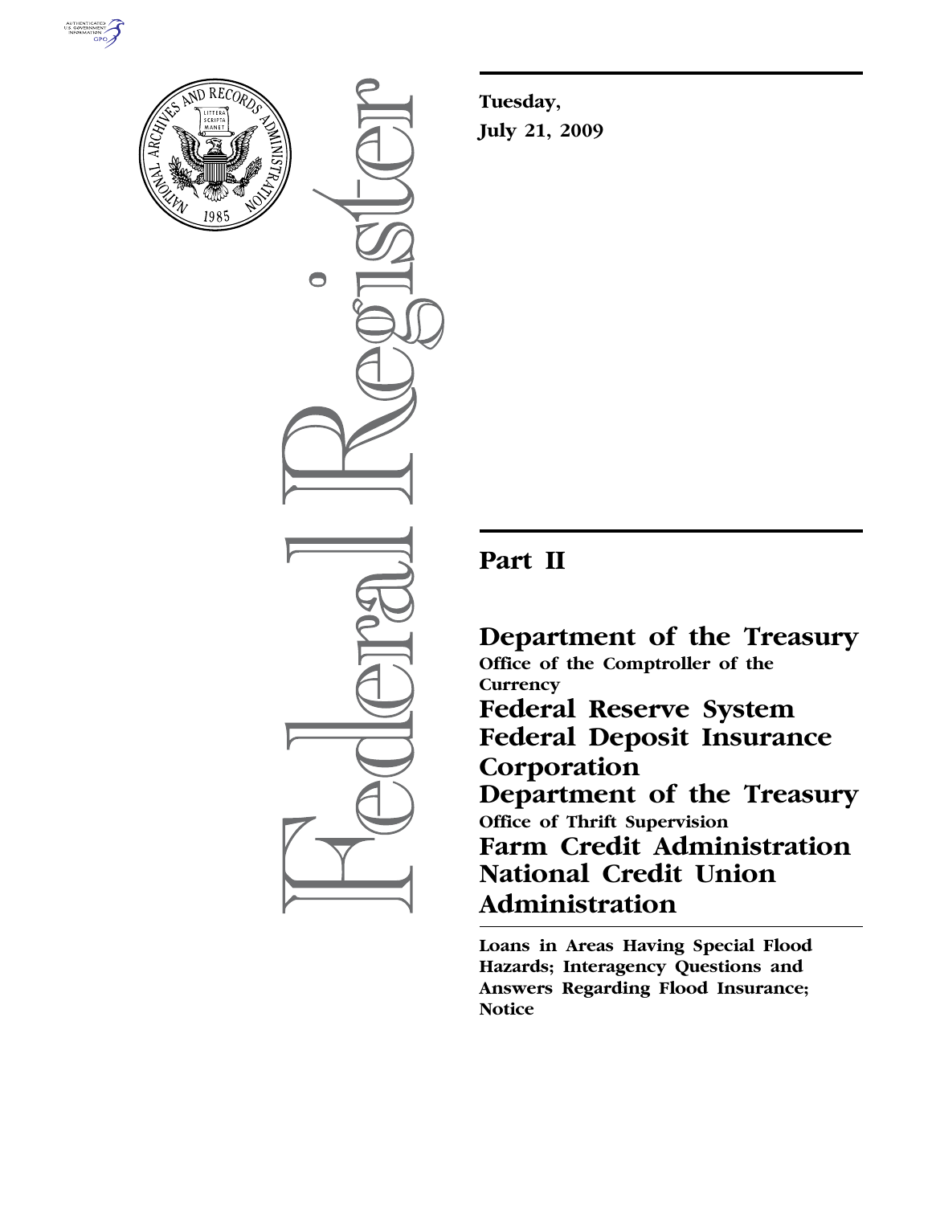Tuesday,

July 21, 2009

# Part II

## Department of the Treasury

Office of the Comptroller of the Currency

## Federal Reserve System

## Federal Deposit Insurance Corporation

## Department of the Treasury

Office of Thrift Supervision

## Farm Credit Administration

## National Credit Union Administration

**Loans in Areas Having Special Flood Hazards; Interagency Questions and Answers Regarding Flood Insurance; Notice**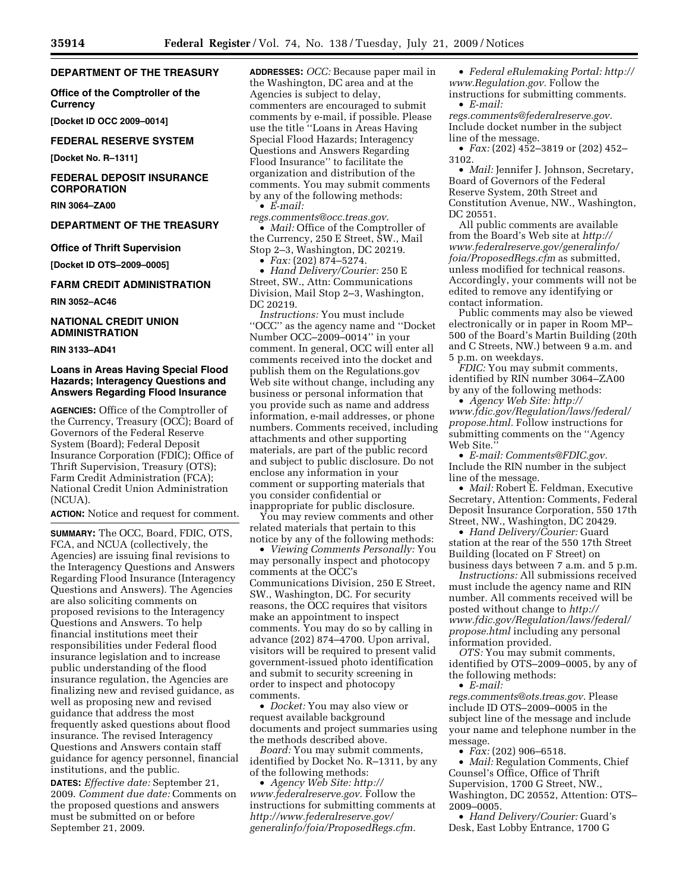## DEPARTMENT OF THE TREASURY

### Office of the Comptroller of the Currency

**[Docket ID OCC 2009–0014]**

## FEDERAL RESERVE SYSTEM

**[Docket No. R–1311]**

## FEDERAL DEPOSIT INSURANCE CORPORATION

**RIN 3064–ZA00**

## DEPARTMENT OF THE TREASURY

### Office of Thrift Supervision

**[Docket ID OTS–2009–0005]**

## FARM CREDIT ADMINISTRATION

**RIN 3052–AC46**

## NATIONAL CREDIT UNION ADMINISTRATION

**RIN 3133–AD41**

### Loans in Areas Having Special Flood Hazards; Interagency Questions and Answers Regarding Flood Insurance

**AGENCIES:** Office of the Comptroller of the Currency, Treasury (OCC); Board of Governors of the Federal Reserve System (Board); Federal Deposit Insurance Corporation (FDIC); Office of Thrift Supervision, Treasury (OTS); Farm Credit Administration (FCA); National Credit Union Administration (NCUA).

**ACTION:** Notice and request for comment.

**SUMMARY:** The OCC, Board, FDIC, OTS, FCA, and NCUA (collectively, the Agencies) are issuing final revisions to the Interagency Questions and Answers Regarding Flood Insurance (Interagency Questions and Answers). The Agencies are also soliciting comments on proposed revisions to the Interagency Questions and Answers. To help financial institutions meet their responsibilities under Federal flood insurance legislation and to increase public understanding of the flood insurance regulation, the Agencies are finalizing new and revised guidance, as well as proposing new and revised guidance that address the most frequently asked questions about flood insurance. The revised Interagency Questions and Answers contain staff guidance for agency personnel, financial institutions, and the public.

**DATES:** *Effective date:* September 21, 2009. *Comment due date:* Comments on the proposed questions and answers must be submitted on or before September 21, 2009.

**ADDRESSES:** *OCC:* Because paper mail in the Washington, DC area and at the Agencies is subject to delay, commenters are encouraged to submit comments by e-mail, if possible. Please use the title ''Loans in Areas Having Special Flood Hazards; Interagency Questions and Answers Regarding Flood Insurance'' to facilitate the organization and distribution of the comments. You may submit comments by any of the following methods:

- *E-mail: regs.comments@occ.treas.gov*.
- *Mail:* Office of the Comptroller of the Currency, 250 E Street, SW., Mail Stop 2–3, Washington, DC 20219.
- *Fax:* (202) 874–5274.
- *Hand Delivery/Courier:* 250 E Street, SW., Attn: Communications Division, Mail Stop 2–3, Washington, DC 20219.

*Instructions:* You must include ''OCC'' as the agency name and ''Docket Number OCC–2009–0014'' in your comment. In general, OCC will enter all comments received into the docket and publish them on the Regulations.gov Web site without change, including any business or personal information that you provide such as name and address information, e-mail addresses, or phone numbers. Comments received, including attachments and other supporting materials, are part of the public record and subject to public disclosure. Do not enclose any information in your comment or supporting materials that you consider confidential or inappropriate for public disclosure.

You may review comments and other related materials that pertain to this notice by any of the following methods:

- *Viewing Comments Personally:* You may personally inspect and photocopy comments at the OCC's Communications Division, 250 E Street, SW., Washington, DC. For security reasons, the OCC requires that visitors make an appointment to inspect comments. You may do so by calling in advance (202) 874–4700. Upon arrival, visitors will be required to present valid government-issued photo identification and submit to security screening in order to inspect and photocopy comments.
- *Docket:* You may also view or request available background documents and project summaries using the methods described above.

*Board:* You may submit comments, identified by Docket No. R–1311, by any of the following methods:

- *Agency Web Site: http://www.federalreserve.gov.* Follow the instructions for submitting comments at *http://www.federalreserve.gov/generalinfo/foia/ProposedRegs.cfm.*
- *Federal eRulemaking Portal: http://www.Regulation.gov.* Follow the instructions for submitting comments.
- *E-mail: regs.comments@federalreserve.gov.* Include docket number in the subject line of the message.
- *Fax:* (202) 452–3819 or (202) 452–3102.
- *Mail:* Jennifer J. Johnson, Secretary, Board of Governors of the Federal Reserve System, 20th Street and Constitution Avenue, NW., Washington, DC 20551.

All public comments are available from the Board's Web site at *http://www.federalreserve.gov/generalinfo/foia/ProposedRegs.cfm* as submitted, unless modified for technical reasons. Accordingly, your comments will not be edited to remove any identifying or contact information.

Public comments may also be viewed electronically or in paper in Room MP–500 of the Board's Martin Building (20th and C Streets, NW.) between 9 a.m. and 5 p.m. on weekdays.

*FDIC:* You may submit comments, identified by RIN number 3064–ZA00 by any of the following methods:

- *Agency Web Site: http://www.fdic.gov/Regulation/laws/federal/propose.html.* Follow instructions for submitting comments on the ''Agency Web Site.''
- *E-mail: Comments@FDIC.gov.* Include the RIN number in the subject line of the message.
- *Mail:* Robert E. Feldman, Executive Secretary, Attention: Comments, Federal Deposit Insurance Corporation, 550 17th Street, NW., Washington, DC 20429.
- *Hand Delivery/Courier:* Guard station at the rear of the 550 17th Street Building (located on F Street) on business days between 7 a.m. and 5 p.m.

*Instructions:* All submissions received must include the agency name and RIN number. All comments received will be posted without change to *http://www.fdic.gov/Regulation/laws/federal/propose.html* including any personal information provided.

*OTS:* You may submit comments, identified by OTS–2009–0005, by any of the following methods:

- *E-mail: regs.comments@ots.treas.gov*. Please include ID OTS–2009–0005 in the subject line of the message and include your name and telephone number in the message.
- *Fax:* (202) 906–6518.
- *Mail:* Regulation Comments, Chief Counsel's Office, Office of Thrift Supervision, 1700 G Street, NW., Washington, DC 20552, Attention: OTS–2009–0005.
- *Hand Delivery/Courier:* Guard's Desk, East Lobby Entrance, 1700 G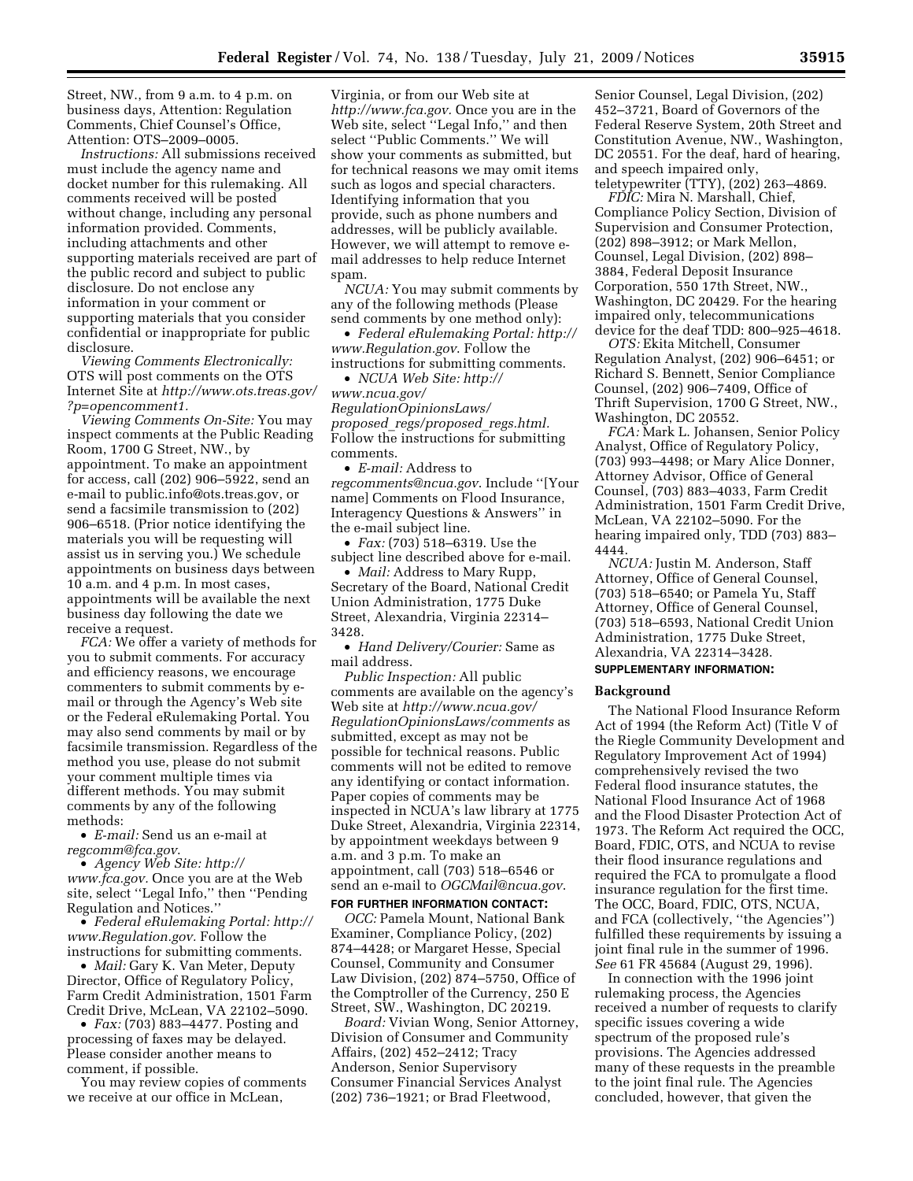Street, NW., from 9 a.m. to 4 p.m. on business days, Attention: Regulation Comments, Chief Counsel's Office, Attention: OTS–2009–0005.

*Instructions:* All submissions received must include the agency name and docket number for this rulemaking. All comments received will be posted without change, including any personal information provided. Comments, including attachments and other supporting materials received are part of the public record and subject to public disclosure. Do not enclose any information in your comment or supporting materials that you consider confidential or inappropriate for public disclosure.

*Viewing Comments Electronically:* OTS will post comments on the OTS Internet Site at *http://www.ots.treas.gov/?p=opencomment1.*

*Viewing Comments On-Site:* You may inspect comments at the Public Reading Room, 1700 G Street, NW., by appointment. To make an appointment for access, call (202) 906–5922, send an e-mail to public.info@ots.treas.gov, or send a facsimile transmission to (202) 906–6518. (Prior notice identifying the materials you will be requesting will assist us in serving you.) We schedule appointments on business days between 10 a.m. and 4 p.m. In most cases, appointments will be available the next business day following the date we receive a request.

*FCA:* We offer a variety of methods for you to submit comments. For accuracy and efficiency reasons, we encourage commenters to submit comments by e-mail or through the Agency's Web site or the Federal eRulemaking Portal. You may also send comments by mail or by facsimile transmission. Regardless of the method you use, please do not submit your comment multiple times via different methods. You may submit comments by any of the following methods:

- *E-mail:* Send us an e-mail at *regcomm@fca.gov.*
- *Agency Web Site: http://www.fca.gov.* Once you are at the Web site, select ''Legal Info,'' then ''Pending Regulation and Notices.''
- *Federal eRulemaking Portal: http://www.Regulation.gov.* Follow the instructions for submitting comments.
- *Mail:* Gary K. Van Meter, Deputy Director, Office of Regulatory Policy, Farm Credit Administration, 1501 Farm Credit Drive, McLean, VA 22102–5090.
- *Fax:* (703) 883–4477. Posting and processing of faxes may be delayed. Please consider another means to comment, if possible.

You may review copies of comments we receive at our office in McLean, Virginia, or from our Web site at *http://www.fca.gov.* Once you are in the Web site, select ''Legal Info,'' and then select ''Public Comments.'' We will show your comments as submitted, but for technical reasons we may omit items such as logos and special characters. Identifying information that you provide, such as phone numbers and addresses, will be publicly available. However, we will attempt to remove e-mail addresses to help reduce Internet spam.

*NCUA:* You may submit comments by any of the following methods (Please send comments by one method only):

- *Federal eRulemaking Portal: http://www.Regulation.gov.* Follow the instructions for submitting comments.
- *NCUA Web Site: http://www.ncua.gov/RegulationOpinionsLaws/proposed_regs/proposed_regs.html.* Follow the instructions for submitting comments.
- *E-mail:* Address to *regcomments@ncua.gov.* Include ''[Your name] Comments on Flood Insurance, Interagency Questions & Answers'' in the e-mail subject line.
- *Fax:* (703) 518–6319. Use the subject line described above for e-mail.
- *Mail:* Address to Mary Rupp, Secretary of the Board, National Credit Union Administration, 1775 Duke Street, Alexandria, Virginia 22314–3428.
- *Hand Delivery/Courier:* Same as mail address.

*Public Inspection:* All public comments are available on the agency's Web site at *http://www.ncua.gov/RegulationOpinionsLaws/comments* as submitted, except as may not be possible for technical reasons. Public comments will not be edited to remove any identifying or contact information. Paper copies of comments may be inspected in NCUA's law library at 1775 Duke Street, Alexandria, Virginia 22314, by appointment weekdays between 9 a.m. and 3 p.m. To make an appointment, call (703) 518–6546 or send an e-mail to *OGCMail@ncua.gov.*

**FOR FURTHER INFORMATION CONTACT:**

*OCC:* Pamela Mount, National Bank Examiner, Compliance Policy, (202) 874–4428; or Margaret Hesse, Special Counsel, Community and Consumer Law Division, (202) 874–5750, Office of the Comptroller of the Currency, 250 E Street, SW., Washington, DC 20219.

*Board:* Vivian Wong, Senior Attorney, Division of Consumer and Community Affairs, (202) 452–2412; Tracy Anderson, Senior Supervisory Consumer Financial Services Analyst (202) 736–1921; or Brad Fleetwood, Senior Counsel, Legal Division, (202) 452–3721, Board of Governors of the Federal Reserve System, 20th Street and Constitution Avenue, NW., Washington, DC 20551. For the deaf, hard of hearing, and speech impaired only, teletypewriter (TTY), (202) 263–4869.

*FDIC:* Mira N. Marshall, Chief, Compliance Policy Section, Division of Supervision and Consumer Protection, (202) 898–3912; or Mark Mellon, Counsel, Legal Division, (202) 898–3884, Federal Deposit Insurance Corporation, 550 17th Street, NW., Washington, DC 20429. For the hearing impaired only, telecommunications device for the deaf TDD: 800–925–4618.

*OTS:* Ekita Mitchell, Consumer Regulation Analyst, (202) 906–6451; or Richard S. Bennett, Senior Compliance Counsel, (202) 906–7409, Office of Thrift Supervision, 1700 G Street, NW., Washington, DC 20552.

*FCA:* Mark L. Johansen, Senior Policy Analyst, Office of Regulatory Policy, (703) 993–4498; or Mary Alice Donner, Attorney Advisor, Office of General Counsel, (703) 883–4033, Farm Credit Administration, 1501 Farm Credit Drive, McLean, VA 22102–5090. For the hearing impaired only, TDD (703) 883–4444.

*NCUA:* Justin M. Anderson, Staff Attorney, Office of General Counsel, (703) 518–6540; or Pamela Yu, Staff Attorney, Office of General Counsel, (703) 518–6593, National Credit Union Administration, 1775 Duke Street, Alexandria, VA 22314–3428.

**SUPPLEMENTARY INFORMATION:**

## Background

The National Flood Insurance Reform Act of 1994 (the Reform Act) (Title V of the Riegle Community Development and Regulatory Improvement Act of 1994) comprehensively revised the two Federal flood insurance statutes, the National Flood Insurance Act of 1968 and the Flood Disaster Protection Act of 1973. The Reform Act required the OCC, Board, FDIC, OTS, and NCUA to revise their flood insurance regulations and required the FCA to promulgate a flood insurance regulation for the first time. The OCC, Board, FDIC, OTS, NCUA, and FCA (collectively, ''the Agencies'') fulfilled these requirements by issuing a joint final rule in the summer of 1996. *See* 61 FR 45684 (August 29, 1996).

In connection with the 1996 joint rulemaking process, the Agencies received a number of requests to clarify specific issues covering a wide spectrum of the proposed rule's provisions. The Agencies addressed many of these requests in the preamble to the joint final rule. The Agencies concluded, however, that given the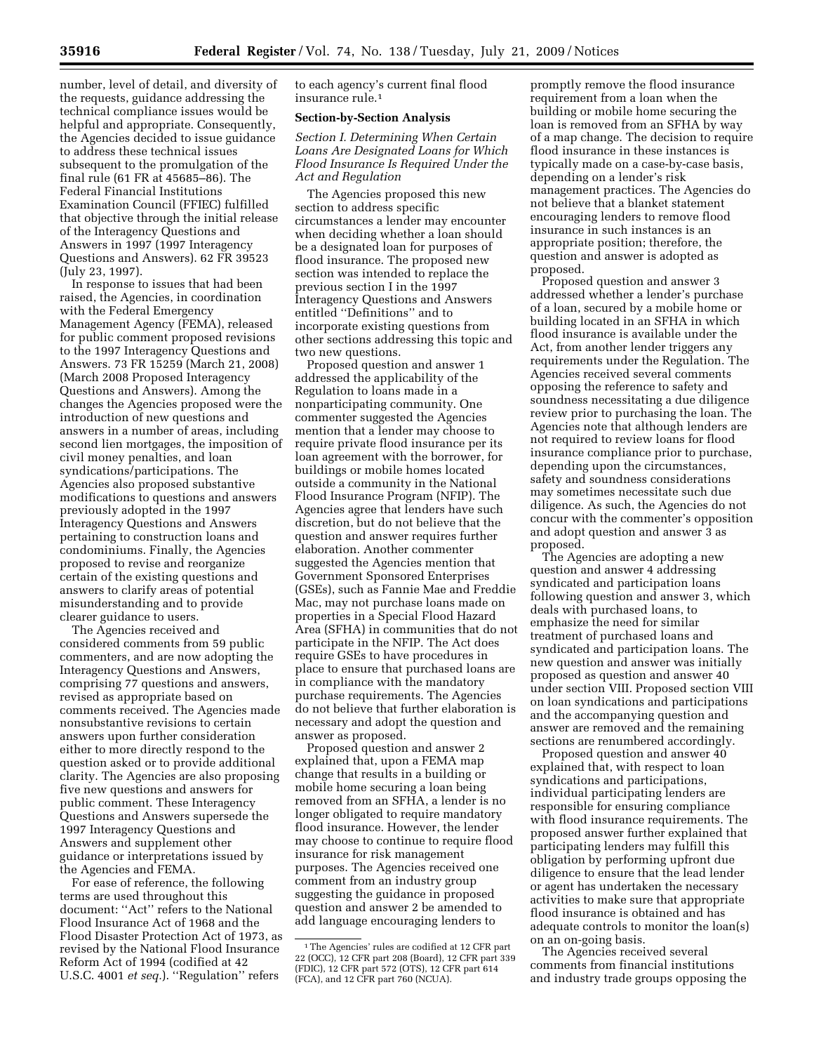number, level of detail, and diversity of the requests, guidance addressing the technical compliance issues would be helpful and appropriate. Consequently, the Agencies decided to issue guidance to address these technical issues subsequent to the promulgation of the final rule (61 FR at 45685–86). The Federal Financial Institutions Examination Council (FFIEC) fulfilled that objective through the initial release of the Interagency Questions and Answers in 1997 (1997 Interagency Questions and Answers). 62 FR 39523 (July 23, 1997).

In response to issues that had been raised, the Agencies, in coordination with the Federal Emergency Management Agency (FEMA), released for public comment proposed revisions to the 1997 Interagency Questions and Answers. 73 FR 15259 (March 21, 2008) (March 2008 Proposed Interagency Questions and Answers). Among the changes the Agencies proposed were the introduction of new questions and answers in a number of areas, including second lien mortgages, the imposition of civil money penalties, and loan syndications/participations. The Agencies also proposed substantive modifications to questions and answers previously adopted in the 1997 Interagency Questions and Answers pertaining to construction loans and condominiums. Finally, the Agencies proposed to revise and reorganize certain of the existing questions and answers to clarify areas of potential misunderstanding and to provide clearer guidance to users.

The Agencies received and considered comments from 59 public commenters, and are now adopting the Interagency Questions and Answers, comprising 77 questions and answers, revised as appropriate based on comments received. The Agencies made nonsubstantive revisions to certain answers upon further consideration either to more directly respond to the question asked or to provide additional clarity. The Agencies are also proposing five new questions and answers for public comment. These Interagency Questions and Answers supersede the 1997 Interagency Questions and Answers and supplement other guidance or interpretations issued by the Agencies and FEMA.

For ease of reference, the following terms are used throughout this document: ''Act'' refers to the National Flood Insurance Act of 1968 and the Flood Disaster Protection Act of 1973, as revised by the National Flood Insurance Reform Act of 1994 (codified at 42 U.S.C. 4001 *et seq.*). ''Regulation'' refers to each agency's current final flood insurance rule.[1]

## Section-by-Section Analysis

*Section I. Determining When Certain Loans Are Designated Loans for Which Flood Insurance Is Required Under the Act and Regulation*

The Agencies proposed this new section to address specific circumstances a lender may encounter when deciding whether a loan should be a designated loan for purposes of flood insurance. The proposed new section was intended to replace the previous section I in the 1997 Interagency Questions and Answers entitled ''Definitions'' and to incorporate existing questions from other sections addressing this topic and two new questions.

Proposed question and answer 1 addressed the applicability of the Regulation to loans made in a nonparticipating community. One commenter suggested the Agencies mention that a lender may choose to require private flood insurance per its loan agreement with the borrower, for buildings or mobile homes located outside a community in the National Flood Insurance Program (NFIP). The Agencies agree that lenders have such discretion, but do not believe that the question and answer requires further elaboration. Another commenter suggested the Agencies mention that Government Sponsored Enterprises (GSEs), such as Fannie Mae and Freddie Mac, may not purchase loans made on properties in a Special Flood Hazard Area (SFHA) in communities that do not participate in the NFIP. The Act does require GSEs to have procedures in place to ensure that purchased loans are in compliance with the mandatory purchase requirements. The Agencies do not believe that further elaboration is necessary and adopt the question and answer as proposed.

Proposed question and answer 2 explained that, upon a FEMA map change that results in a building or mobile home securing a loan being removed from an SFHA, a lender is no longer obligated to require mandatory flood insurance. However, the lender may choose to continue to require flood insurance for risk management purposes. The Agencies received one comment from an industry group suggesting the guidance in proposed question and answer 2 be amended to add language encouraging lenders to promptly remove the flood insurance requirement from a loan when the building or mobile home securing the loan is removed from an SFHA by way of a map change. The decision to require flood insurance in these instances is typically made on a case-by-case basis, depending on a lender's risk management practices. The Agencies do not believe that a blanket statement encouraging lenders to remove flood insurance in such instances is an appropriate position; therefore, the question and answer is adopted as proposed.

Proposed question and answer 3 addressed whether a lender's purchase of a loan, secured by a mobile home or building located in an SFHA in which flood insurance is available under the Act, from another lender triggers any requirements under the Regulation. The Agencies received several comments opposing the reference to safety and soundness necessitating a due diligence review prior to purchasing the loan. The Agencies note that although lenders are not required to review loans for flood insurance compliance prior to purchase, depending upon the circumstances, safety and soundness considerations may sometimes necessitate such due diligence. As such, the Agencies do not concur with the commenter's opposition and adopt question and answer 3 as proposed.

The Agencies are adopting a new question and answer 4 addressing syndicated and participation loans following question and answer 3, which deals with purchased loans, to emphasize the need for similar treatment of purchased loans and syndicated and participation loans. The new question and answer was initially proposed as question and answer 40 under section VIII. Proposed section VIII on loan syndications and participations and the accompanying question and answer are removed and the remaining sections are renumbered accordingly.

Proposed question and answer 40 explained that, with respect to loan syndications and participations, individual participating lenders are responsible for ensuring compliance with flood insurance requirements. The proposed answer further explained that participating lenders may fulfill this obligation by performing upfront due diligence to ensure that the lead lender or agent has undertaken the necessary activities to make sure that appropriate flood insurance is obtained and has adequate controls to monitor the loan(s) on an on-going basis.

The Agencies received several comments from financial institutions and industry trade groups opposing the

[1] The Agencies' rules are codified at 12 CFR part 22 (OCC), 12 CFR part 208 (Board), 12 CFR part 339 (FDIC), 12 CFR part 572 (OTS), 12 CFR part 614 (FCA), and 12 CFR part 760 (NCUA).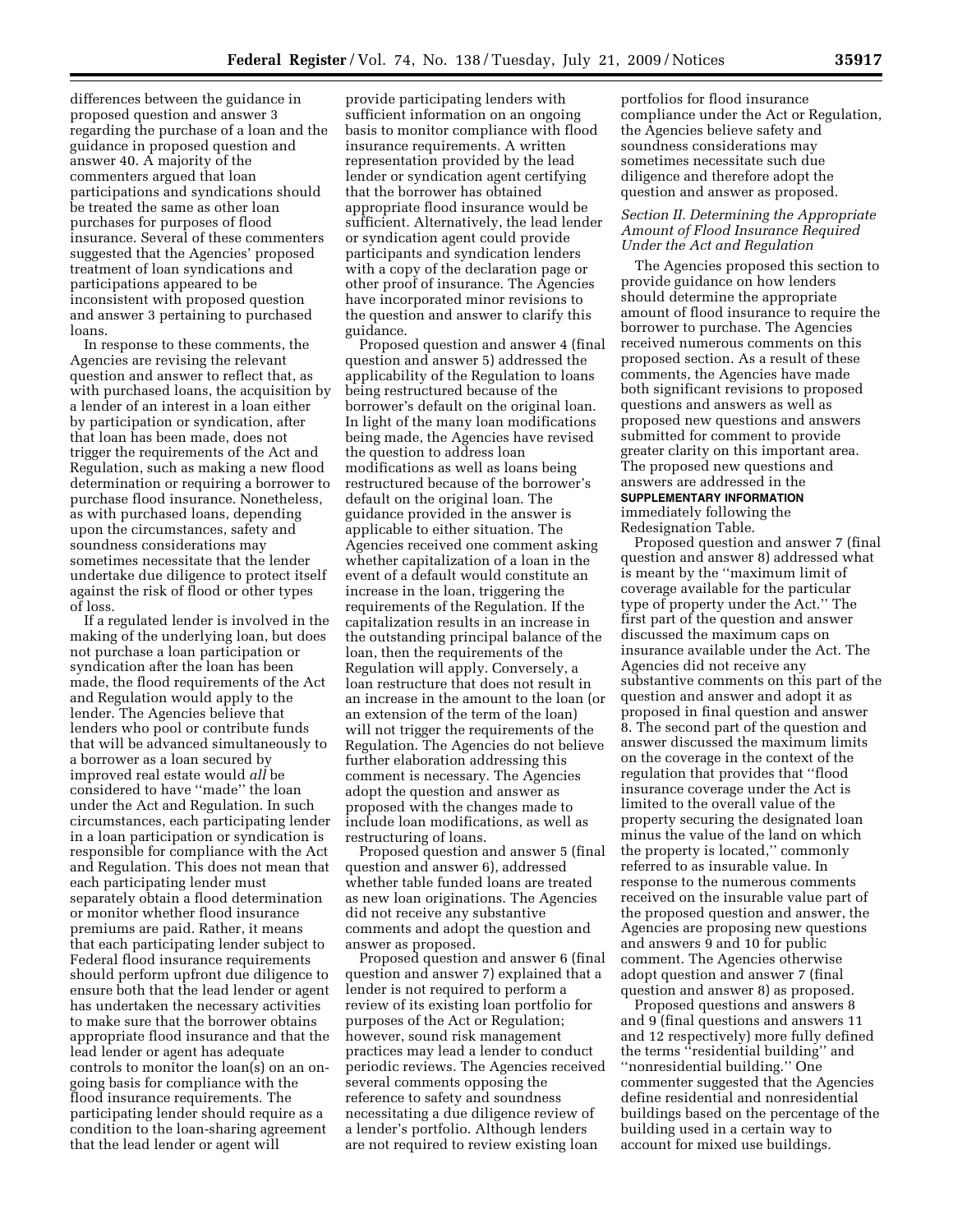differences between the guidance in proposed question and answer 3 regarding the purchase of a loan and the guidance in proposed question and answer 40. A majority of the commenters argued that loan participations and syndications should be treated the same as other loan purchases for purposes of flood insurance. Several of these commenters suggested that the Agencies' proposed treatment of loan syndications and participations appeared to be inconsistent with proposed question and answer 3 pertaining to purchased loans.

In response to these comments, the Agencies are revising the relevant question and answer to reflect that, as with purchased loans, the acquisition by a lender of an interest in a loan either by participation or syndication, after that loan has been made, does not trigger the requirements of the Act and Regulation, such as making a new flood determination or requiring a borrower to purchase flood insurance. Nonetheless, as with purchased loans, depending upon the circumstances, safety and soundness considerations may sometimes necessitate that the lender undertake due diligence to protect itself against the risk of flood or other types of loss.

If a regulated lender is involved in the making of the underlying loan, but does not purchase a loan participation or syndication after the loan has been made, the flood requirements of the Act and Regulation would apply to the lender. The Agencies believe that lenders who pool or contribute funds that will be advanced simultaneously to a borrower as a loan secured by improved real estate would *all* be considered to have "made" the loan under the Act and Regulation. In such circumstances, each participating lender in a loan participation or syndication is responsible for compliance with the Act and Regulation. This does not mean that each participating lender must separately obtain a flood determination or monitor whether flood insurance premiums are paid. Rather, it means that each participating lender subject to Federal flood insurance requirements should perform upfront due diligence to ensure both that the lead lender or agent has undertaken the necessary activities to make sure that the borrower obtains appropriate flood insurance and that the lead lender or agent has adequate controls to monitor the loan(s) on an on-going basis for compliance with the flood insurance requirements. The participating lender should require as a condition to the loan-sharing agreement that the lead lender or agent will provide participating lenders with sufficient information on an ongoing basis to monitor compliance with flood insurance requirements. A written representation provided by the lead lender or syndication agent certifying that the borrower has obtained appropriate flood insurance would be sufficient. Alternatively, the lead lender or syndication agent could provide participants and syndication lenders with a copy of the declaration page or other proof of insurance. The Agencies have incorporated minor revisions to the question and answer to clarify this guidance.

Proposed question and answer 4 (final question and answer 5) addressed the applicability of the Regulation to loans being restructured because of the borrower's default on the original loan. In light of the many loan modifications being made, the Agencies have revised the question to address loan modifications as well as loans being restructured because of the borrower's default on the original loan. The guidance provided in the answer is applicable to either situation. The Agencies received one comment asking whether capitalization of a loan in the event of a default would constitute an increase in the loan, triggering the requirements of the Regulation. If the capitalization results in an increase in the outstanding principal balance of the loan, then the requirements of the Regulation will apply. Conversely, a loan restructure that does not result in an increase in the amount to the loan (or an extension of the term of the loan) will not trigger the requirements of the Regulation. The Agencies do not believe further elaboration addressing this comment is necessary. The Agencies adopt the question and answer as proposed with the changes made to include loan modifications, as well as restructuring of loans.

Proposed question and answer 5 (final question and answer 6), addressed whether table funded loans are treated as new loan originations. The Agencies did not receive any substantive comments and adopt the question and answer as proposed.

Proposed question and answer 6 (final question and answer 7) explained that a lender is not required to perform a review of its existing loan portfolio for purposes of the Act or Regulation; however, sound risk management practices may lead a lender to conduct periodic reviews. The Agencies received several comments opposing the reference to safety and soundness necessitating a due diligence review of a lender's portfolio. Although lenders are not required to review existing loan portfolios for flood insurance compliance under the Act or Regulation, the Agencies believe safety and soundness considerations may sometimes necessitate such due diligence and therefore adopt the question and answer as proposed.

*Section II. Determining the Appropriate Amount of Flood Insurance Required Under the Act and Regulation*

The Agencies proposed this section to provide guidance on how lenders should determine the appropriate amount of flood insurance to require the borrower to purchase. The Agencies received numerous comments on this proposed section. As a result of these comments, the Agencies have made both significant revisions to proposed questions and answers as well as proposed new questions and answers submitted for comment to provide greater clarity on this important area. The proposed new questions and answers are addressed in the **SUPPLEMENTARY INFORMATION** immediately following the Redesignation Table.

Proposed question and answer 7 (final question and answer 8) addressed what is meant by the "maximum limit of coverage available for the particular type of property under the Act." The first part of the question and answer discussed the maximum caps on insurance available under the Act. The Agencies did not receive any substantive comments on this part of the question and answer and adopt it as proposed in final question and answer 8. The second part of the question and answer discussed the maximum limits on the coverage in the context of the regulation that provides that "flood insurance coverage under the Act is limited to the overall value of the property securing the designated loan minus the value of the land on which the property is located," commonly referred to as insurable value. In response to the numerous comments received on the insurable value part of the proposed question and answer, the Agencies are proposing new questions and answers 9 and 10 for public comment. The Agencies otherwise adopt question and answer 7 (final question and answer 8) as proposed.

Proposed questions and answers 8 and 9 (final questions and answers 11 and 12 respectively) more fully defined the terms "residential building" and "nonresidential building." One commenter suggested that the Agencies define residential and nonresidential buildings based on the percentage of the building used in a certain way to account for mixed use buildings.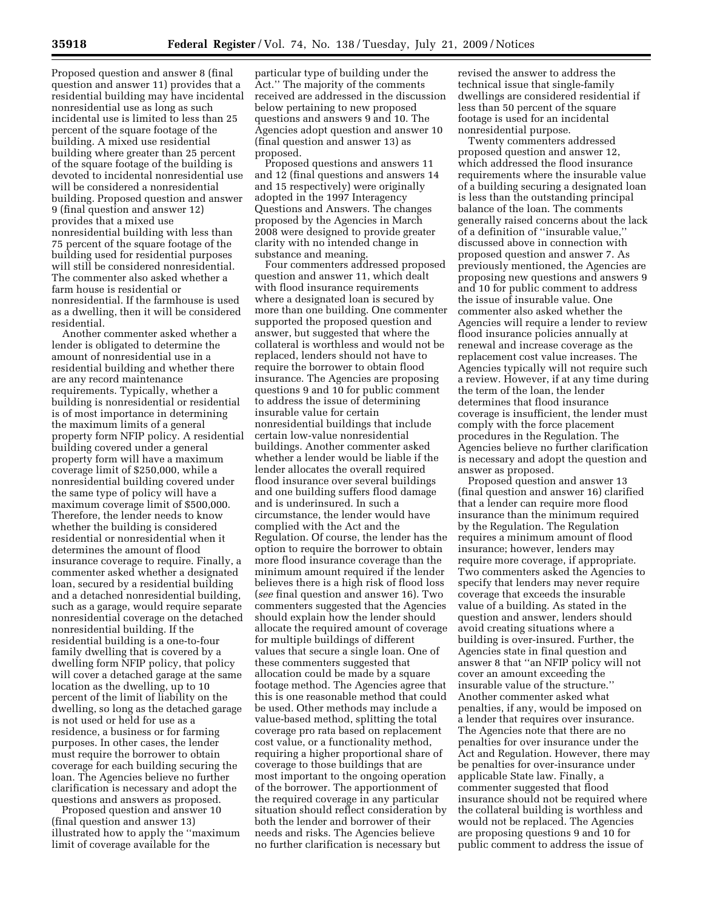Proposed question and answer 8 (final question and answer 11) provides that a residential building may have incidental nonresidential use as long as such incidental use is limited to less than 25 percent of the square footage of the building. A mixed use residential building where greater than 25 percent of the square footage of the building is devoted to incidental nonresidential use will be considered a nonresidential building. Proposed question and answer 9 (final question and answer 12) provides that a mixed use nonresidential building with less than 75 percent of the square footage of the building used for residential purposes will still be considered nonresidential. The commenter also asked whether a farm house is residential or nonresidential. If the farmhouse is used as a dwelling, then it will be considered residential.

Another commenter asked whether a lender is obligated to determine the amount of nonresidential use in a residential building and whether there are any record maintenance requirements. Typically, whether a building is nonresidential or residential is of most importance in determining the maximum limits of a general property form NFIP policy. A residential building covered under a general property form will have a maximum coverage limit of $250,000, while a nonresidential building covered under the same type of policy will have a maximum coverage limit of $500,000. Therefore, the lender needs to know whether the building is considered residential or nonresidential when it determines the amount of flood insurance coverage to require. Finally, a commenter asked whether a designated loan, secured by a residential building and a detached nonresidential building, such as a garage, would require separate nonresidential coverage on the detached nonresidential building. If the residential building is a one-to-four family dwelling that is covered by a dwelling form NFIP policy, that policy will cover a detached garage at the same location as the dwelling, up to 10 percent of the limit of liability on the dwelling, so long as the detached garage is not used or held for use as a residence, a business or for farming purposes. In other cases, the lender must require the borrower to obtain coverage for each building securing the loan. The Agencies believe no further clarification is necessary and adopt the questions and answers as proposed.

Proposed question and answer 10 (final question and answer 13) illustrated how to apply the ''maximum limit of coverage available for the particular type of building under the Act.'' The majority of the comments received are addressed in the discussion below pertaining to new proposed questions and answers 9 and 10. The Agencies adopt question and answer 10 (final question and answer 13) as proposed.

Proposed questions and answers 11 and 12 (final questions and answers 14 and 15 respectively) were originally adopted in the 1997 Interagency Questions and Answers. The changes proposed by the Agencies in March 2008 were designed to provide greater clarity with no intended change in substance and meaning.

Four commenters addressed proposed question and answer 11, which dealt with flood insurance requirements where a designated loan is secured by more than one building. One commenter supported the proposed question and answer, but suggested that where the collateral is worthless and would not be replaced, lenders should not have to require the borrower to obtain flood insurance. The Agencies are proposing questions 9 and 10 for public comment to address the issue of determining insurable value for certain nonresidential buildings that include certain low-value nonresidential buildings. Another commenter asked whether a lender would be liable if the lender allocates the overall required flood insurance over several buildings and one building suffers flood damage and is underinsured. In such a circumstance, the lender would have complied with the Act and the Regulation. Of course, the lender has the option to require the borrower to obtain more flood insurance coverage than the minimum amount required if the lender believes there is a high risk of flood loss (*see* final question and answer 16). Two commenters suggested that the Agencies should explain how the lender should allocate the required amount of coverage for multiple buildings of different values that secure a single loan. One of these commenters suggested that allocation could be made by a square footage method. The Agencies agree that this is one reasonable method that could be used. Other methods may include a value-based method, splitting the total coverage pro rata based on replacement cost value, or a functionality method, requiring a higher proportional share of coverage to those buildings that are most important to the ongoing operation of the borrower. The apportionment of the required coverage in any particular situation should reflect consideration by both the lender and borrower of their needs and risks. The Agencies believe no further clarification is necessary but revised the answer to address the technical issue that single-family dwellings are considered residential if less than 50 percent of the square footage is used for an incidental nonresidential purpose.

Twenty commenters addressed proposed question and answer 12, which addressed the flood insurance requirements where the insurable value of a building securing a designated loan is less than the outstanding principal balance of the loan. The comments generally raised concerns about the lack of a definition of ''insurable value,'' discussed above in connection with proposed question and answer 7. As previously mentioned, the Agencies are proposing new questions and answers 9 and 10 for public comment to address the issue of insurable value. One commenter also asked whether the Agencies will require a lender to review flood insurance policies annually at renewal and increase coverage as the replacement cost value increases. The Agencies typically will not require such a review. However, if at any time during the term of the loan, the lender determines that flood insurance coverage is insufficient, the lender must comply with the force placement procedures in the Regulation. The Agencies believe no further clarification is necessary and adopt the question and answer as proposed.

Proposed question and answer 13 (final question and answer 16) clarified that a lender can require more flood insurance than the minimum required by the Regulation. The Regulation requires a minimum amount of flood insurance; however, lenders may require more coverage, if appropriate. Two commenters asked the Agencies to specify that lenders may never require coverage that exceeds the insurable value of a building. As stated in the question and answer, lenders should avoid creating situations where a building is over-insured. Further, the Agencies state in final question and answer 8 that ''an NFIP policy will not cover an amount exceeding the insurable value of the structure.'' Another commenter asked what penalties, if any, would be imposed on a lender that requires over insurance. The Agencies note that there are no penalties for over insurance under the Act and Regulation. However, there may be penalties for over-insurance under applicable State law. Finally, a commenter suggested that flood insurance should not be required where the collateral building is worthless and would not be replaced. The Agencies are proposing questions 9 and 10 for public comment to address the issue of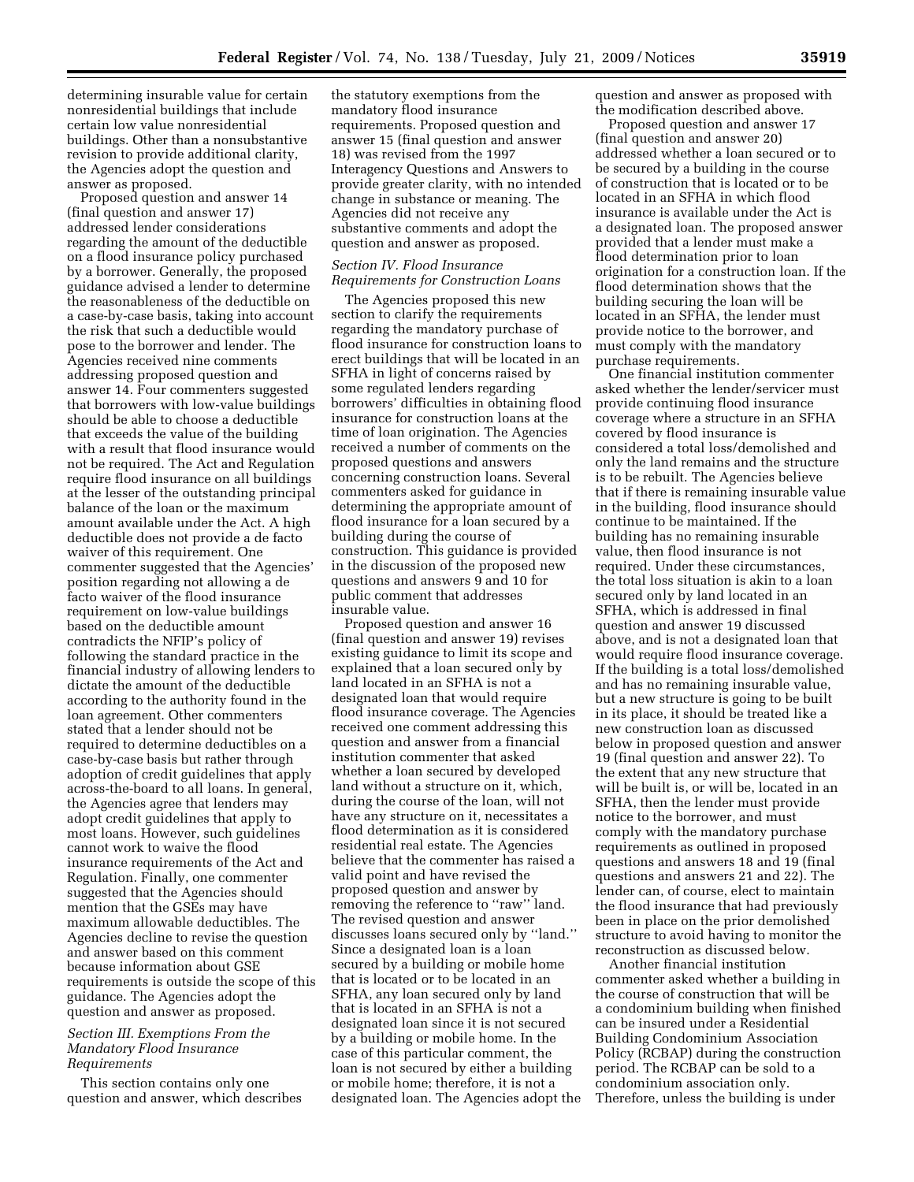determining insurable value for certain nonresidential buildings that include certain low value nonresidential buildings. Other than a nonsubstantive revision to provide additional clarity, the Agencies adopt the question and answer as proposed.

Proposed question and answer 14 (final question and answer 17) addressed lender considerations regarding the amount of the deductible on a flood insurance policy purchased by a borrower. Generally, the proposed guidance advised a lender to determine the reasonableness of the deductible on a case-by-case basis, taking into account the risk that such a deductible would pose to the borrower and lender. The Agencies received nine comments addressing proposed question and answer 14. Four commenters suggested that borrowers with low-value buildings should be able to choose a deductible that exceeds the value of the building with a result that flood insurance would not be required. The Act and Regulation require flood insurance on all buildings at the lesser of the outstanding principal balance of the loan or the maximum amount available under the Act. A high deductible does not provide a de facto waiver of this requirement. One commenter suggested that the Agencies' position regarding not allowing a de facto waiver of the flood insurance requirement on low-value buildings based on the deductible amount contradicts the NFIP's policy of following the standard practice in the financial industry of allowing lenders to dictate the amount of the deductible according to the authority found in the loan agreement. Other commenters stated that a lender should not be required to determine deductibles on a case-by-case basis but rather through adoption of credit guidelines that apply across-the-board to all loans. In general, the Agencies agree that lenders may adopt credit guidelines that apply to most loans. However, such guidelines cannot work to waive the flood insurance requirements of the Act and Regulation. Finally, one commenter suggested that the Agencies should mention that the GSEs may have maximum allowable deductibles. The Agencies decline to revise the question and answer based on this comment because information about GSE requirements is outside the scope of this guidance. The Agencies adopt the question and answer as proposed.

*Section III. Exemptions From the Mandatory Flood Insurance Requirements*

This section contains only one question and answer, which describes the statutory exemptions from the mandatory flood insurance requirements. Proposed question and answer 15 (final question and answer 18) was revised from the 1997 Interagency Questions and Answers to provide greater clarity, with no intended change in substance or meaning. The Agencies did not receive any substantive comments and adopt the question and answer as proposed.

*Section IV. Flood Insurance Requirements for Construction Loans*

The Agencies proposed this new section to clarify the requirements regarding the mandatory purchase of flood insurance for construction loans to erect buildings that will be located in an SFHA in light of concerns raised by some regulated lenders regarding borrowers' difficulties in obtaining flood insurance for construction loans at the time of loan origination. The Agencies received a number of comments on the proposed questions and answers concerning construction loans. Several commenters asked for guidance in determining the appropriate amount of flood insurance for a loan secured by a building during the course of construction. This guidance is provided in the discussion of the proposed new questions and answers 9 and 10 for public comment that addresses insurable value.

Proposed question and answer 16 (final question and answer 19) revises existing guidance to limit its scope and explained that a loan secured only by land located in an SFHA is not a designated loan that would require flood insurance coverage. The Agencies received one comment addressing this question and answer from a financial institution commenter that asked whether a loan secured by developed land without a structure on it, which, during the course of the loan, will not have any structure on it, necessitates a flood determination as it is considered residential real estate. The Agencies believe that the commenter has raised a valid point and have revised the proposed question and answer by removing the reference to "raw" land. The revised question and answer discusses loans secured only by "land." Since a designated loan is a loan secured by a building or mobile home that is located or to be located in an SFHA, any loan secured only by land that is located in an SFHA is not a designated loan since it is not secured by a building or mobile home. In the case of this particular comment, the loan is not secured by either a building or mobile home; therefore, it is not a designated loan. The Agencies adopt the question and answer as proposed with the modification described above.

Proposed question and answer 17 (final question and answer 20) addressed whether a loan secured or to be secured by a building in the course of construction that is located or to be located in an SFHA in which flood insurance is available under the Act is a designated loan. The proposed answer provided that a lender must make a flood determination prior to loan origination for a construction loan. If the flood determination shows that the building securing the loan will be located in an SFHA, the lender must provide notice to the borrower, and must comply with the mandatory purchase requirements.

One financial institution commenter asked whether the lender/servicer must provide continuing flood insurance coverage where a structure in an SFHA covered by flood insurance is considered a total loss/demolished and only the land remains and the structure is to be rebuilt. The Agencies believe that if there is remaining insurable value in the building, flood insurance should continue to be maintained. If the building has no remaining insurable value, then flood insurance is not required. Under these circumstances, the total loss situation is akin to a loan secured only by land located in an SFHA, which is addressed in final question and answer 19 discussed above, and is not a designated loan that would require flood insurance coverage. If the building is a total loss/demolished and has no remaining insurable value, but a new structure is going to be built in its place, it should be treated like a new construction loan as discussed below in proposed question and answer 19 (final question and answer 22). To the extent that any new structure that will be built is, or will be, located in an SFHA, then the lender must provide notice to the borrower, and must comply with the mandatory purchase requirements as outlined in proposed questions and answers 18 and 19 (final questions and answers 21 and 22). The lender can, of course, elect to maintain the flood insurance that had previously been in place on the prior demolished structure to avoid having to monitor the reconstruction as discussed below.

Another financial institution commenter asked whether a building in the course of construction that will be a condominium building when finished can be insured under a Residential Building Condominium Association Policy (RCBAP) during the construction period. The RCBAP can be sold to a condominium association only. Therefore, unless the building is under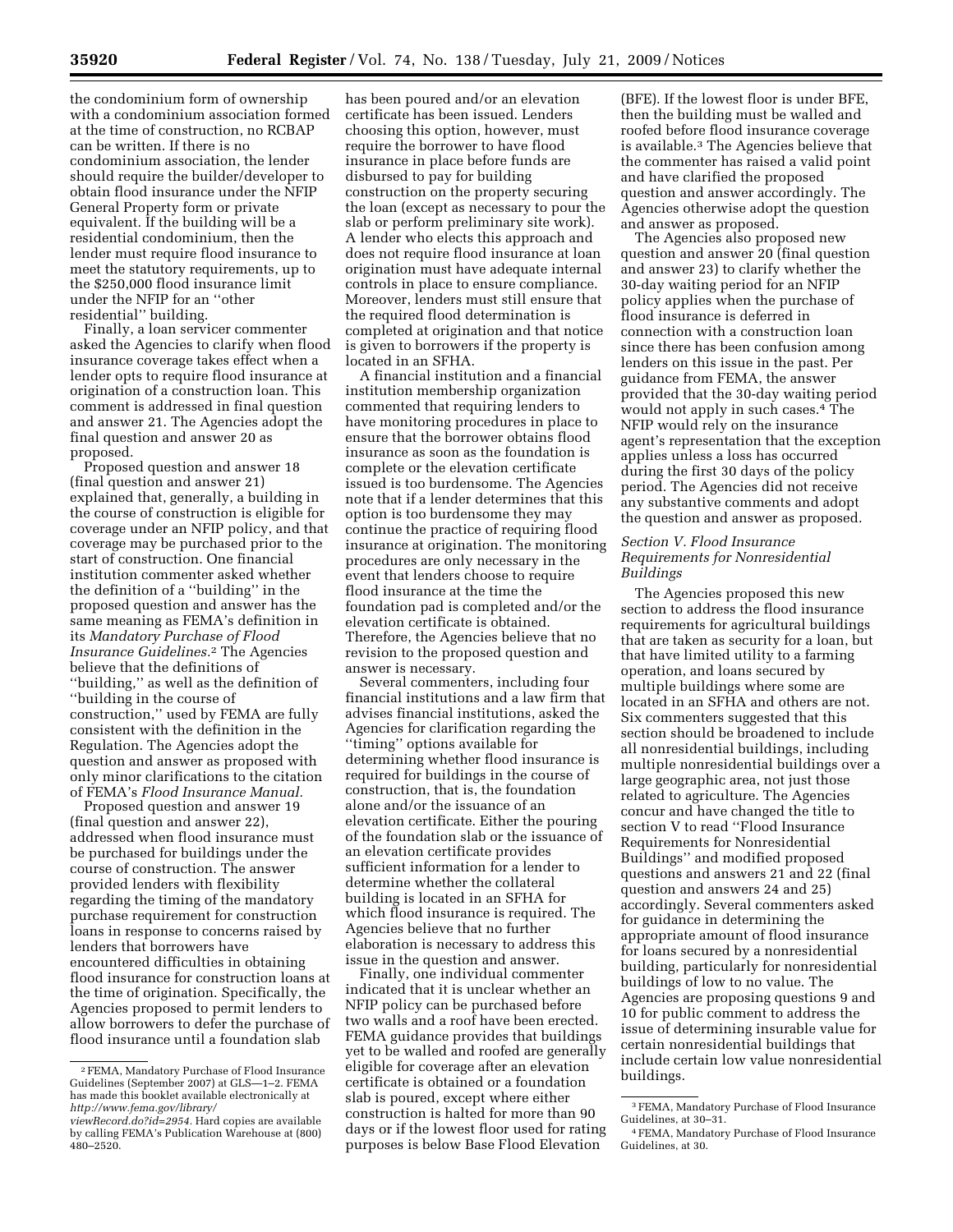the condominium form of ownership with a condominium association formed at the time of construction, no RCBAP can be written. If there is no condominium association, the lender should require the builder/developer to obtain flood insurance under the NFIP General Property form or private equivalent. If the building will be a residential condominium, then the lender must require flood insurance to meet the statutory requirements, up to the $250,000 flood insurance limit under the NFIP for an ''other residential'' building.

Finally, a loan servicer commenter asked the Agencies to clarify when flood insurance coverage takes effect when a lender opts to require flood insurance at origination of a construction loan. This comment is addressed in final question and answer 21. The Agencies adopt the final question and answer 20 as proposed.

Proposed question and answer 18 (final question and answer 21) explained that, generally, a building in the course of construction is eligible for coverage under an NFIP policy, and that coverage may be purchased prior to the start of construction. One financial institution commenter asked whether the definition of a ''building'' in the proposed question and answer has the same meaning as FEMA's definition in its *Mandatory Purchase of Flood Insurance Guidelines*.[2] The Agencies believe that the definitions of ''building,'' as well as the definition of ''building in the course of construction,'' used by FEMA are fully consistent with the definition in the Regulation. The Agencies adopt the question and answer as proposed with only minor clarifications to the citation of FEMA's *Flood Insurance Manual.*

Proposed question and answer 19 (final question and answer 22), addressed when flood insurance must be purchased for buildings under the course of construction. The answer provided lenders with flexibility regarding the timing of the mandatory purchase requirement for construction loans in response to concerns raised by lenders that borrowers have encountered difficulties in obtaining flood insurance for construction loans at the time of origination. Specifically, the Agencies proposed to permit lenders to allow borrowers to defer the purchase of flood insurance until a foundation slab has been poured and/or an elevation certificate has been issued. Lenders choosing this option, however, must require the borrower to have flood insurance in place before funds are disbursed to pay for building construction on the property securing the loan (except as necessary to pour the slab or perform preliminary site work). A lender who elects this approach and does not require flood insurance at loan origination must have adequate internal controls in place to ensure compliance. Moreover, lenders must still ensure that the required flood determination is completed at origination and that notice is given to borrowers if the property is located in an SFHA.

A financial institution and a financial institution membership organization commented that requiring lenders to have monitoring procedures in place to ensure that the borrower obtains flood insurance as soon as the foundation is complete or the elevation certificate issued is too burdensome. The Agencies note that if a lender determines that this option is too burdensome they may continue the practice of requiring flood insurance at origination. The monitoring procedures are only necessary in the event that lenders choose to require flood insurance at the time the foundation pad is completed and/or the elevation certificate is obtained. Therefore, the Agencies believe that no revision to the proposed question and answer is necessary.

Several commenters, including four financial institutions and a law firm that advises financial institutions, asked the Agencies for clarification regarding the ''timing'' options available for determining whether flood insurance is required for buildings in the course of construction, that is, the foundation alone and/or the issuance of an elevation certificate. Either the pouring of the foundation slab or the issuance of an elevation certificate provides sufficient information for a lender to determine whether the collateral building is located in an SFHA for which flood insurance is required. The Agencies believe that no further elaboration is necessary to address this issue in the question and answer.

Finally, one individual commenter indicated that it is unclear whether an NFIP policy can be purchased before two walls and a roof have been erected. FEMA guidance provides that buildings yet to be walled and roofed are generally eligible for coverage after an elevation certificate is obtained or a foundation slab is poured, except where either construction is halted for more than 90 days or if the lowest floor used for rating purposes is below Base Flood Elevation (BFE). If the lowest floor is under BFE, then the building must be walled and roofed before flood insurance coverage is available.[3] The Agencies believe that the commenter has raised a valid point and have clarified the proposed question and answer accordingly. The Agencies otherwise adopt the question and answer as proposed.

The Agencies also proposed new question and answer 20 (final question and answer 23) to clarify whether the 30-day waiting period for an NFIP policy applies when the purchase of flood insurance is deferred in connection with a construction loan since there has been confusion among lenders on this issue in the past. Per guidance from FEMA, the answer provided that the 30-day waiting period would not apply in such cases.[4] The NFIP would rely on the insurance agent's representation that the exception applies unless a loss has occurred during the first 30 days of the policy period. The Agencies did not receive any substantive comments and adopt the question and answer as proposed.

### *Section V. Flood Insurance Requirements for Nonresidential Buildings*

The Agencies proposed this new section to address the flood insurance requirements for agricultural buildings that are taken as security for a loan, but that have limited utility to a farming operation, and loans secured by multiple buildings where some are located in an SFHA and others are not. Six commenters suggested that this section should be broadened to include all nonresidential buildings, including multiple nonresidential buildings over a large geographic area, not just those related to agriculture. The Agencies concur and have changed the title to section V to read ''Flood Insurance Requirements for Nonresidential Buildings'' and modified proposed questions and answers 21 and 22 (final question and answers 24 and 25) accordingly. Several commenters asked for guidance in determining the appropriate amount of flood insurance for loans secured by a nonresidential building, particularly for nonresidential buildings of low to no value. The Agencies are proposing questions 9 and 10 for public comment to address the issue of determining insurable value for certain nonresidential buildings that include certain low value nonresidential buildings.

---

[2] FEMA, Mandatory Purchase of Flood Insurance Guidelines (September 2007) at GLS—1–2. FEMA has made this booklet available electronically at *http://www.fema.gov/library/viewRecord.do?id=2954*. Hard copies are available by calling FEMA's Publication Warehouse at (800) 480–2520.

[3] FEMA, Mandatory Purchase of Flood Insurance Guidelines, at 30–31.

[4] FEMA, Mandatory Purchase of Flood Insurance Guidelines, at 30.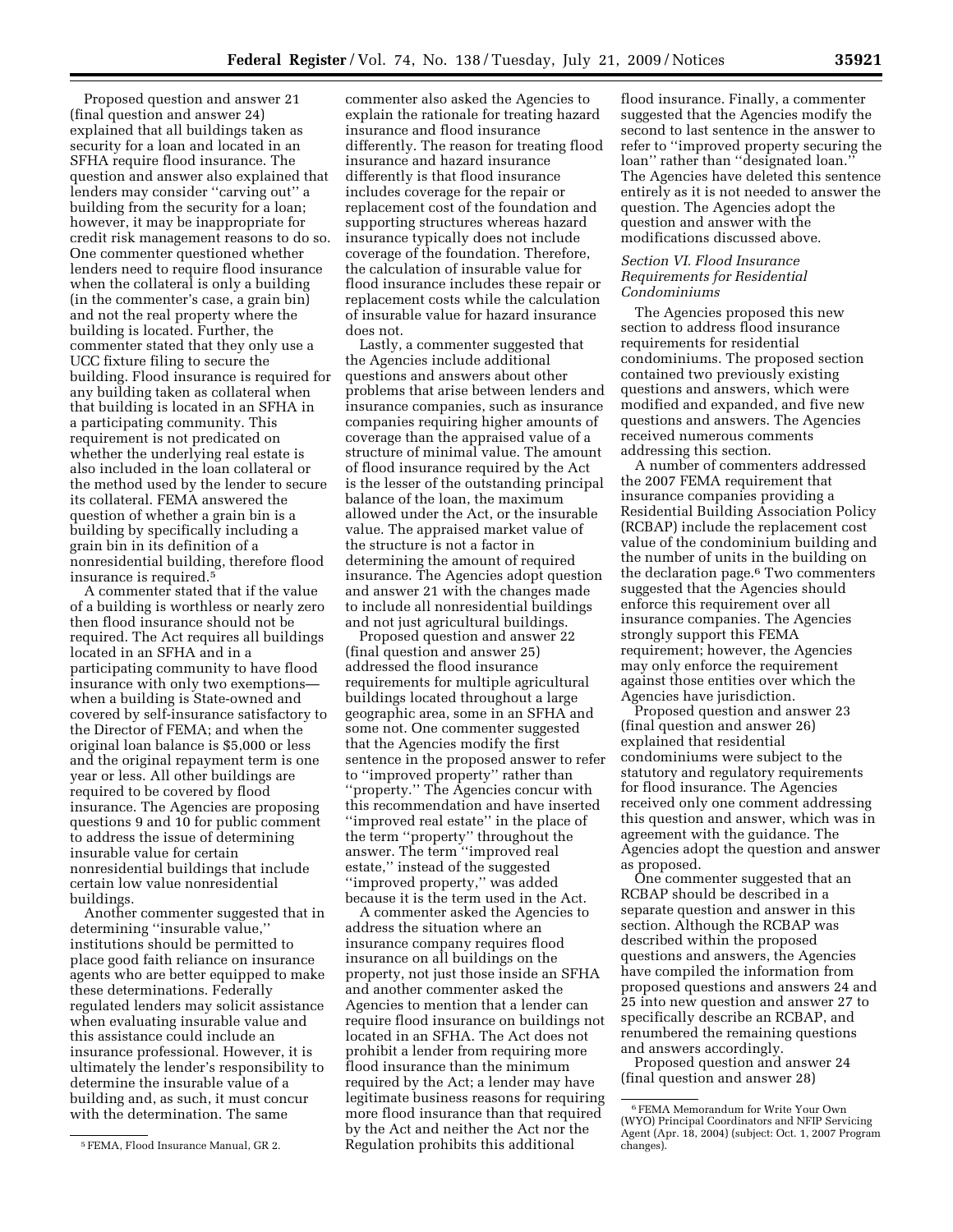Proposed question and answer 21 (final question and answer 24) explained that all buildings taken as security for a loan and located in an SFHA require flood insurance. The question and answer also explained that lenders may consider ''carving out'' a building from the security for a loan; however, it may be inappropriate for credit risk management reasons to do so. One commenter questioned whether lenders need to require flood insurance when the collateral is only a building (in the commenter's case, a grain bin) and not the real property where the building is located. Further, the commenter stated that they only use a UCC fixture filing to secure the building. Flood insurance is required for any building taken as collateral when that building is located in an SFHA in a participating community. This requirement is not predicated on whether the underlying real estate is also included in the loan collateral or the method used by the lender to secure its collateral. FEMA answered the question of whether a grain bin is a building by specifically including a grain bin in its definition of a nonresidential building, therefore flood insurance is required.[5]

A commenter stated that if the value of a building is worthless or nearly zero then flood insurance should not be required. The Act requires all buildings located in an SFHA and in a participating community to have flood insurance with only two exemptions—when a building is State-owned and covered by self-insurance satisfactory to the Director of FEMA; and when the original loan balance is $5,000 or less and the original repayment term is one year or less. All other buildings are required to be covered by flood insurance. The Agencies are proposing questions 9 and 10 for public comment to address the issue of determining insurable value for certain nonresidential buildings that include certain low value nonresidential buildings.

Another commenter suggested that in determining ''insurable value,'' institutions should be permitted to place good faith reliance on insurance agents who are better equipped to make these determinations. Federally regulated lenders may solicit assistance when evaluating insurable value and this assistance could include an insurance professional. However, it is ultimately the lender's responsibility to determine the insurable value of a building and, as such, it must concur with the determination. The same commenter also asked the Agencies to explain the rationale for treating hazard insurance and flood insurance differently. The reason for treating flood insurance and hazard insurance differently is that flood insurance includes coverage for the repair or replacement cost of the foundation and supporting structures whereas hazard insurance typically does not include coverage of the foundation. Therefore, the calculation of insurable value for flood insurance includes these repair or replacement costs while the calculation of insurable value for hazard insurance does not.

Lastly, a commenter suggested that the Agencies include additional questions and answers about other problems that arise between lenders and insurance companies, such as insurance companies requiring higher amounts of coverage than the appraised value of a structure of minimal value. The amount of flood insurance required by the Act is the lesser of the outstanding principal balance of the loan, the maximum allowed under the Act, or the insurable value. The appraised market value of the structure is not a factor in determining the amount of required insurance. The Agencies adopt question and answer 21 with the changes made to include all nonresidential buildings and not just agricultural buildings.

Proposed question and answer 22 (final question and answer 25) addressed the flood insurance requirements for multiple agricultural buildings located throughout a large geographic area, some in an SFHA and some not. One commenter suggested that the Agencies modify the first sentence in the proposed answer to refer to ''improved property'' rather than ''property.'' The Agencies concur with this recommendation and have inserted ''improved real estate'' in the place of the term ''property'' throughout the answer. The term ''improved real estate,'' instead of the suggested ''improved property,'' was added because it is the term used in the Act.

A commenter asked the Agencies to address the situation where an insurance company requires flood insurance on all buildings on the property, not just those inside an SFHA and another commenter asked the Agencies to mention that a lender can require flood insurance on buildings not located in an SFHA. The Act does not prohibit a lender from requiring more flood insurance than the minimum required by the Act; a lender may have legitimate business reasons for requiring more flood insurance than that required by the Act and neither the Act nor the Regulation prohibits this additional flood insurance. Finally, a commenter suggested that the Agencies modify the second to last sentence in the answer to refer to ''improved property securing the loan'' rather than ''designated loan.'' The Agencies have deleted this sentence entirely as it is not needed to answer the question. The Agencies adopt the question and answer with the modifications discussed above.

### *Section VI. Flood Insurance Requirements for Residential Condominiums*

The Agencies proposed this new section to address flood insurance requirements for residential condominiums. The proposed section contained two previously existing questions and answers, which were modified and expanded, and five new questions and answers. The Agencies received numerous comments addressing this section.

A number of commenters addressed the 2007 FEMA requirement that insurance companies providing a Residential Building Association Policy (RCBAP) include the replacement cost value of the condominium building and the number of units in the building on the declaration page.[6] Two commenters suggested that the Agencies should enforce this requirement over all insurance companies. The Agencies strongly support this FEMA requirement; however, the Agencies may only enforce the requirement against those entities over which the Agencies have jurisdiction.

Proposed question and answer 23 (final question and answer 26) explained that residential condominiums were subject to the statutory and regulatory requirements for flood insurance. The Agencies received only one comment addressing this question and answer, which was in agreement with the guidance. The Agencies adopt the question and answer as proposed.

One commenter suggested that an RCBAP should be described in a separate question and answer in this section. Although the RCBAP was described within the proposed questions and answers, the Agencies have compiled the information from proposed questions and answers 24 and 25 into new question and answer 27 to specifically describe an RCBAP, and renumbered the remaining questions and answers accordingly.

Proposed question and answer 24 (final question and answer 28)

---

[5] FEMA, Flood Insurance Manual, GR 2.

[6] FEMA Memorandum for Write Your Own (WYO) Principal Coordinators and NFIP Servicing Agent (Apr. 18, 2004) (subject: Oct. 1, 2007 Program changes).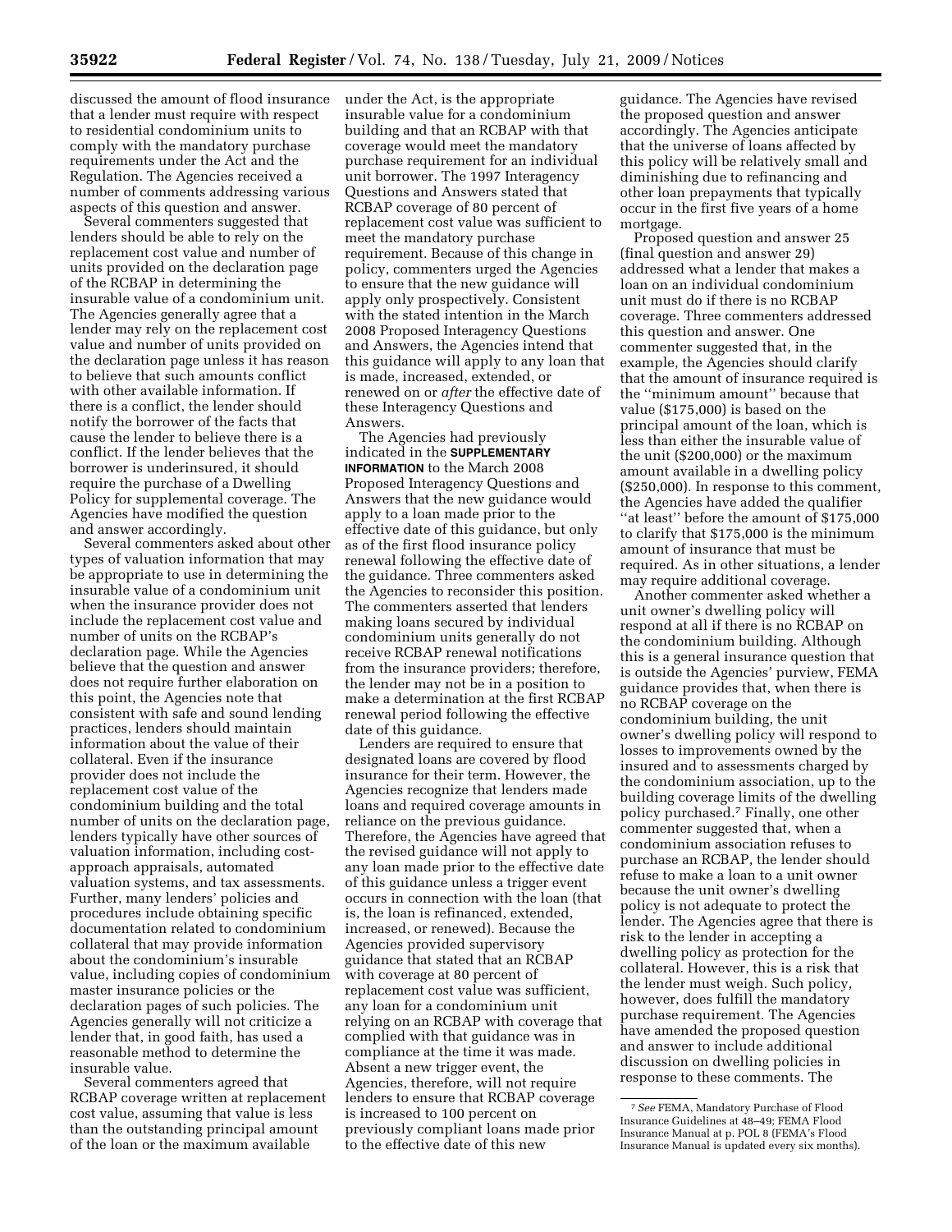discussed the amount of flood insurance that a lender must require with respect to residential condominium units to comply with the mandatory purchase requirements under the Act and the Regulation. The Agencies received a number of comments addressing various aspects of this question and answer.

Several commenters suggested that lenders should be able to rely on the replacement cost value and number of units provided on the declaration page of the RCBAP in determining the insurable value of a condominium unit. The Agencies generally agree that a lender may rely on the replacement cost value and number of units provided on the declaration page unless it has reason to believe that such amounts conflict with other available information. If there is a conflict, the lender should notify the borrower of the facts that cause the lender to believe there is a conflict. If the lender believes that the borrower is underinsured, it should require the purchase of a Dwelling Policy for supplemental coverage. The Agencies have modified the question and answer accordingly.

Several commenters asked about other types of valuation information that may be appropriate to use in determining the insurable value of a condominium unit when the insurance provider does not include the replacement cost value and number of units on the RCBAP's declaration page. While the Agencies believe that the question and answer does not require further elaboration on this point, the Agencies note that consistent with safe and sound lending practices, lenders should maintain information about the value of their collateral. Even if the insurance provider does not include the replacement cost value of the condominium building and the total number of units on the declaration page, lenders typically have other sources of valuation information, including cost-approach appraisals, automated valuation systems, and tax assessments. Further, many lenders' policies and procedures include obtaining specific documentation related to condominium collateral that may provide information about the condominium's insurable value, including copies of condominium master insurance policies or the declaration pages of such policies. The Agencies generally will not criticize a lender that, in good faith, has used a reasonable method to determine the insurable value.

Several commenters agreed that RCBAP coverage written at replacement cost value, assuming that value is less than the outstanding principal amount of the loan or the maximum available under the Act, is the appropriate insurable value for a condominium building and that an RCBAP with that coverage would meet the mandatory purchase requirement for an individual unit borrower. The 1997 Interagency Questions and Answers stated that RCBAP coverage of 80 percent of replacement cost value was sufficient to meet the mandatory purchase requirement. Because of this change in policy, commenters urged the Agencies to ensure that the new guidance will apply only prospectively. Consistent with the stated intention in the March 2008 Proposed Interagency Questions and Answers, the Agencies intend that this guidance will apply to any loan that is made, increased, extended, or renewed on or *after* the effective date of these Interagency Questions and Answers.

The Agencies had previously indicated in the **SUPPLEMENTARY INFORMATION** to the March 2008 Proposed Interagency Questions and Answers that the new guidance would apply to a loan made prior to the effective date of this guidance, but only as of the first flood insurance policy renewal following the effective date of the guidance. Three commenters asked the Agencies to reconsider this position. The commenters asserted that lenders making loans secured by individual condominium units generally do not receive RCBAP renewal notifications from the insurance providers; therefore, the lender may not be in a position to make a determination at the first RCBAP renewal period following the effective date of this guidance.

Lenders are required to ensure that designated loans are covered by flood insurance for their term. However, the Agencies recognize that lenders made loans and required coverage amounts in reliance on the previous guidance. Therefore, the Agencies have agreed that the revised guidance will not apply to any loan made prior to the effective date of this guidance unless a trigger event occurs in connection with the loan (that is, the loan is refinanced, extended, increased, or renewed). Because the Agencies provided supervisory guidance that stated that an RCBAP with coverage at 80 percent of replacement cost value was sufficient, any loan for a condominium unit relying on an RCBAP with coverage that complied with that guidance was in compliance at the time it was made. Absent a new trigger event, the Agencies, therefore, will not require lenders to ensure that RCBAP coverage is increased to 100 percent on previously compliant loans made prior to the effective date of this new guidance. The Agencies have revised the proposed question and answer accordingly. The Agencies anticipate that the universe of loans affected by this policy will be relatively small and diminishing due to refinancing and other loan prepayments that typically occur in the first five years of a home mortgage.

Proposed question and answer 25 (final question and answer 29) addressed what a lender that makes a loan on an individual condominium unit must do if there is no RCBAP coverage. Three commenters addressed this question and answer. One commenter suggested that, in the example, the Agencies should clarify that the amount of insurance required is the ''minimum amount'' because that value ($175,000) is based on the principal amount of the loan, which is less than either the insurable value of the unit ($200,000) or the maximum amount available in a dwelling policy ($250,000). In response to this comment, the Agencies have added the qualifier ''at least'' before the amount of $175,000 to clarify that $175,000 is the minimum amount of insurance that must be required. As in other situations, a lender may require additional coverage.

Another commenter asked whether a unit owner's dwelling policy will respond at all if there is no RCBAP on the condominium building. Although this is a general insurance question that is outside the Agencies' purview, FEMA guidance provides that, when there is no RCBAP coverage on the condominium building, the unit owner's dwelling policy will respond to losses to improvements owned by the insured and to assessments charged by the condominium association, up to the building coverage limits of the dwelling policy purchased.[7] Finally, one other commenter suggested that, when a condominium association refuses to purchase an RCBAP, the lender should refuse to make a loan to a unit owner because the unit owner's dwelling policy is not adequate to protect the lender. The Agencies agree that there is risk to the lender in accepting a dwelling policy as protection for the collateral. However, this is a risk that the lender must weigh. Such policy, however, does fulfill the mandatory purchase requirement. The Agencies have amended the proposed question and answer to include additional discussion on dwelling policies in response to these comments. The

[7] *See* FEMA, Mandatory Purchase of Flood Insurance Guidelines at 48–49; FEMA Flood Insurance Manual at p. POL 8 (FEMA's Flood Insurance Manual is updated every six months).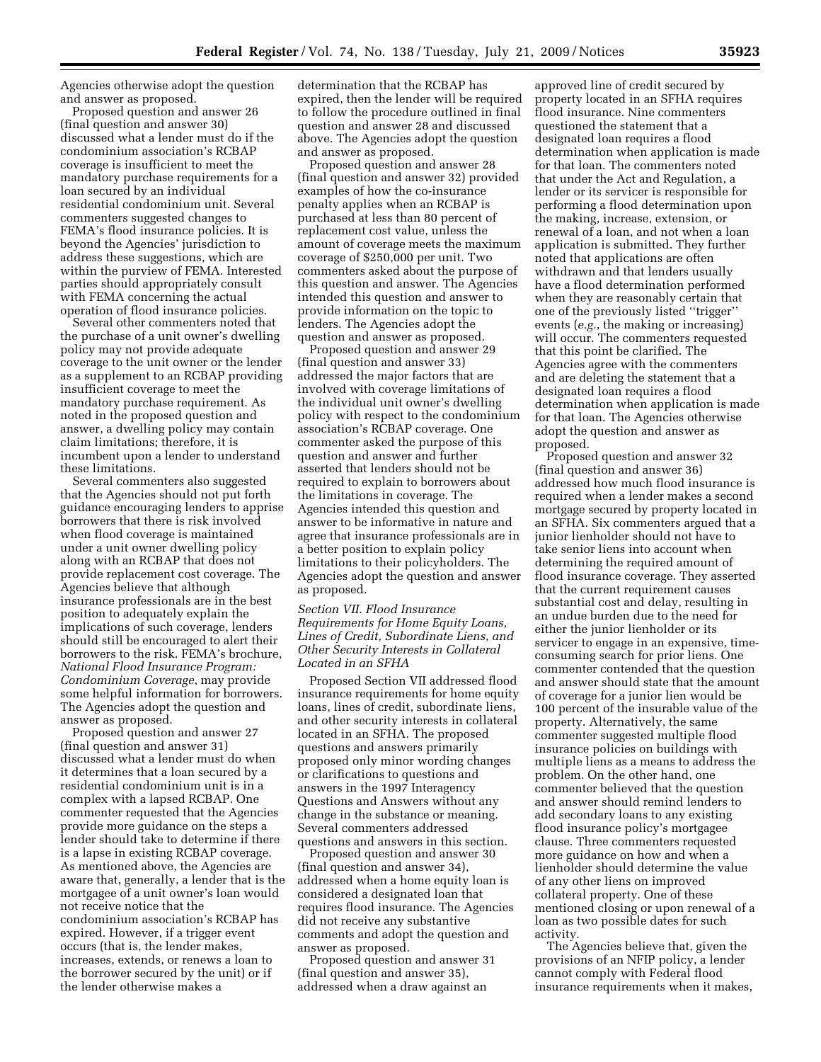Agencies otherwise adopt the question and answer as proposed.

Proposed question and answer 26 (final question and answer 30) discussed what a lender must do if the condominium association's RCBAP coverage is insufficient to meet the mandatory purchase requirements for a loan secured by an individual residential condominium unit. Several commenters suggested changes to FEMA's flood insurance policies. It is beyond the Agencies' jurisdiction to address these suggestions, which are within the purview of FEMA. Interested parties should appropriately consult with FEMA concerning the actual operation of flood insurance policies.

Several other commenters noted that the purchase of a unit owner's dwelling policy may not provide adequate coverage to the unit owner or the lender as a supplement to an RCBAP providing insufficient coverage to meet the mandatory purchase requirement. As noted in the proposed question and answer, a dwelling policy may contain claim limitations; therefore, it is incumbent upon a lender to understand these limitations.

Several commenters also suggested that the Agencies should not put forth guidance encouraging lenders to apprise borrowers that there is risk involved when flood coverage is maintained under a unit owner dwelling policy along with an RCBAP that does not provide replacement cost coverage. The Agencies believe that although insurance professionals are in the best position to adequately explain the implications of such coverage, lenders should still be encouraged to alert their borrowers to the risk. FEMA's brochure, *National Flood Insurance Program: Condominium Coverage*, may provide some helpful information for borrowers. The Agencies adopt the question and answer as proposed.

Proposed question and answer 27 (final question and answer 31) discussed what a lender must do when it determines that a loan secured by a residential condominium unit is in a complex with a lapsed RCBAP. One commenter requested that the Agencies provide more guidance on the steps a lender should take to determine if there is a lapse in existing RCBAP coverage. As mentioned above, the Agencies are aware that, generally, a lender that is the mortgagee of a unit owner's loan would not receive notice that the condominium association's RCBAP has expired. However, if a trigger event occurs (that is, the lender makes, increases, extends, or renews a loan to the borrower secured by the unit) or if the lender otherwise makes a determination that the RCBAP has expired, then the lender will be required to follow the procedure outlined in final question and answer 28 and discussed above. The Agencies adopt the question and answer as proposed.

Proposed question and answer 28 (final question and answer 32) provided examples of how the co-insurance penalty applies when an RCBAP is purchased at less than 80 percent of replacement cost value, unless the amount of coverage meets the maximum coverage of $250,000 per unit. Two commenters asked about the purpose of this question and answer. The Agencies intended this question and answer to provide information on the topic to lenders. The Agencies adopt the question and answer as proposed.

Proposed question and answer 29 (final question and answer 33) addressed the major factors that are involved with coverage limitations of the individual unit owner's dwelling policy with respect to the condominium association's RCBAP coverage. One commenter asked the purpose of this question and answer and further asserted that lenders should not be required to explain to borrowers about the limitations in coverage. The Agencies intended this question and answer to be informative in nature and agree that insurance professionals are in a better position to explain policy limitations to their policyholders. The Agencies adopt the question and answer as proposed.

*Section VII. Flood Insurance Requirements for Home Equity Loans, Lines of Credit, Subordinate Liens, and Other Security Interests in Collateral Located in an SFHA*

Proposed Section VII addressed flood insurance requirements for home equity loans, lines of credit, subordinate liens, and other security interests in collateral located in an SFHA. The proposed questions and answers primarily proposed only minor wording changes or clarifications to questions and answers in the 1997 Interagency Questions and Answers without any change in the substance or meaning. Several commenters addressed questions and answers in this section.

Proposed question and answer 30 (final question and answer 34), addressed when a home equity loan is considered a designated loan that requires flood insurance. The Agencies did not receive any substantive comments and adopt the question and answer as proposed.

Proposed question and answer 31 (final question and answer 35), addressed when a draw against an approved line of credit secured by property located in an SFHA requires flood insurance. Nine commenters questioned the statement that a designated loan requires a flood determination when application is made for that loan. The commenters noted that under the Act and Regulation, a lender or its servicer is responsible for performing a flood determination upon the making, increase, extension, or renewal of a loan, and not when a loan application is submitted. They further noted that applications are often withdrawn and that lenders usually have a flood determination performed when they are reasonably certain that one of the previously listed ''trigger'' events (*e.g.*, the making or increasing) will occur. The commenters requested that this point be clarified. The Agencies agree with the commenters and are deleting the statement that a designated loan requires a flood determination when application is made for that loan. The Agencies otherwise adopt the question and answer as proposed.

Proposed question and answer 32 (final question and answer 36) addressed how much flood insurance is required when a lender makes a second mortgage secured by property located in an SFHA. Six commenters argued that a junior lienholder should not have to take senior liens into account when determining the required amount of flood insurance coverage. They asserted that the current requirement causes substantial cost and delay, resulting in an undue burden due to the need for either the junior lienholder or its servicer to engage in an expensive, time-consuming search for prior liens. One commenter contended that the question and answer should state that the amount of coverage for a junior lien would be 100 percent of the insurable value of the property. Alternatively, the same commenter suggested multiple flood insurance policies on buildings with multiple liens as a means to address the problem. On the other hand, one commenter believed that the question and answer should remind lenders to add secondary loans to any existing flood insurance policy's mortgagee clause. Three commenters requested more guidance on how and when a lienholder should determine the value of any other liens on improved collateral property. One of these mentioned closing or upon renewal of a loan as two possible dates for such activity.

The Agencies believe that, given the provisions of an NFIP policy, a lender cannot comply with Federal flood insurance requirements when it makes,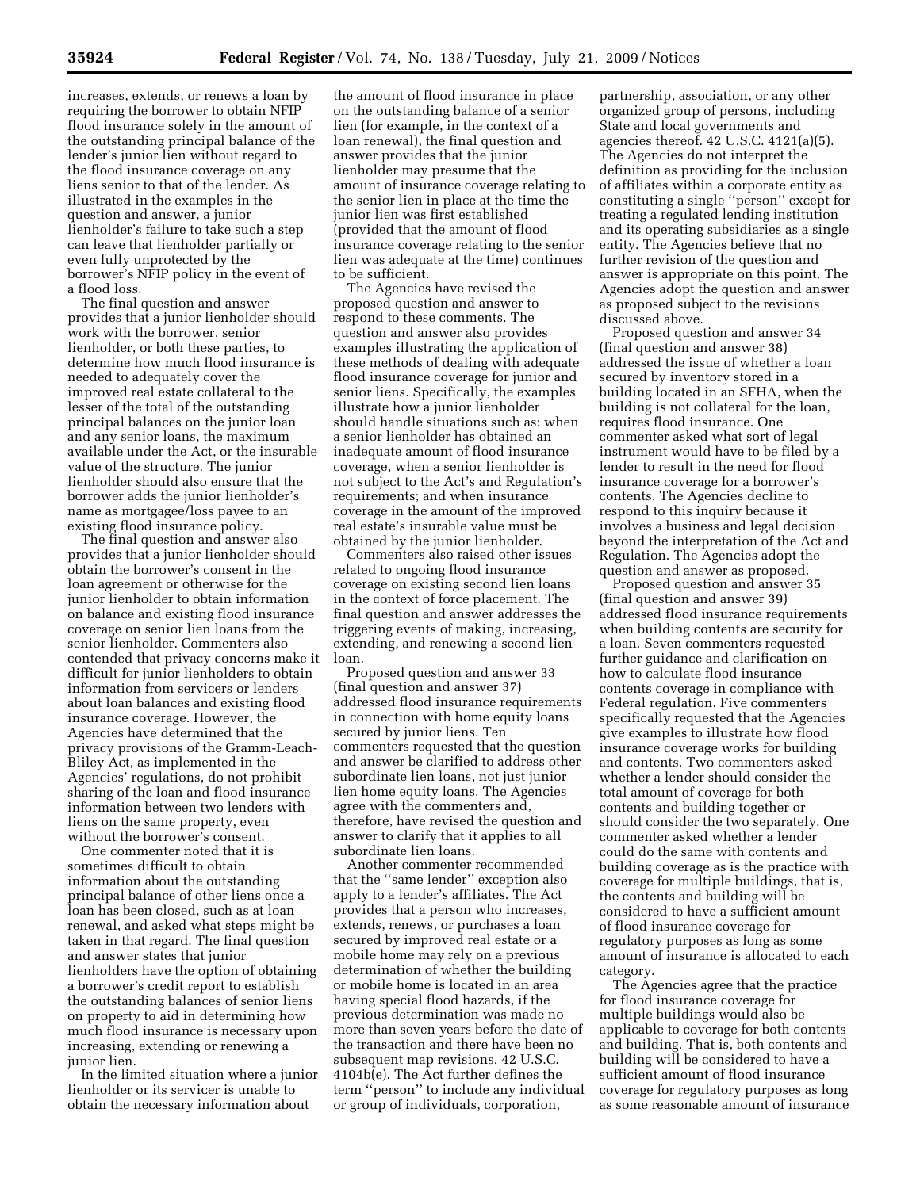increases, extends, or renews a loan by requiring the borrower to obtain NFIP flood insurance solely in the amount of the outstanding principal balance of the lender's junior lien without regard to the flood insurance coverage on any liens senior to that of the lender. As illustrated in the examples in the question and answer, a junior lienholder's failure to take such a step can leave that lienholder partially or even fully unprotected by the borrower's NFIP policy in the event of a flood loss.

The final question and answer provides that a junior lienholder should work with the borrower, senior lienholder, or both these parties, to determine how much flood insurance is needed to adequately cover the improved real estate collateral to the lesser of the total of the outstanding principal balances on the junior loan and any senior loans, the maximum available under the Act, or the insurable value of the structure. The junior lienholder should also ensure that the borrower adds the junior lienholder's name as mortgagee/loss payee to an existing flood insurance policy.

The final question and answer also provides that a junior lienholder should obtain the borrower's consent in the loan agreement or otherwise for the junior lienholder to obtain information on balance and existing flood insurance coverage on senior lien loans from the senior lienholder. Commenters also contended that privacy concerns make it difficult for junior lienholders to obtain information from servicers or lenders about loan balances and existing flood insurance coverage. However, the Agencies have determined that the privacy provisions of the Gramm-Leach-Bliley Act, as implemented in the Agencies' regulations, do not prohibit sharing of the loan and flood insurance information between two lenders with liens on the same property, even without the borrower's consent.

One commenter noted that it is sometimes difficult to obtain information about the outstanding principal balance of other liens once a loan has been closed, such as at loan renewal, and asked what steps might be taken in that regard. The final question and answer states that junior lienholders have the option of obtaining a borrower's credit report to establish the outstanding balances of senior liens on property to aid in determining how much flood insurance is necessary upon increasing, extending or renewing a junior lien.

In the limited situation where a junior lienholder or its servicer is unable to obtain the necessary information about the amount of flood insurance in place on the outstanding balance of a senior lien (for example, in the context of a loan renewal), the final question and answer provides that the junior lienholder may presume that the amount of insurance coverage relating to the senior lien in place at the time the junior lien was first established (provided that the amount of flood insurance coverage relating to the senior lien was adequate at the time) continues to be sufficient.

The Agencies have revised the proposed question and answer to respond to these comments. The question and answer also provides examples illustrating the application of these methods of dealing with adequate flood insurance coverage for junior and senior liens. Specifically, the examples illustrate how a junior lienholder should handle situations such as: when a senior lienholder has obtained an inadequate amount of flood insurance coverage, when a senior lienholder is not subject to the Act's and Regulation's requirements; and when insurance coverage in the amount of the improved real estate's insurable value must be obtained by the junior lienholder.

Commenters also raised other issues related to ongoing flood insurance coverage on existing second lien loans in the context of force placement. The final question and answer addresses the triggering events of making, increasing, extending, and renewing a second lien loan.

Proposed question and answer 33 (final question and answer 37) addressed flood insurance requirements in connection with home equity loans secured by junior liens. Ten commenters requested that the question and answer be clarified to address other subordinate lien loans, not just junior lien home equity loans. The Agencies agree with the commenters and, therefore, have revised the question and answer to clarify that it applies to all subordinate lien loans.

Another commenter recommended that the ''same lender'' exception also apply to a lender's affiliates. The Act provides that a person who increases, extends, renews, or purchases a loan secured by improved real estate or a mobile home may rely on a previous determination of whether the building or mobile home is located in an area having special flood hazards, if the previous determination was made no more than seven years before the date of the transaction and there have been no subsequent map revisions. 42 U.S.C. 4104b(e). The Act further defines the term ''person'' to include any individual or group of individuals, corporation, partnership, association, or any other organized group of persons, including State and local governments and agencies thereof. 42 U.S.C. 4121(a)(5). The Agencies do not interpret the definition as providing for the inclusion of affiliates within a corporate entity as constituting a single ''person'' except for treating a regulated lending institution and its operating subsidiaries as a single entity. The Agencies believe that no further revision of the question and answer is appropriate on this point. The Agencies adopt the question and answer as proposed subject to the revisions discussed above.

Proposed question and answer 34 (final question and answer 38) addressed the issue of whether a loan secured by inventory stored in a building located in an SFHA, when the building is not collateral for the loan, requires flood insurance. One commenter asked what sort of legal instrument would have to be filed by a lender to result in the need for flood insurance coverage for a borrower's contents. The Agencies decline to respond to this inquiry because it involves a business and legal decision beyond the interpretation of the Act and Regulation. The Agencies adopt the question and answer as proposed.

Proposed question and answer 35 (final question and answer 39) addressed flood insurance requirements when building contents are security for a loan. Seven commenters requested further guidance and clarification on how to calculate flood insurance contents coverage in compliance with Federal regulation. Five commenters specifically requested that the Agencies give examples to illustrate how flood insurance coverage works for building and contents. Two commenters asked whether a lender should consider the total amount of coverage for both contents and building together or should consider the two separately. One commenter asked whether a lender could do the same with contents and building coverage as is the practice with coverage for multiple buildings, that is, the contents and building will be considered to have a sufficient amount of flood insurance coverage for regulatory purposes as long as some amount of insurance is allocated to each category.

The Agencies agree that the practice for flood insurance coverage for multiple buildings would also be applicable to coverage for both contents and building. That is, both contents and building will be considered to have a sufficient amount of flood insurance coverage for regulatory purposes as long as some reasonable amount of insurance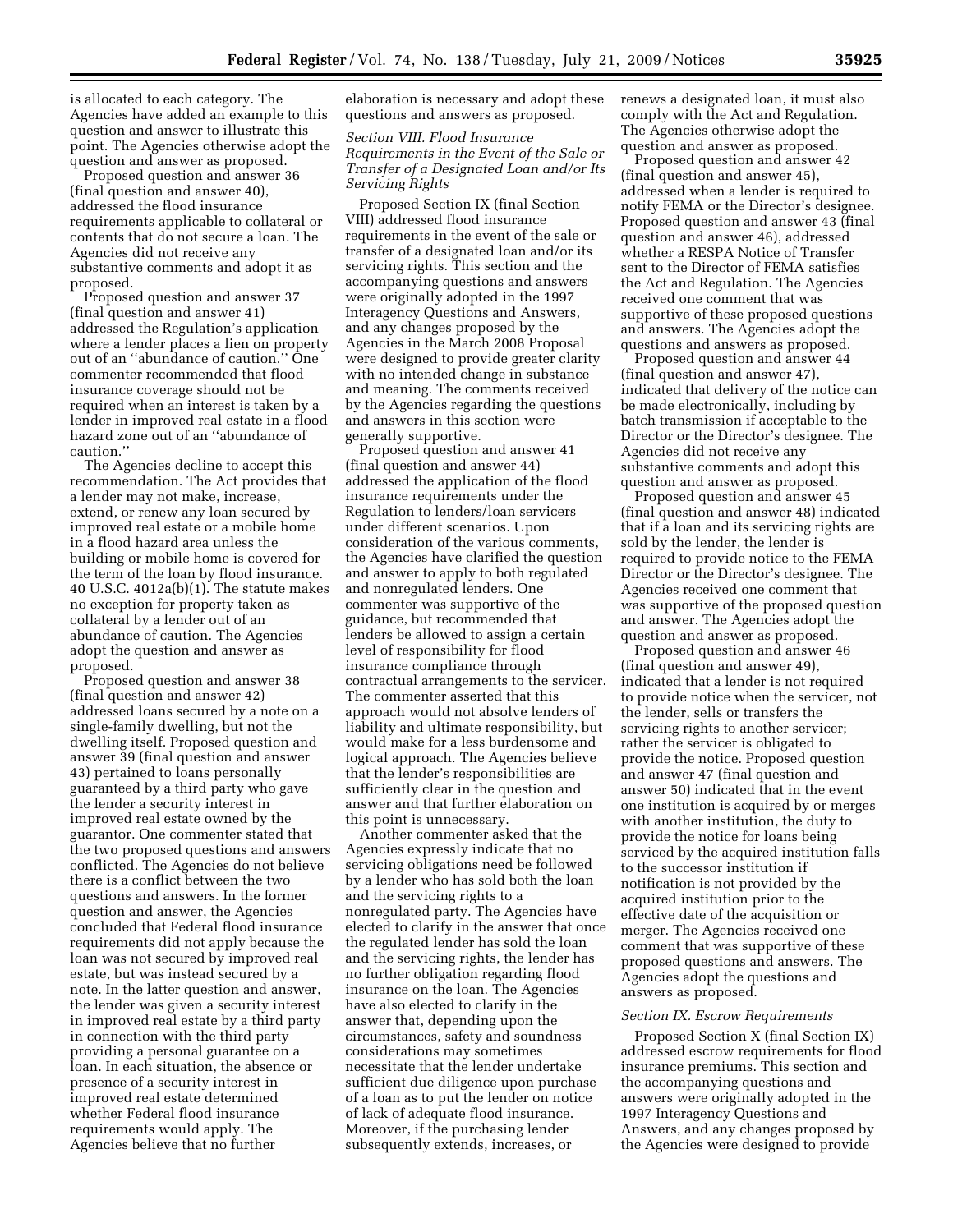is allocated to each category. The Agencies have added an example to this question and answer to illustrate this point. The Agencies otherwise adopt the question and answer as proposed.

Proposed question and answer 36 (final question and answer 40), addressed the flood insurance requirements applicable to collateral or contents that do not secure a loan. The Agencies did not receive any substantive comments and adopt it as proposed.

Proposed question and answer 37 (final question and answer 41) addressed the Regulation's application where a lender places a lien on property out of an ''abundance of caution.'' One commenter recommended that flood insurance coverage should not be required when an interest is taken by a lender in improved real estate in a flood hazard zone out of an ''abundance of caution.''

The Agencies decline to accept this recommendation. The Act provides that a lender may not make, increase, extend, or renew any loan secured by improved real estate or a mobile home in a flood hazard area unless the building or mobile home is covered for the term of the loan by flood insurance. 40 U.S.C. 4012a(b)(1). The statute makes no exception for property taken as collateral by a lender out of an abundance of caution. The Agencies adopt the question and answer as proposed.

Proposed question and answer 38 (final question and answer 42) addressed loans secured by a note on a single-family dwelling, but not the dwelling itself. Proposed question and answer 39 (final question and answer 43) pertained to loans personally guaranteed by a third party who gave the lender a security interest in improved real estate owned by the guarantor. One commenter stated that the two proposed questions and answers conflicted. The Agencies do not believe there is a conflict between the two questions and answers. In the former question and answer, the Agencies concluded that Federal flood insurance requirements did not apply because the loan was not secured by improved real estate, but was instead secured by a note. In the latter question and answer, the lender was given a security interest in improved real estate by a third party in connection with the third party providing a personal guarantee on a loan. In each situation, the absence or presence of a security interest in improved real estate determined whether Federal flood insurance requirements would apply. The Agencies believe that no further elaboration is necessary and adopt these questions and answers as proposed.

*Section VIII. Flood Insurance Requirements in the Event of the Sale or Transfer of a Designated Loan and/or Its Servicing Rights*

Proposed Section IX (final Section VIII) addressed flood insurance requirements in the event of the sale or transfer of a designated loan and/or its servicing rights. This section and the accompanying questions and answers were originally adopted in the 1997 Interagency Questions and Answers, and any changes proposed by the Agencies in the March 2008 Proposal were designed to provide greater clarity with no intended change in substance and meaning. The comments received by the Agencies regarding the questions and answers in this section were generally supportive.

Proposed question and answer 41 (final question and answer 44) addressed the application of the flood insurance requirements under the Regulation to lenders/loan servicers under different scenarios. Upon consideration of the various comments, the Agencies have clarified the question and answer to apply to both regulated and nonregulated lenders. One commenter was supportive of the guidance, but recommended that lenders be allowed to assign a certain level of responsibility for flood insurance compliance through contractual arrangements to the servicer. The commenter asserted that this approach would not absolve lenders of liability and ultimate responsibility, but would make for a less burdensome and logical approach. The Agencies believe that the lender's responsibilities are sufficiently clear in the question and answer and that further elaboration on this point is unnecessary.

Another commenter asked that the Agencies expressly indicate that no servicing obligations need be followed by a lender who has sold both the loan and the servicing rights to a nonregulated party. The Agencies have elected to clarify in the answer that once the regulated lender has sold the loan and the servicing rights, the lender has no further obligation regarding flood insurance on the loan. The Agencies have also elected to clarify in the answer that, depending upon the circumstances, safety and soundness considerations may sometimes necessitate that the lender undertake sufficient due diligence upon purchase of a loan as to put the lender on notice of lack of adequate flood insurance. Moreover, if the purchasing lender subsequently extends, increases, or renews a designated loan, it must also comply with the Act and Regulation. The Agencies otherwise adopt the question and answer as proposed.

Proposed question and answer 42 (final question and answer 45), addressed when a lender is required to notify FEMA or the Director's designee. Proposed question and answer 43 (final question and answer 46), addressed whether a RESPA Notice of Transfer sent to the Director of FEMA satisfies the Act and Regulation. The Agencies received one comment that was supportive of these proposed questions and answers. The Agencies adopt the questions and answers as proposed.

Proposed question and answer 44 (final question and answer 47), indicated that delivery of the notice can be made electronically, including by batch transmission if acceptable to the Director or the Director's designee. The Agencies did not receive any substantive comments and adopt this question and answer as proposed.

Proposed question and answer 45 (final question and answer 48) indicated that if a loan and its servicing rights are sold by the lender, the lender is required to provide notice to the FEMA Director or the Director's designee. The Agencies received one comment that was supportive of the proposed question and answer. The Agencies adopt the question and answer as proposed.

Proposed question and answer 46 (final question and answer 49), indicated that a lender is not required to provide notice when the servicer, not the lender, sells or transfers the servicing rights to another servicer; rather the servicer is obligated to provide the notice. Proposed question and answer 47 (final question and answer 50) indicated that in the event one institution is acquired by or merges with another institution, the duty to provide the notice for loans being serviced by the acquired institution falls to the successor institution if notification is not provided by the acquired institution prior to the effective date of the acquisition or merger. The Agencies received one comment that was supportive of these proposed questions and answers. The Agencies adopt the questions and answers as proposed.

*Section IX. Escrow Requirements*

Proposed Section X (final Section IX) addressed escrow requirements for flood insurance premiums. This section and the accompanying questions and answers were originally adopted in the 1997 Interagency Questions and Answers, and any changes proposed by the Agencies were designed to provide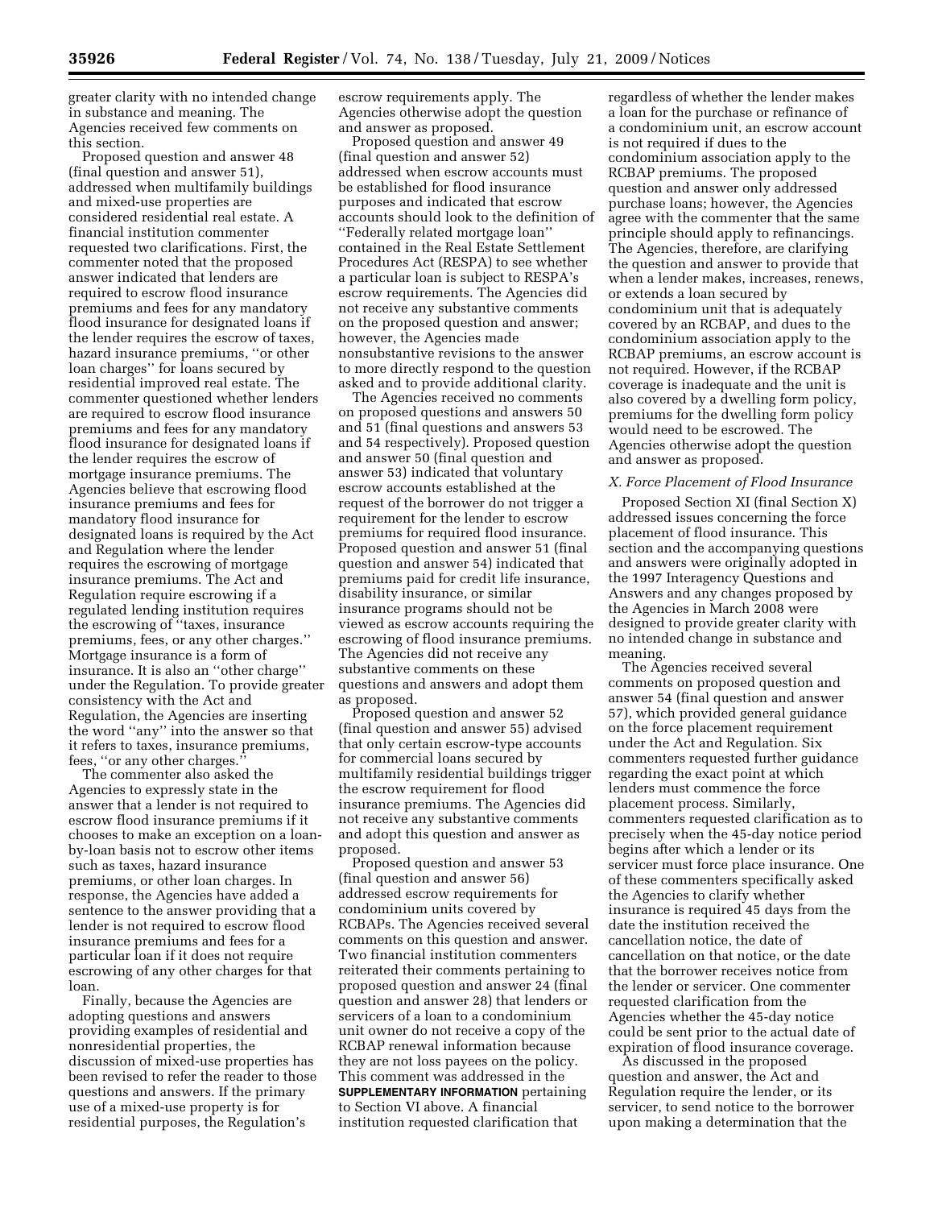greater clarity with no intended change in substance and meaning. The Agencies received few comments on this section.

Proposed question and answer 48 (final question and answer 51), addressed when multifamily buildings and mixed-use properties are considered residential real estate. A financial institution commenter requested two clarifications. First, the commenter noted that the proposed answer indicated that lenders are required to escrow flood insurance premiums and fees for any mandatory flood insurance for designated loans if the lender requires the escrow of taxes, hazard insurance premiums, ''or other loan charges'' for loans secured by residential improved real estate. The commenter questioned whether lenders are required to escrow flood insurance premiums and fees for any mandatory flood insurance for designated loans if the lender requires the escrow of mortgage insurance premiums. The Agencies believe that escrowing flood insurance premiums and fees for mandatory flood insurance for designated loans is required by the Act and Regulation where the lender requires the escrowing of mortgage insurance premiums. The Act and Regulation require escrowing if a regulated lending institution requires the escrowing of ''taxes, insurance premiums, fees, or any other charges.'' Mortgage insurance is a form of insurance. It is also an ''other charge'' under the Regulation. To provide greater consistency with the Act and Regulation, the Agencies are inserting the word ''any'' into the answer so that it refers to taxes, insurance premiums, fees, ''or any other charges.''

The commenter also asked the Agencies to expressly state in the answer that a lender is not required to escrow flood insurance premiums if it chooses to make an exception on a loan-by-loan basis not to escrow other items such as taxes, hazard insurance premiums, or other loan charges. In response, the Agencies have added a sentence to the answer providing that a lender is not required to escrow flood insurance premiums and fees for a particular loan if it does not require escrowing of any other charges for that loan.

Finally, because the Agencies are adopting questions and answers providing examples of residential and nonresidential properties, the discussion of mixed-use properties has been revised to refer the reader to those questions and answers. If the primary use of a mixed-use property is for residential purposes, the Regulation's escrow requirements apply. The Agencies otherwise adopt the question and answer as proposed.

Proposed question and answer 49 (final question and answer 52) addressed when escrow accounts must be established for flood insurance purposes and indicated that escrow accounts should look to the definition of ''Federally related mortgage loan'' contained in the Real Estate Settlement Procedures Act (RESPA) to see whether a particular loan is subject to RESPA's escrow requirements. The Agencies did not receive any substantive comments on the proposed question and answer; however, the Agencies made nonsubstantive revisions to the answer to more directly respond to the question asked and to provide additional clarity.

The Agencies received no comments on proposed questions and answers 50 and 51 (final questions and answers 53 and 54 respectively). Proposed question and answer 50 (final question and answer 53) indicated that voluntary escrow accounts established at the request of the borrower do not trigger a requirement for the lender to escrow premiums for required flood insurance. Proposed question and answer 51 (final question and answer 54) indicated that premiums paid for credit life insurance, disability insurance, or similar insurance programs should not be viewed as escrow accounts requiring the escrowing of flood insurance premiums. The Agencies did not receive any substantive comments on these questions and answers and adopt them as proposed.

Proposed question and answer 52 (final question and answer 55) advised that only certain escrow-type accounts for commercial loans secured by multifamily residential buildings trigger the escrow requirement for flood insurance premiums. The Agencies did not receive any substantive comments and adopt this question and answer as proposed.

Proposed question and answer 53 (final question and answer 56) addressed escrow requirements for condominium units covered by RCBAPs. The Agencies received several comments on this question and answer. Two financial institution commenters reiterated their comments pertaining to proposed question and answer 24 (final question and answer 28) that lenders or servicers of a loan to a condominium unit owner do not receive a copy of the RCBAP renewal information because they are not loss payees on the policy. This comment was addressed in the **SUPPLEMENTARY INFORMATION** pertaining to Section VI above. A financial institution requested clarification that regardless of whether the lender makes a loan for the purchase or refinance of a condominium unit, an escrow account is not required if dues to the condominium association apply to the RCBAP premiums. The proposed question and answer only addressed purchase loans; however, the Agencies agree with the commenter that the same principle should apply to refinancings. The Agencies, therefore, are clarifying the question and answer to provide that when a lender makes, increases, renews, or extends a loan secured by condominium unit that is adequately covered by an RCBAP, and dues to the condominium association apply to the RCBAP premiums, an escrow account is not required. However, if the RCBAP coverage is inadequate and the unit is also covered by a dwelling form policy, premiums for the dwelling form policy would need to be escrowed. The Agencies otherwise adopt the question and answer as proposed.

### *X. Force Placement of Flood Insurance*

Proposed Section XI (final Section X) addressed issues concerning the force placement of flood insurance. This section and the accompanying questions and answers were originally adopted in the 1997 Interagency Questions and Answers and any changes proposed by the Agencies in March 2008 were designed to provide greater clarity with no intended change in substance and meaning.

The Agencies received several comments on proposed question and answer 54 (final question and answer 57), which provided general guidance on the force placement requirement under the Act and Regulation. Six commenters requested further guidance regarding the exact point at which lenders must commence the force placement process. Similarly, commenters requested clarification as to precisely when the 45-day notice period begins after which a lender or its servicer must force place insurance. One of these commenters specifically asked the Agencies to clarify whether insurance is required 45 days from the date the institution received the cancellation notice, the date of cancellation on that notice, or the date that the borrower receives notice from the lender or servicer. One commenter requested clarification from the Agencies whether the 45-day notice could be sent prior to the actual date of expiration of flood insurance coverage.

As discussed in the proposed question and answer, the Act and Regulation require the lender, or its servicer, to send notice to the borrower upon making a determination that the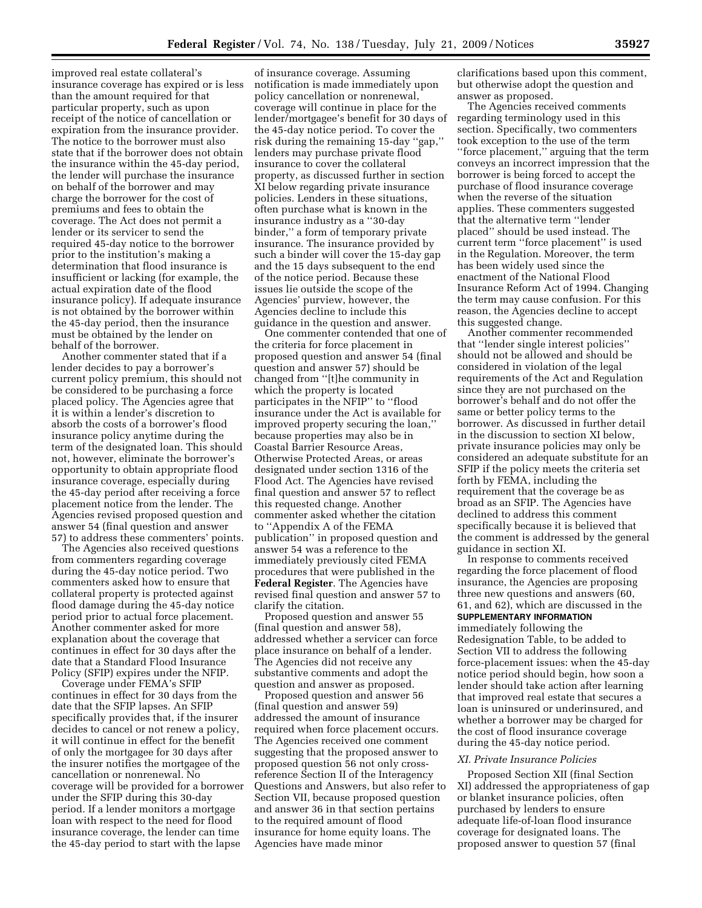improved real estate collateral's insurance coverage has expired or is less than the amount required for that particular property, such as upon receipt of the notice of cancellation or expiration from the insurance provider. The notice to the borrower must also state that if the borrower does not obtain the insurance within the 45-day period, the lender will purchase the insurance on behalf of the borrower and may charge the borrower for the cost of premiums and fees to obtain the coverage. The Act does not permit a lender or its servicer to send the required 45-day notice to the borrower prior to the institution's making a determination that flood insurance is insufficient or lacking (for example, the actual expiration date of the flood insurance policy). If adequate insurance is not obtained by the borrower within the 45-day period, then the insurance must be obtained by the lender on behalf of the borrower.

Another commenter stated that if a lender decides to pay a borrower's current policy premium, this should not be considered to be purchasing a force placed policy. The Agencies agree that it is within a lender's discretion to absorb the costs of a borrower's flood insurance policy anytime during the term of the designated loan. This should not, however, eliminate the borrower's opportunity to obtain appropriate flood insurance coverage, especially during the 45-day period after receiving a force placement notice from the lender. The Agencies revised proposed question and answer 54 (final question and answer 57) to address these commenters' points.

The Agencies also received questions from commenters regarding coverage during the 45-day notice period. Two commenters asked how to ensure that collateral property is protected against flood damage during the 45-day notice period prior to actual force placement. Another commenter asked for more explanation about the coverage that continues in effect for 30 days after the date that a Standard Flood Insurance Policy (SFIP) expires under the NFIP.

Coverage under FEMA's SFIP continues in effect for 30 days from the date that the SFIP lapses. An SFIP specifically provides that, if the insurer decides to cancel or not renew a policy, it will continue in effect for the benefit of only the mortgagee for 30 days after the insurer notifies the mortgagee of the cancellation or nonrenewal. No coverage will be provided for a borrower under the SFIP during this 30-day period. If a lender monitors a mortgage loan with respect to the need for flood insurance coverage, the lender can time the 45-day period to start with the lapse of insurance coverage. Assuming notification is made immediately upon policy cancellation or nonrenewal, coverage will continue in place for the lender/mortgagee's benefit for 30 days of the 45-day notice period. To cover the risk during the remaining 15-day "gap," lenders may purchase private flood insurance to cover the collateral property, as discussed further in section XI below regarding private insurance policies. Lenders in these situations, often purchase what is known in the insurance industry as a "30-day binder," a form of temporary private insurance. The insurance provided by such a binder will cover the 15-day gap and the 15 days subsequent to the end of the notice period. Because these issues lie outside the scope of the Agencies' purview, however, the Agencies decline to include this guidance in the question and answer.

One commenter contended that one of the criteria for force placement in proposed question and answer 54 (final question and answer 57) should be changed from "[t]he community in which the property is located participates in the NFIP" to "flood insurance under the Act is available for improved property securing the loan," because properties may also be in Coastal Barrier Resource Areas, Otherwise Protected Areas, or areas designated under section 1316 of the Flood Act. The Agencies have revised final question and answer 57 to reflect this requested change. Another commenter asked whether the citation to "Appendix A of the FEMA publication" in proposed question and answer 54 was a reference to the immediately previously cited FEMA procedures that were published in the **Federal Register**. The Agencies have revised final question and answer 57 to clarify the citation.

Proposed question and answer 55 (final question and answer 58), addressed whether a servicer can force place insurance on behalf of a lender. The Agencies did not receive any substantive comments and adopt the question and answer as proposed.

Proposed question and answer 56 (final question and answer 59) addressed the amount of insurance required when force placement occurs. The Agencies received one comment suggesting that the proposed answer to proposed question 56 not only cross-reference Section II of the Interagency Questions and Answers, but also refer to Section VII, because proposed question and answer 36 in that section pertains to the required amount of flood insurance for home equity loans. The Agencies have made minor clarifications based upon this comment, but otherwise adopt the question and answer as proposed.

The Agencies received comments regarding terminology used in this section. Specifically, two commenters took exception to the use of the term "force placement," arguing that the term conveys an incorrect impression that the borrower is being forced to accept the purchase of flood insurance coverage when the reverse of the situation applies. These commenters suggested that the alternative term "lender placed" should be used instead. The current term "force placement" is used in the Regulation. Moreover, the term has been widely used since the enactment of the National Flood Insurance Reform Act of 1994. Changing the term may cause confusion. For this reason, the Agencies decline to accept this suggested change.

Another commenter recommended that "lender single interest policies" should not be allowed and should be considered in violation of the legal requirements of the Act and Regulation since they are not purchased on the borrower's behalf and do not offer the same or better policy terms to the borrower. As discussed in further detail in the discussion to section XI below, private insurance policies may only be considered an adequate substitute for an SFIP if the policy meets the criteria set forth by FEMA, including the requirement that the coverage be as broad as an SFIP. The Agencies have declined to address this comment specifically because it is believed that the comment is addressed by the general guidance in section XI.

In response to comments received regarding the force placement of flood insurance, the Agencies are proposing three new questions and answers (60, 61, and 62), which are discussed in the **SUPPLEMENTARY INFORMATION** immediately following the Redesignation Table, to be added to Section VII to address the following force-placement issues: when the 45-day notice period should begin, how soon a lender should take action after learning that improved real estate that secures a loan is uninsured or underinsured, and whether a borrower may be charged for the cost of flood insurance coverage during the 45-day notice period.

### *XI. Private Insurance Policies*

Proposed Section XII (final Section XI) addressed the appropriateness of gap or blanket insurance policies, often purchased by lenders to ensure adequate life-of-loan flood insurance coverage for designated loans. The proposed answer to question 57 (final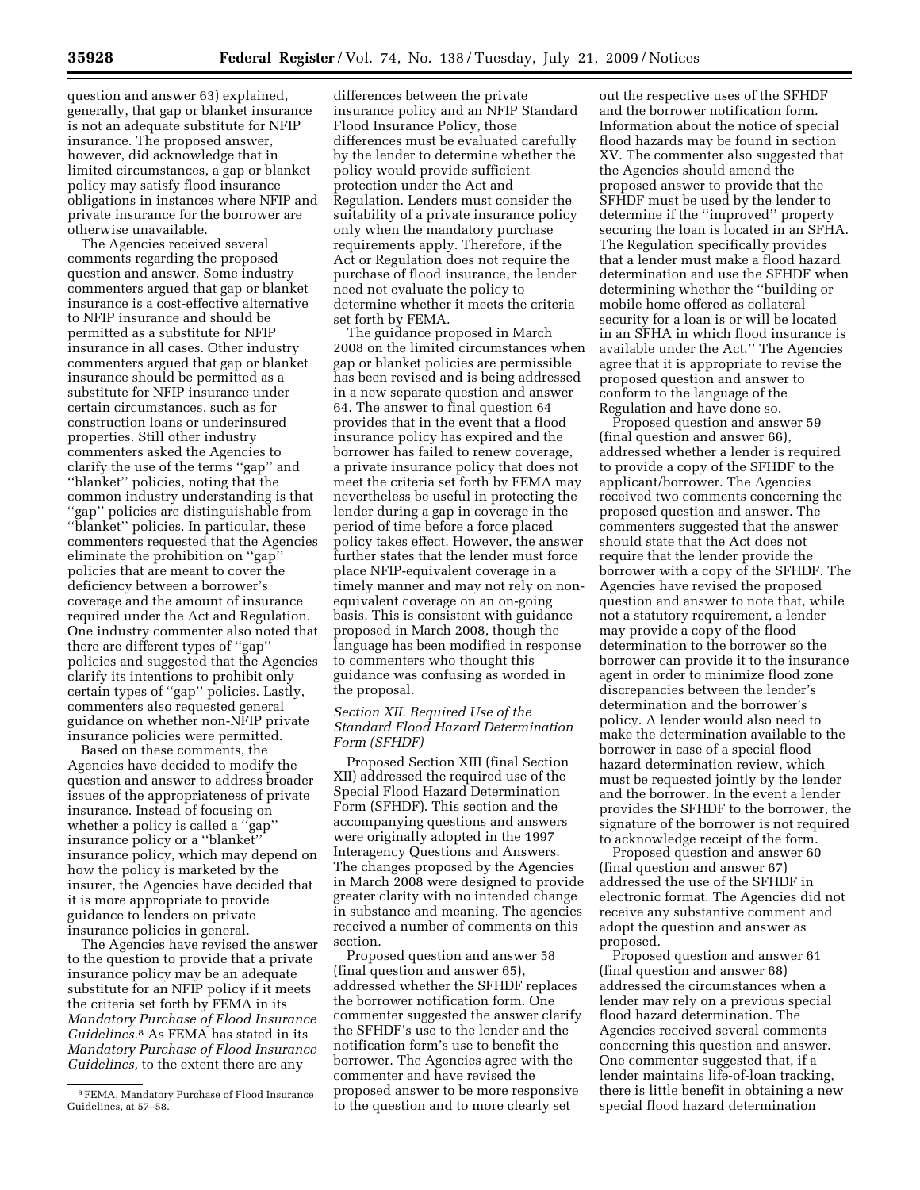question and answer 63) explained, generally, that gap or blanket insurance is not an adequate substitute for NFIP insurance. The proposed answer, however, did acknowledge that in limited circumstances, a gap or blanket policy may satisfy flood insurance obligations in instances where NFIP and private insurance for the borrower are otherwise unavailable.

The Agencies received several comments regarding the proposed question and answer. Some industry commenters argued that gap or blanket insurance is a cost-effective alternative to NFIP insurance and should be permitted as a substitute for NFIP insurance in all cases. Other industry commenters argued that gap or blanket insurance should be permitted as a substitute for NFIP insurance under certain circumstances, such as for construction loans or underinsured properties. Still other industry commenters asked the Agencies to clarify the use of the terms ''gap'' and ''blanket'' policies, noting that the common industry understanding is that ''gap'' policies are distinguishable from ''blanket'' policies. In particular, these commenters requested that the Agencies eliminate the prohibition on ''gap'' policies that are meant to cover the deficiency between a borrower's coverage and the amount of insurance required under the Act and Regulation. One industry commenter also noted that there are different types of ''gap'' policies and suggested that the Agencies clarify its intentions to prohibit only certain types of ''gap'' policies. Lastly, commenters also requested general guidance on whether non-NFIP private insurance policies were permitted.

Based on these comments, the Agencies have decided to modify the question and answer to address broader issues of the appropriateness of private insurance. Instead of focusing on whether a policy is called a ''gap'' insurance policy or a ''blanket'' insurance policy, which may depend on how the policy is marketed by the insurer, the Agencies have decided that it is more appropriate to provide guidance to lenders on private insurance policies in general.

The Agencies have revised the answer to the question to provide that a private insurance policy may be an adequate substitute for an NFIP policy if it meets the criteria set forth by FEMA in its *Mandatory Purchase of Flood Insurance Guidelines*.[8] As FEMA has stated in its *Mandatory Purchase of Flood Insurance Guidelines,* to the extent there are any differences between the private insurance policy and an NFIP Standard Flood Insurance Policy, those differences must be evaluated carefully by the lender to determine whether the policy would provide sufficient protection under the Act and Regulation. Lenders must consider the suitability of a private insurance policy only when the mandatory purchase requirements apply. Therefore, if the Act or Regulation does not require the purchase of flood insurance, the lender need not evaluate the policy to determine whether it meets the criteria set forth by FEMA.

The guidance proposed in March 2008 on the limited circumstances when gap or blanket policies are permissible has been revised and is being addressed in a new separate question and answer 64. The answer to final question 64 provides that in the event that a flood insurance policy has expired and the borrower has failed to renew coverage, a private insurance policy that does not meet the criteria set forth by FEMA may nevertheless be useful in protecting the lender during a gap in coverage in the period of time before a force placed policy takes effect. However, the answer further states that the lender must force place NFIP-equivalent coverage in a timely manner and may not rely on non-equivalent coverage on an on-going basis. This is consistent with guidance proposed in March 2008, though the language has been modified in response to commenters who thought this guidance was confusing as worded in the proposal.

### *Section XII. Required Use of the Standard Flood Hazard Determination Form (SFHDF)*

Proposed Section XIII (final Section XII) addressed the required use of the Special Flood Hazard Determination Form (SFHDF). This section and the accompanying questions and answers were originally adopted in the 1997 Interagency Questions and Answers. The changes proposed by the Agencies in March 2008 were designed to provide greater clarity with no intended change in substance and meaning. The agencies received a number of comments on this section.

Proposed question and answer 58 (final question and answer 65), addressed whether the SFHDF replaces the borrower notification form. One commenter suggested the answer clarify the SFHDF's use to the lender and the notification form's use to benefit the borrower. The Agencies agree with the commenter and have revised the proposed answer to be more responsive to the question and to more clearly set out the respective uses of the SFHDF and the borrower notification form. Information about the notice of special flood hazards may be found in section XV. The commenter also suggested that the Agencies should amend the proposed answer to provide that the SFHDF must be used by the lender to determine if the ''improved'' property securing the loan is located in an SFHA. The Regulation specifically provides that a lender must make a flood hazard determination and use the SFHDF when determining whether the ''building or mobile home offered as collateral security for a loan is or will be located in an SFHA in which flood insurance is available under the Act.'' The Agencies agree that it is appropriate to revise the proposed question and answer to conform to the language of the Regulation and have done so.

Proposed question and answer 59 (final question and answer 66), addressed whether a lender is required to provide a copy of the SFHDF to the applicant/borrower. The Agencies received two comments concerning the proposed question and answer. The commenters suggested that the answer should state that the Act does not require that the lender provide the borrower with a copy of the SFHDF. The Agencies have revised the proposed question and answer to note that, while not a statutory requirement, a lender may provide a copy of the flood determination to the borrower so the borrower can provide it to the insurance agent in order to minimize flood zone discrepancies between the lender's determination and the borrower's policy. A lender would also need to make the determination available to the borrower in case of a special flood hazard determination review, which must be requested jointly by the lender and the borrower. In the event a lender provides the SFHDF to the borrower, the signature of the borrower is not required to acknowledge receipt of the form.

Proposed question and answer 60 (final question and answer 67) addressed the use of the SFHDF in electronic format. The Agencies did not receive any substantive comment and adopt the question and answer as proposed.

Proposed question and answer 61 (final question and answer 68) addressed the circumstances when a lender may rely on a previous special flood hazard determination. The Agencies received several comments concerning this question and answer. One commenter suggested that, if a lender maintains life-of-loan tracking, there is little benefit in obtaining a new special flood hazard determination

[8] FEMA, Mandatory Purchase of Flood Insurance Guidelines, at 57–58.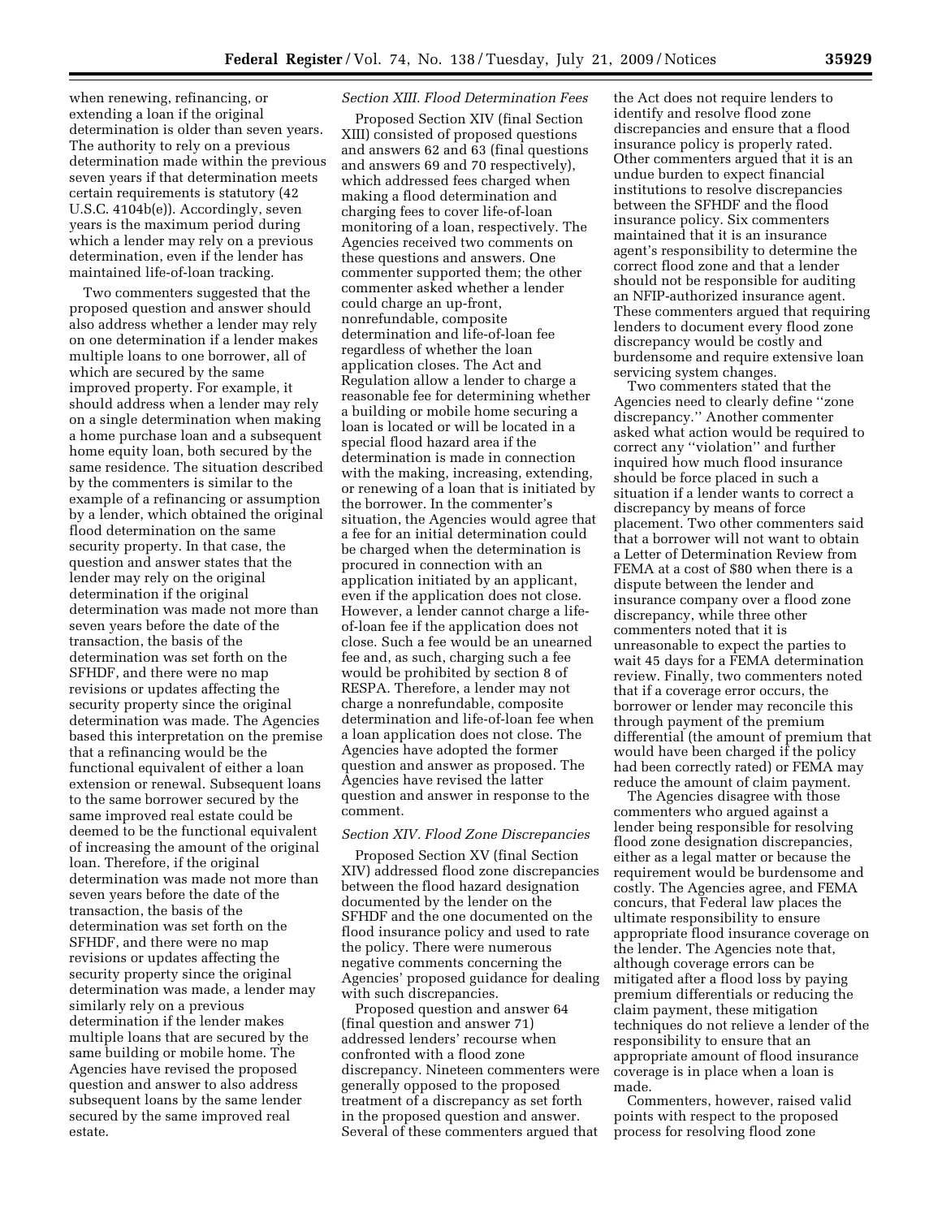when renewing, refinancing, or extending a loan if the original determination is older than seven years. The authority to rely on a previous determination made within the previous seven years if that determination meets certain requirements is statutory (42 U.S.C. 4104b(e)). Accordingly, seven years is the maximum period during which a lender may rely on a previous determination, even if the lender has maintained life-of-loan tracking.

Two commenters suggested that the proposed question and answer should also address whether a lender may rely on one determination if a lender makes multiple loans to one borrower, all of which are secured by the same improved property. For example, it should address when a lender may rely on a single determination when making a home purchase loan and a subsequent home equity loan, both secured by the same residence. The situation described by the commenters is similar to the example of a refinancing or assumption by a lender, which obtained the original flood determination on the same security property. In that case, the question and answer states that the lender may rely on the original determination if the original determination was made not more than seven years before the date of the transaction, the basis of the determination was set forth on the SFHDF, and there were no map revisions or updates affecting the security property since the original determination was made. The Agencies based this interpretation on the premise that a refinancing would be the functional equivalent of either a loan extension or renewal. Subsequent loans to the same borrower secured by the same improved real estate could be deemed to be the functional equivalent of increasing the amount of the original loan. Therefore, if the original determination was made not more than seven years before the date of the transaction, the basis of the determination was set forth on the SFHDF, and there were no map revisions or updates affecting the security property since the original determination was made, a lender may similarly rely on a previous determination if the lender makes multiple loans that are secured by the same building or mobile home. The Agencies have revised the proposed question and answer to also address subsequent loans by the same lender secured by the same improved real estate.

### *Section XIII. Flood Determination Fees*

Proposed Section XIV (final Section XIII) consisted of proposed questions and answers 62 and 63 (final questions and answers 69 and 70 respectively), which addressed fees charged when making a flood determination and charging fees to cover life-of-loan monitoring of a loan, respectively. The Agencies received two comments on these questions and answers. One commenter supported them; the other commenter asked whether a lender could charge an up-front, nonrefundable, composite determination and life-of-loan fee regardless of whether the loan application closes. The Act and Regulation allow a lender to charge a reasonable fee for determining whether a building or mobile home securing a loan is located or will be located in a special flood hazard area if the determination is made in connection with the making, increasing, extending, or renewing of a loan that is initiated by the borrower. In the commenter's situation, the Agencies would agree that a fee for an initial determination could be charged when the determination is procured in connection with an application initiated by an applicant, even if the application does not close. However, a lender cannot charge a life-of-loan fee if the application does not close. Such a fee would be an unearned fee and, as such, charging such a fee would be prohibited by section 8 of RESPA. Therefore, a lender may not charge a nonrefundable, composite determination and life-of-loan fee when a loan application does not close. The Agencies have adopted the former question and answer as proposed. The Agencies have revised the latter question and answer in response to the comment.

### *Section XIV. Flood Zone Discrepancies*

Proposed Section XV (final Section XIV) addressed flood zone discrepancies between the flood hazard designation documented by the lender on the SFHDF and the one documented on the flood insurance policy and used to rate the policy. There were numerous negative comments concerning the Agencies' proposed guidance for dealing with such discrepancies.

Proposed question and answer 64 (final question and answer 71) addressed lenders' recourse when confronted with a flood zone discrepancy. Nineteen commenters were generally opposed to the proposed treatment of a discrepancy as set forth in the proposed question and answer. Several of these commenters argued that the Act does not require lenders to identify and resolve flood zone discrepancies and ensure that a flood insurance policy is properly rated. Other commenters argued that it is an undue burden to expect financial institutions to resolve discrepancies between the SFHDF and the flood insurance policy. Six commenters maintained that it is an insurance agent's responsibility to determine the correct flood zone and that a lender should not be responsible for auditing an NFIP-authorized insurance agent. These commenters argued that requiring lenders to document every flood zone discrepancy would be costly and burdensome and require extensive loan servicing system changes.

Two commenters stated that the Agencies need to clearly define "zone discrepancy." Another commenter asked what action would be required to correct any "violation" and further inquired how much flood insurance should be force placed in such a situation if a lender wants to correct a discrepancy by means of force placement. Two other commenters said that a borrower will not want to obtain a Letter of Determination Review from FEMA at a cost of $80 when there is a dispute between the lender and insurance company over a flood zone discrepancy, while three other commenters noted that it is unreasonable to expect the parties to wait 45 days for a FEMA determination review. Finally, two commenters noted that if a coverage error occurs, the borrower or lender may reconcile this through payment of the premium differential (the amount of premium that would have been charged if the policy had been correctly rated) or FEMA may reduce the amount of claim payment.

The Agencies disagree with those commenters who argued against a lender being responsible for resolving flood zone designation discrepancies, either as a legal matter or because the requirement would be burdensome and costly. The Agencies agree, and FEMA concurs, that Federal law places the ultimate responsibility to ensure appropriate flood insurance coverage on the lender. The Agencies note that, although coverage errors can be mitigated after a flood loss by paying premium differentials or reducing the claim payment, these mitigation techniques do not relieve a lender of the responsibility to ensure that an appropriate amount of flood insurance coverage is in place when a loan is made.

Commenters, however, raised valid points with respect to the proposed process for resolving flood zone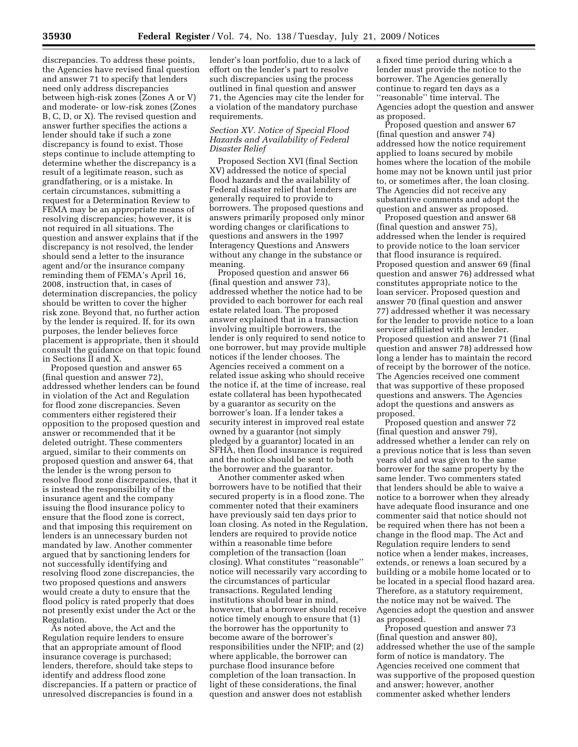discrepancies. To address these points, the Agencies have revised final question and answer 71 to specify that lenders need only address discrepancies between high-risk zones (Zones A or V) and moderate- or low-risk zones (Zones B, C, D, or X). The revised question and answer further specifies the actions a lender should take if such a zone discrepancy is found to exist. Those steps continue to include attempting to determine whether the discrepancy is a result of a legitimate reason, such as grandfathering, or is a mistake. In certain circumstances, submitting a request for a Determination Review to FEMA may be an appropriate means of resolving discrepancies; however, it is not required in all situations. The question and answer explains that if the discrepancy is not resolved, the lender should send a letter to the insurance agent and/or the insurance company reminding them of FEMA's April 16, 2008, instruction that, in cases of determination discrepancies, the policy should be written to cover the higher risk zone. Beyond that, no further action by the lender is required. If, for its own purposes, the lender believes force placement is appropriate, then it should consult the guidance on that topic found in Sections II and X.

Proposed question and answer 65 (final question and answer 72), addressed whether lenders can be found in violation of the Act and Regulation for flood zone discrepancies. Seven commenters either registered their opposition to the proposed question and answer or recommended that it be deleted outright. These commenters argued, similar to their comments on proposed question and answer 64, that the lender is the wrong person to resolve flood zone discrepancies, that it is instead the responsibility of the insurance agent and the company issuing the flood insurance policy to ensure that the flood zone is correct, and that imposing this requirement on lenders is an unnecessary burden not mandated by law. Another commenter argued that by sanctioning lenders for not successfully identifying and resolving flood zone discrepancies, the two proposed questions and answers would create a duty to ensure that the flood policy is rated properly that does not presently exist under the Act or the Regulation.

As noted above, the Act and the Regulation require lenders to ensure that an appropriate amount of flood insurance coverage is purchased; lenders, therefore, should take steps to identify and address flood zone discrepancies. If a pattern or practice of unresolved discrepancies is found in a lender's loan portfolio, due to a lack of effort on the lender's part to resolve such discrepancies using the process outlined in final question and answer 71, the Agencies may cite the lender for a violation of the mandatory purchase requirements.

### *Section XV. Notice of Special Flood Hazards and Availability of Federal Disaster Relief*

Proposed Section XVI (final Section XV) addressed the notice of special flood hazards and the availability of Federal disaster relief that lenders are generally required to provide to borrowers. The proposed questions and answers primarily proposed only minor wording changes or clarifications to questions and answers in the 1997 Interagency Questions and Answers without any change in the substance or meaning.

Proposed question and answer 66 (final question and answer 73), addressed whether the notice had to be provided to each borrower for each real estate related loan. The proposed answer explained that in a transaction involving multiple borrowers, the lender is only required to send notice to one borrower, but may provide multiple notices if the lender chooses. The Agencies received a comment on a related issue asking who should receive the notice if, at the time of increase, real estate collateral has been hypothecated by a guarantor as security on the borrower's loan. If a lender takes a security interest in improved real estate owned by a guarantor (not simply pledged by a guarantor) located in an SFHA, then flood insurance is required and the notice should be sent to both the borrower and the guarantor.

Another commenter asked when borrowers have to be notified that their secured property is in a flood zone. The commenter noted that their examiners have previously said ten days prior to loan closing. As noted in the Regulation, lenders are required to provide notice within a reasonable time before completion of the transaction (loan closing). What constitutes ''reasonable'' notice will necessarily vary according to the circumstances of particular transactions. Regulated lending institutions should bear in mind, however, that a borrower should receive notice timely enough to ensure that (1) the borrower has the opportunity to become aware of the borrower's responsibilities under the NFIP; and (2) where applicable, the borrower can purchase flood insurance before completion of the loan transaction. In light of these considerations, the final question and answer does not establish a fixed time period during which a lender must provide the notice to the borrower. The Agencies generally continue to regard ten days as a ''reasonable'' time interval. The Agencies adopt the question and answer as proposed.

Proposed question and answer 67 (final question and answer 74) addressed how the notice requirement applied to loans secured by mobile homes where the location of the mobile home may not be known until just prior to, or sometimes after, the loan closing. The Agencies did not receive any substantive comments and adopt the question and answer as proposed.

Proposed question and answer 68 (final question and answer 75), addressed when the lender is required to provide notice to the loan servicer that flood insurance is required. Proposed question and answer 69 (final question and answer 76) addressed what constitutes appropriate notice to the loan servicer. Proposed question and answer 70 (final question and answer 77) addressed whether it was necessary for the lender to provide notice to a loan servicer affiliated with the lender. Proposed question and answer 71 (final question and answer 78) addressed how long a lender has to maintain the record of receipt by the borrower of the notice. The Agencies received one comment that was supportive of these proposed questions and answers. The Agencies adopt the questions and answers as proposed.

Proposed question and answer 72 (final question and answer 79), addressed whether a lender can rely on a previous notice that is less than seven years old and was given to the same borrower for the same property by the same lender. Two commenters stated that lenders should be able to waive a notice to a borrower when they already have adequate flood insurance and one commenter said that notice should not be required when there has not been a change in the flood map. The Act and Regulation require lenders to send notice when a lender makes, increases, extends, or renews a loan secured by a building or a mobile home located or to be located in a special flood hazard area. Therefore, as a statutory requirement, the notice may not be waived. The Agencies adopt the question and answer as proposed.

Proposed question and answer 73 (final question and answer 80), addressed whether the use of the sample form of notice is mandatory. The Agencies received one comment that was supportive of the proposed question and answer; however, another commenter asked whether lenders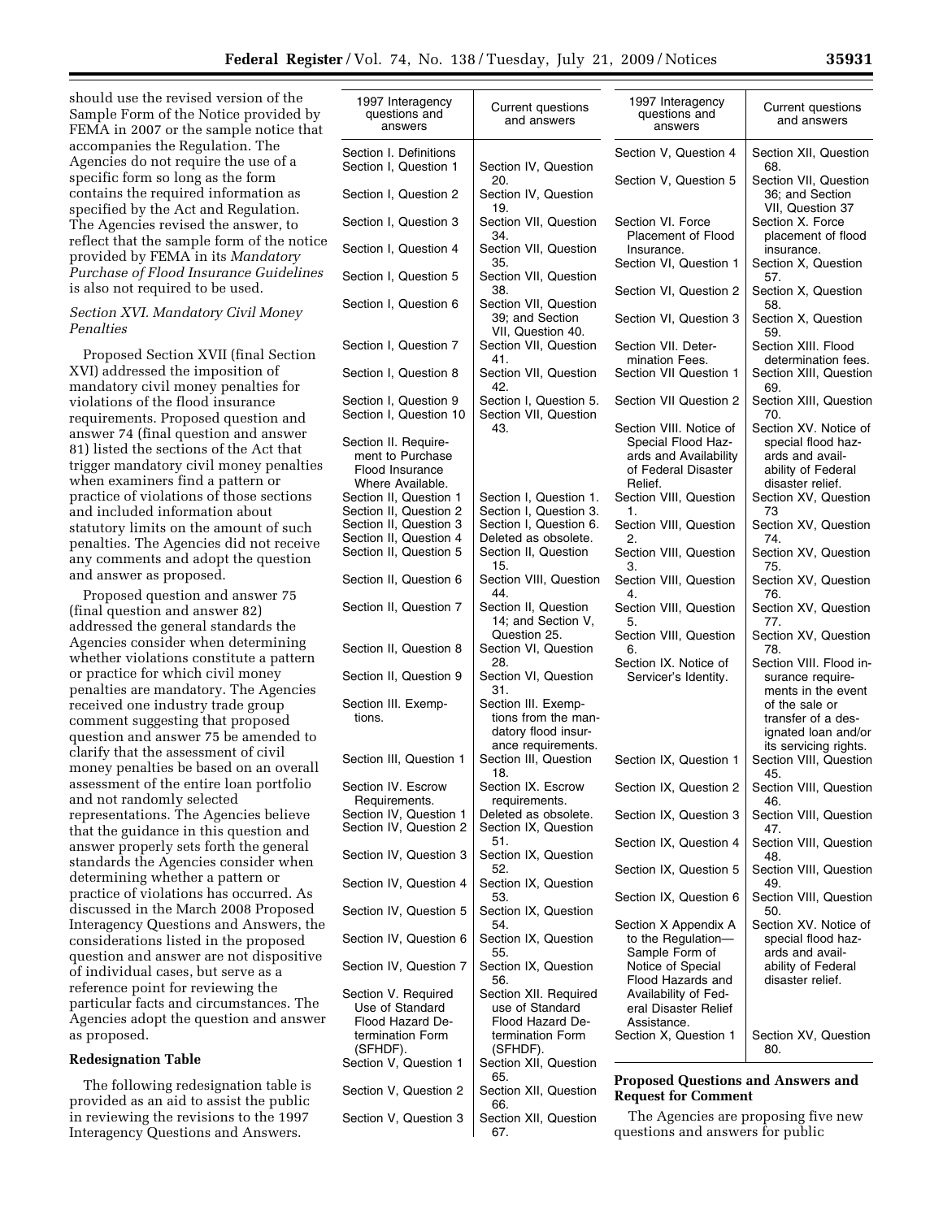should use the revised version of the Sample Form of the Notice provided by FEMA in 2007 or the sample notice that accompanies the Regulation. The Agencies do not require the use of a specific form so long as the form contains the required information as specified by the Act and Regulation. The Agencies revised the answer, to reflect that the sample form of the notice provided by FEMA in its *Mandatory Purchase of Flood Insurance Guidelines* is also not required to be used.

*Section XVI. Mandatory Civil Money Penalties*

Proposed Section XVII (final Section XVI) addressed the imposition of mandatory civil money penalties for violations of the flood insurance requirements. Proposed question and answer 74 (final question and answer 81) listed the sections of the Act that trigger mandatory civil money penalties when examiners find a pattern or practice of violations of those sections and included information about statutory limits on the amount of such penalties. The Agencies did not receive any comments and adopt the question and answer as proposed.

Proposed question and answer 75 (final question and answer 82) addressed the general standards the Agencies consider when determining whether violations constitute a pattern or practice for which civil money penalties are mandatory. The Agencies received one industry trade group comment suggesting that proposed question and answer 75 be amended to clarify that the assessment of civil money penalties be based on an overall assessment of the entire loan portfolio and not randomly selected representations. The Agencies believe that the guidance in this question and answer properly sets forth the general standards the Agencies consider when determining whether a pattern or practice of violations has occurred. As discussed in the March 2008 Proposed Interagency Questions and Answers, the considerations listed in the proposed question and answer are not dispositive of individual cases, but serve as a reference point for reviewing the particular facts and circumstances. The Agencies adopt the question and answer as proposed.

**Redesignation Table**

The following redesignation table is provided as an aid to assist the public in reviewing the revisions to the 1997 Interagency Questions and Answers.

| 1997 Interagency questions and answers | Current questions and answers |
|---|---|
| Section I. Definitions | |
| Section I, Question 1 | Section IV, Question 20. |
| Section I, Question 2 | Section IV, Question 19. |
| Section I, Question 3 | Section VII, Question 34. |
| Section I, Question 4 | Section VII, Question 35. |
| Section I, Question 5 | Section VII, Question 38. |
| Section I, Question 6 | Section VII, Question 39; and Section VII, Question 40. |
| Section I, Question 7 | Section VII, Question 41. |
| Section I, Question 8 | Section VII, Question 42. |
| Section I, Question 9 | Section I, Question 5. |
| Section I, Question 10 | Section VII, Question 43. |
| Section II. Requirement to Purchase Flood Insurance Where Available. | |
| Section II, Question 1 | Section I, Question 1. |
| Section II, Question 2 | Section I, Question 3. |
| Section II, Question 3 | Section I, Question 6. |
| Section II, Question 4 | Deleted as obsolete. |
| Section II, Question 5 | Section II, Question 15. |
| Section II, Question 6 | Section VIII, Question 44. |
| Section II, Question 7 | Section II, Question 14; and Section V, Question 25. |
| Section II, Question 8 | Section VI, Question 28. |
| Section II, Question 9 | Section VI, Question 31. |
| Section III. Exemptions. | Section III. Exemptions from the mandatory flood insurance requirements. |
| Section III, Question 1 | Section III, Question 18. |
| Section IV. Escrow Requirements. | Section IX. Escrow requirements. |
| Section IV, Question 1 | Deleted as obsolete. |
| Section IV, Question 2 | Section IX, Question 51. |
| Section IV, Question 3 | Section IX, Question 52. |
| Section IV, Question 4 | Section IX, Question 53. |
| Section IV, Question 5 | Section IX, Question 54. |
| Section IV, Question 6 | Section IX, Question 55. |
| Section IV, Question 7 | Section IX, Question 56. |
| Section V. Required Use of Standard Flood Hazard Determination Form (SFHDF). | Section XII. Required use of Standard Flood Hazard Determination Form (SFHDF). |
| Section V, Question 1 | Section XII, Question 65. |
| Section V, Question 2 | Section XII, Question 66. |
| Section V, Question 3 | Section XII, Question 67. |
| Section V, Question 4 | Section XII, Question 68. |
| Section V, Question 5 | Section VII, Question 36; and Section VII, Question 37 |
| Section VI. Force Placement of Flood Insurance. | Section X. Force placement of flood insurance. |
| Section VI, Question 1 | Section X, Question 57. |
| Section VI, Question 2 | Section X, Question 58. |
| Section VI, Question 3 | Section X, Question 59. |
| Section VII. Determination Fees. | Section XIII. Flood determination fees. |
| Section VII Question 1 | Section XIII, Question 69. |
| Section VII Question 2 | Section XIII, Question 70. |
| Section VIII. Notice of Special Flood Hazards and Availability of Federal Disaster Relief. | Section XV. Notice of special flood hazards and availability of Federal disaster relief. |
| Section VIII, Question 1. | Section XV, Question 73 |
| Section VIII, Question 2. | Section XV, Question 74. |
| Section VIII, Question 3. | Section XV, Question 75. |
| Section VIII, Question 4. | Section XV, Question 76. |
| Section VIII, Question 5. | Section XV, Question 77. |
| Section VIII, Question 6. | Section XV, Question 78. |
| Section IX. Notice of Servicer's Identity. | Section VIII. Flood insurance requirements in the event of the sale or transfer of a designated loan and/or its servicing rights. |
| Section IX, Question 1 | Section VIII, Question 45. |
| Section IX, Question 2 | Section VIII, Question 46. |
| Section IX, Question 3 | Section VIII, Question 47. |
| Section IX, Question 4 | Section VIII, Question 48. |
| Section IX, Question 5 | Section VIII, Question 49. |
| Section IX, Question 6 | Section VIII, Question 50. |
| Section X Appendix A to the Regulation—Sample Form of Notice of Special Flood Hazards and Availability of Federal Disaster Relief Assistance. | Section XV. Notice of special flood hazards and availability of Federal disaster relief. |
| Section X, Question 1 | Section XV, Question 80. |

**Proposed Questions and Answers and Request for Comment**

The Agencies are proposing five new questions and answers for public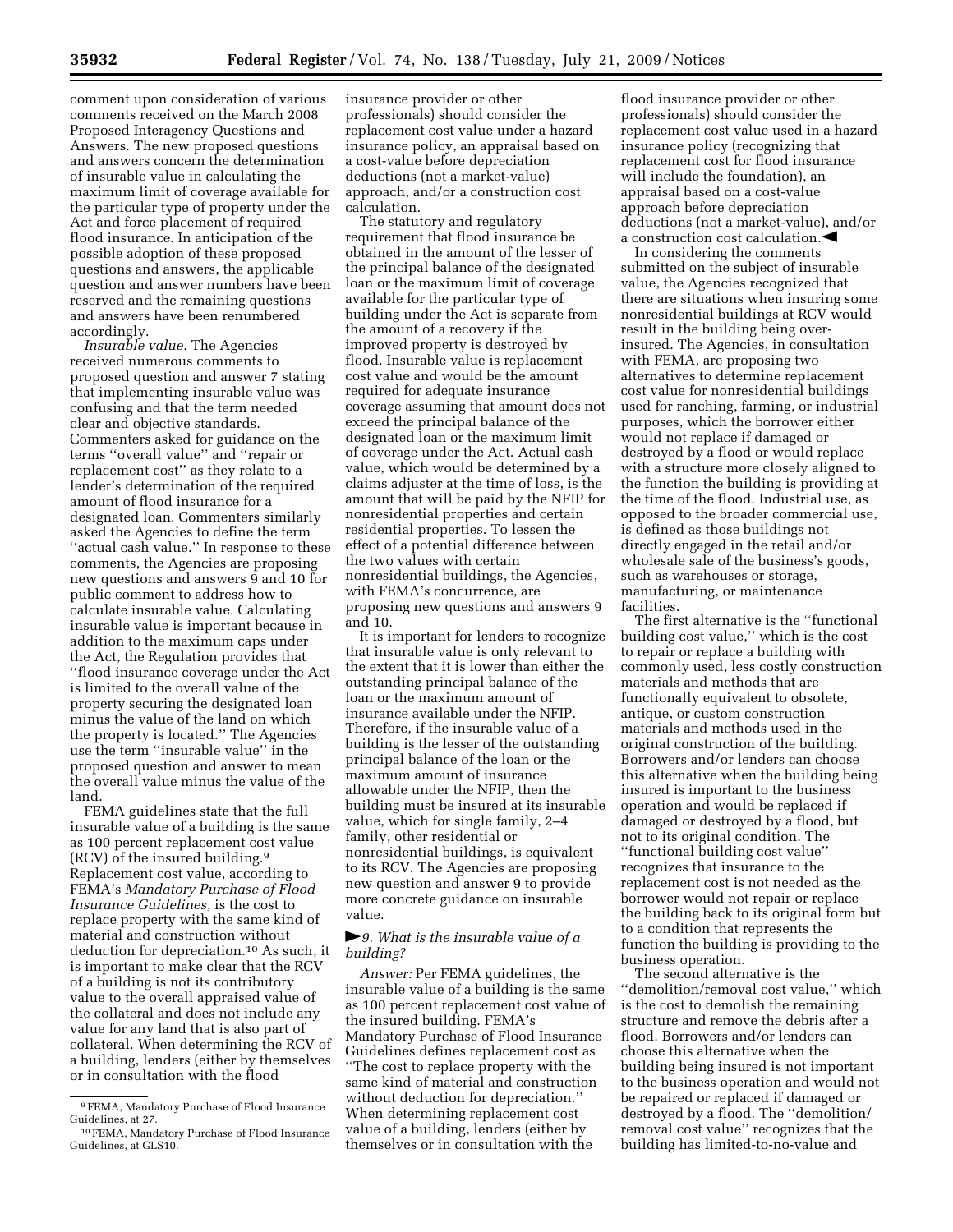comment upon consideration of various comments received on the March 2008 Proposed Interagency Questions and Answers. The new proposed questions and answers concern the determination of insurable value in calculating the maximum limit of coverage available for the particular type of property under the Act and force placement of required flood insurance. In anticipation of the possible adoption of these proposed questions and answers, the applicable question and answer numbers have been reserved and the remaining questions and answers have been renumbered accordingly.

*Insurable value.* The Agencies received numerous comments to proposed question and answer 7 stating that implementing insurable value was confusing and that the term needed clear and objective standards. Commenters asked for guidance on the terms ''overall value'' and ''repair or replacement cost'' as they relate to a lender's determination of the required amount of flood insurance for a designated loan. Commenters similarly asked the Agencies to define the term ''actual cash value.'' In response to these comments, the Agencies are proposing new questions and answers 9 and 10 for public comment to address how to calculate insurable value. Calculating insurable value is important because in addition to the maximum caps under the Act, the Regulation provides that ''flood insurance coverage under the Act is limited to the overall value of the property securing the designated loan minus the value of the land on which the property is located.'' The Agencies use the term ''insurable value'' in the proposed question and answer to mean the overall value minus the value of the land.

FEMA guidelines state that the full insurable value of a building is the same as 100 percent replacement cost value (RCV) of the insured building.[9] Replacement cost value, according to FEMA's *Mandatory Purchase of Flood Insurance Guidelines,* is the cost to replace property with the same kind of material and construction without deduction for depreciation.[10] As such, it is important to make clear that the RCV of a building is not its contributory value to the overall appraised value of the collateral and does not include any value for any land that is also part of collateral. When determining the RCV of a building, lenders (either by themselves or in consultation with the flood insurance provider or other professionals) should consider the replacement cost value under a hazard insurance policy, an appraisal based on a cost-value before depreciation deductions (not a market-value) approach, and/or a construction cost calculation.

The statutory and regulatory requirement that flood insurance be obtained in the amount of the lesser of the principal balance of the designated loan or the maximum limit of coverage available for the particular type of building under the Act is separate from the amount of a recovery if the improved property is destroyed by flood. Insurable value is replacement cost value and would be the amount required for adequate insurance coverage assuming that amount does not exceed the principal balance of the designated loan or the maximum limit of coverage under the Act. Actual cash value, which would be determined by a claims adjuster at the time of loss, is the amount that will be paid by the NFIP for nonresidential properties and certain residential properties. To lessen the effect of a potential difference between the two values with certain nonresidential buildings, the Agencies, with FEMA's concurrence, are proposing new questions and answers 9 and 10.

It is important for lenders to recognize that insurable value is only relevant to the extent that it is lower than either the outstanding principal balance of the loan or the maximum amount of insurance available under the NFIP. Therefore, if the insurable value of a building is the lesser of the outstanding principal balance of the loan or the maximum amount of insurance allowable under the NFIP, then the building must be insured at its insurable value, which for single family, 2–4 family, other residential or nonresidential buildings, is equivalent to its RCV. The Agencies are proposing new question and answer 9 to provide more concrete guidance on insurable value.

►*9. What is the insurable value of a building?*

*Answer:* Per FEMA guidelines, the insurable value of a building is the same as 100 percent replacement cost value of the insured building. FEMA's Mandatory Purchase of Flood Insurance Guidelines defines replacement cost as ''The cost to replace property with the same kind of material and construction without deduction for depreciation.'' When determining replacement cost value of a building, lenders (either by themselves or in consultation with the flood insurance provider or other professionals) should consider the replacement cost value used in a hazard insurance policy (recognizing that replacement cost for flood insurance will include the foundation), an appraisal based on a cost-value approach before depreciation deductions (not a market-value), and/or a construction cost calculation.◄

In considering the comments submitted on the subject of insurable value, the Agencies recognized that there are situations when insuring some nonresidential buildings at RCV would result in the building being over-insured. The Agencies, in consultation with FEMA, are proposing two alternatives to determine replacement cost value for nonresidential buildings used for ranching, farming, or industrial purposes, which the borrower either would not replace if damaged or destroyed by a flood or would replace with a structure more closely aligned to the function the building is providing at the time of the flood. Industrial use, as opposed to the broader commercial use, is defined as those buildings not directly engaged in the retail and/or wholesale sale of the business's goods, such as warehouses or storage, manufacturing, or maintenance facilities.

The first alternative is the ''functional building cost value,'' which is the cost to repair or replace a building with commonly used, less costly construction materials and methods that are functionally equivalent to obsolete, antique, or custom construction materials and methods used in the original construction of the building. Borrowers and/or lenders can choose this alternative when the building being insured is important to the business operation and would be replaced if damaged or destroyed by a flood, but not to its original condition. The ''functional building cost value'' recognizes that insurance to the replacement cost is not needed as the borrower would not repair or replace the building back to its original form but to a condition that represents the function the building is providing to the business operation.

The second alternative is the ''demolition/removal cost value,'' which is the cost to demolish the remaining structure and remove the debris after a flood. Borrowers and/or lenders can choose this alternative when the building being insured is not important to the business operation and would not be repaired or replaced if damaged or destroyed by a flood. The ''demolition/removal cost value'' recognizes that the building has limited-to-no-value and

---

[9] FEMA, Mandatory Purchase of Flood Insurance Guidelines, at 27.

[10] FEMA, Mandatory Purchase of Flood Insurance Guidelines, at GLS10.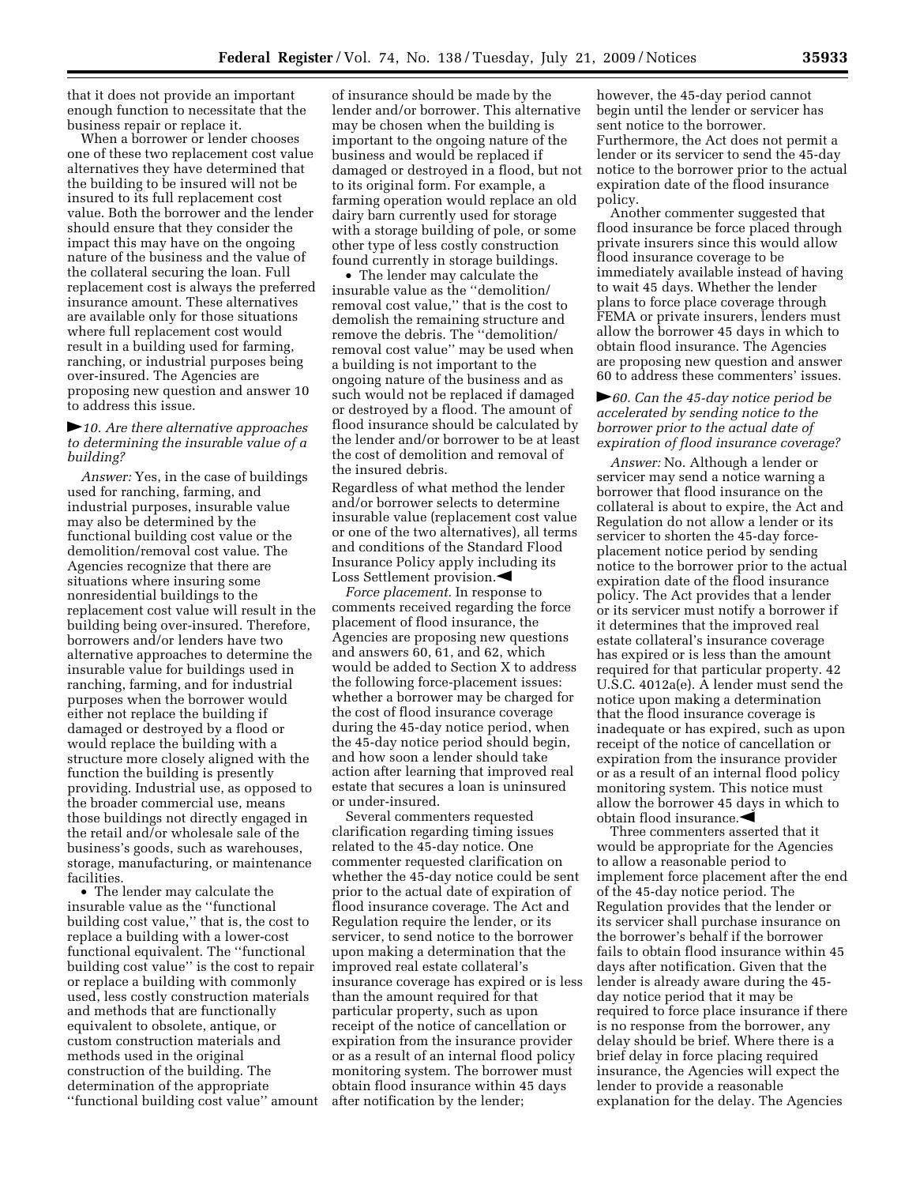that it does not provide an important enough function to necessitate that the business repair or replace it.

When a borrower or lender chooses one of these two replacement cost value alternatives they have determined that the building to be insured will not be insured to its full replacement cost value. Both the borrower and the lender should ensure that they consider the impact this may have on the ongoing nature of the business and the value of the collateral securing the loan. Full replacement cost is always the preferred insurance amount. These alternatives are available only for those situations where full replacement cost would result in a building used for farming, ranching, or industrial purposes being over-insured. The Agencies are proposing new question and answer 10 to address this issue.

►*10. Are there alternative approaches to determining the insurable value of a building?*

*Answer:* Yes, in the case of buildings used for ranching, farming, and industrial purposes, insurable value may also be determined by the functional building cost value or the demolition/removal cost value. The Agencies recognize that there are situations where insuring some nonresidential buildings to the replacement cost value will result in the building being over-insured. Therefore, borrowers and/or lenders have two alternative approaches to determine the insurable value for buildings used in ranching, farming, and for industrial purposes when the borrower would either not replace the building if damaged or destroyed by a flood or would replace the building with a structure more closely aligned with the function the building is presently providing. Industrial use, as opposed to the broader commercial use, means those buildings not directly engaged in the retail and/or wholesale sale of the business's goods, such as warehouses, storage, manufacturing, or maintenance facilities.

- The lender may calculate the insurable value as the ''functional building cost value,'' that is, the cost to replace a building with a lower-cost functional equivalent. The ''functional building cost value'' is the cost to repair or replace a building with commonly used, less costly construction materials and methods that are functionally equivalent to obsolete, antique, or custom construction materials and methods used in the original construction of the building. The determination of the appropriate ''functional building cost value'' amount of insurance should be made by the lender and/or borrower. This alternative may be chosen when the building is important to the ongoing nature of the business and would be replaced if damaged or destroyed in a flood, but not to its original form. For example, a farming operation would replace an old dairy barn currently used for storage with a storage building of pole, or some other type of less costly construction found currently in storage buildings.
- The lender may calculate the insurable value as the ''demolition/removal cost value,'' that is the cost to demolish the remaining structure and remove the debris. The ''demolition/removal cost value'' may be used when a building is not important to the ongoing nature of the business and as such would not be replaced if damaged or destroyed by a flood. The amount of flood insurance should be calculated by the lender and/or borrower to be at least the cost of demolition and removal of the insured debris.

Regardless of what method the lender and/or borrower selects to determine insurable value (replacement cost value or one of the two alternatives), all terms and conditions of the Standard Flood Insurance Policy apply including its Loss Settlement provision.◄

*Force placement.* In response to comments received regarding the force placement of flood insurance, the Agencies are proposing new questions and answers 60, 61, and 62, which would be added to Section X to address the following force-placement issues: whether a borrower may be charged for the cost of flood insurance coverage during the 45-day notice period, when the 45-day notice period should begin, and how soon a lender should take action after learning that improved real estate that secures a loan is uninsured or under-insured.

Several commenters requested clarification regarding timing issues related to the 45-day notice. One commenter requested clarification on whether the 45-day notice could be sent prior to the actual date of expiration of flood insurance coverage. The Act and Regulation require the lender, or its servicer, to send notice to the borrower upon making a determination that the improved real estate collateral's insurance coverage has expired or is less than the amount required for that particular property, such as upon receipt of the notice of cancellation or expiration from the insurance provider or as a result of an internal flood policy monitoring system. The borrower must obtain flood insurance within 45 days after notification by the lender; however, the 45-day period cannot begin until the lender or servicer has sent notice to the borrower. Furthermore, the Act does not permit a lender or its servicer to send the 45-day notice to the borrower prior to the actual expiration date of the flood insurance policy.

Another commenter suggested that flood insurance be force placed through private insurers since this would allow flood insurance coverage to be immediately available instead of having to wait 45 days. Whether the lender plans to force place coverage through FEMA or private insurers, lenders must allow the borrower 45 days in which to obtain flood insurance. The Agencies are proposing new question and answer 60 to address these commenters' issues.

►*60. Can the 45-day notice period be accelerated by sending notice to the borrower prior to the actual date of expiration of flood insurance coverage?*

*Answer:* No. Although a lender or servicer may send a notice warning a borrower that flood insurance on the collateral is about to expire, the Act and Regulation do not allow a lender or its servicer to shorten the 45-day force-placement notice period by sending notice to the borrower prior to the actual expiration date of the flood insurance policy. The Act provides that a lender or its servicer must notify a borrower if it determines that the improved real estate collateral's insurance coverage has expired or is less than the amount required for that particular property. 42 U.S.C. 4012a(e). A lender must send the notice upon making a determination that the flood insurance coverage is inadequate or has expired, such as upon receipt of the notice of cancellation or expiration from the insurance provider or as a result of an internal flood policy monitoring system. This notice must allow the borrower 45 days in which to obtain flood insurance.◄

Three commenters asserted that it would be appropriate for the Agencies to allow a reasonable period to implement force placement after the end of the 45-day notice period. The Regulation provides that the lender or its servicer shall purchase insurance on the borrower's behalf if the borrower fails to obtain flood insurance within 45 days after notification. Given that the lender is already aware during the 45-day notice period that it may be required to force place insurance if there is no response from the borrower, any delay should be brief. Where there is a brief delay in force placing required insurance, the Agencies will expect the lender to provide a reasonable explanation for the delay. The Agencies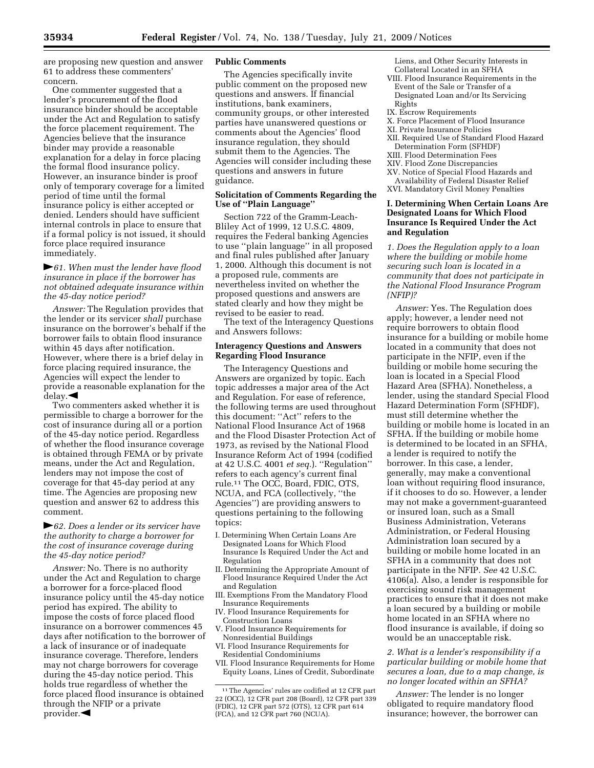are proposing new question and answer 61 to address these commenters' concern.

One commenter suggested that a lender's procurement of the flood insurance binder should be acceptable under the Act and Regulation to satisfy the force placement requirement. The Agencies believe that the insurance binder may provide a reasonable explanation for a delay in force placing the formal flood insurance policy. However, an insurance binder is proof only of temporary coverage for a limited period of time until the formal insurance policy is either accepted or denied. Lenders should have sufficient internal controls in place to ensure that if a formal policy is not issued, it should force place required insurance immediately.

►*61. When must the lender have flood insurance in place if the borrower has not obtained adequate insurance within the 45-day notice period?*

*Answer:* The Regulation provides that the lender or its servicer *shall* purchase insurance on the borrower's behalf if the borrower fails to obtain flood insurance within 45 days after notification. However, where there is a brief delay in force placing required insurance, the Agencies will expect the lender to provide a reasonable explanation for the delay.◄

Two commenters asked whether it is permissible to charge a borrower for the cost of insurance during all or a portion of the 45-day notice period. Regardless of whether the flood insurance coverage is obtained through FEMA or by private means, under the Act and Regulation, lenders may not impose the cost of coverage for that 45-day period at any time. The Agencies are proposing new question and answer 62 to address this comment.

►*62. Does a lender or its servicer have the authority to charge a borrower for the cost of insurance coverage during the 45-day notice period?*

*Answer:* No. There is no authority under the Act and Regulation to charge a borrower for a force-placed flood insurance policy until the 45-day notice period has expired. The ability to impose the costs of force placed flood insurance on a borrower commences 45 days after notification to the borrower of a lack of insurance or of inadequate insurance coverage. Therefore, lenders may not charge borrowers for coverage during the 45-day notice period. This holds true regardless of whether the force placed flood insurance is obtained through the NFIP or a private provider.◄

**Public Comments**

The Agencies specifically invite public comment on the proposed new questions and answers. If financial institutions, bank examiners, community groups, or other interested parties have unanswered questions or comments about the Agencies' flood insurance regulation, they should submit them to the Agencies. The Agencies will consider including these questions and answers in future guidance.

**Solicitation of Comments Regarding the Use of "Plain Language"**

Section 722 of the Gramm-Leach-Bliley Act of 1999, 12 U.S.C. 4809, requires the Federal banking Agencies to use "plain language" in all proposed and final rules published after January 1, 2000. Although this document is not a proposed rule, comments are nevertheless invited on whether the proposed questions and answers are stated clearly and how they might be revised to be easier to read.

The text of the Interagency Questions and Answers follows:

**Interagency Questions and Answers Regarding Flood Insurance**

The Interagency Questions and Answers are organized by topic. Each topic addresses a major area of the Act and Regulation. For ease of reference, the following terms are used throughout this document: "Act" refers to the National Flood Insurance Act of 1968 and the Flood Disaster Protection Act of 1973, as revised by the National Flood Insurance Reform Act of 1994 (codified at 42 U.S.C. 4001 *et seq.*). "Regulation" refers to each agency's current final rule.[11] The OCC, Board, FDIC, OTS, NCUA, and FCA (collectively, "the Agencies") are providing answers to questions pertaining to the following topics:

I. Determining When Certain Loans Are Designated Loans for Which Flood Insurance Is Required Under the Act and Regulation
II. Determining the Appropriate Amount of Flood Insurance Required Under the Act and Regulation
III. Exemptions From the Mandatory Flood Insurance Requirements
IV. Flood Insurance Requirements for Construction Loans
V. Flood Insurance Requirements for Nonresidential Buildings
VI. Flood Insurance Requirements for Residential Condominiums
VII. Flood Insurance Requirements for Home Equity Loans, Lines of Credit, Subordinate Liens, and Other Security Interests in Collateral Located in an SFHA
VIII. Flood Insurance Requirements in the Event of the Sale or Transfer of a Designated Loan and/or Its Servicing Rights
IX. Escrow Requirements
X. Force Placement of Flood Insurance
XI. Private Insurance Policies
XII. Required Use of Standard Flood Hazard Determination Form (SFHDF)
XIII. Flood Determination Fees
XIV. Flood Zone Discrepancies
XV. Notice of Special Flood Hazards and Availability of Federal Disaster Relief
XVI. Mandatory Civil Money Penalties

[11] The Agencies' rules are codified at 12 CFR part 22 (OCC), 12 CFR part 208 (Board), 12 CFR part 339 (FDIC), 12 CFR part 572 (OTS), 12 CFR part 614 (FCA), and 12 CFR part 760 (NCUA).

**I. Determining When Certain Loans Are Designated Loans for Which Flood Insurance Is Required Under the Act and Regulation**

*1. Does the Regulation apply to a loan where the building or mobile home securing such loan is located in a community that does not participate in the National Flood Insurance Program (NFIP)?*

*Answer:* Yes. The Regulation does apply; however, a lender need not require borrowers to obtain flood insurance for a building or mobile home located in a community that does not participate in the NFIP, even if the building or mobile home securing the loan is located in a Special Flood Hazard Area (SFHA). Nonetheless, a lender, using the standard Special Flood Hazard Determination Form (SFHDF), must still determine whether the building or mobile home is located in an SFHA. If the building or mobile home is determined to be located in an SFHA, a lender is required to notify the borrower. In this case, a lender, generally, may make a conventional loan without requiring flood insurance, if it chooses to do so. However, a lender may not make a government-guaranteed or insured loan, such as a Small Business Administration, Veterans Administration, or Federal Housing Administration loan secured by a building or mobile home located in an SFHA in a community that does not participate in the NFIP. *See* 42 U.S.C. 4106(a). Also, a lender is responsible for exercising sound risk management practices to ensure that it does not make a loan secured by a building or mobile home located in an SFHA where no flood insurance is available, if doing so would be an unacceptable risk.

*2. What is a lender's responsibility if a particular building or mobile home that secures a loan, due to a map change, is no longer located within an SFHA?*

*Answer:* The lender is no longer obligated to require mandatory flood insurance; however, the borrower can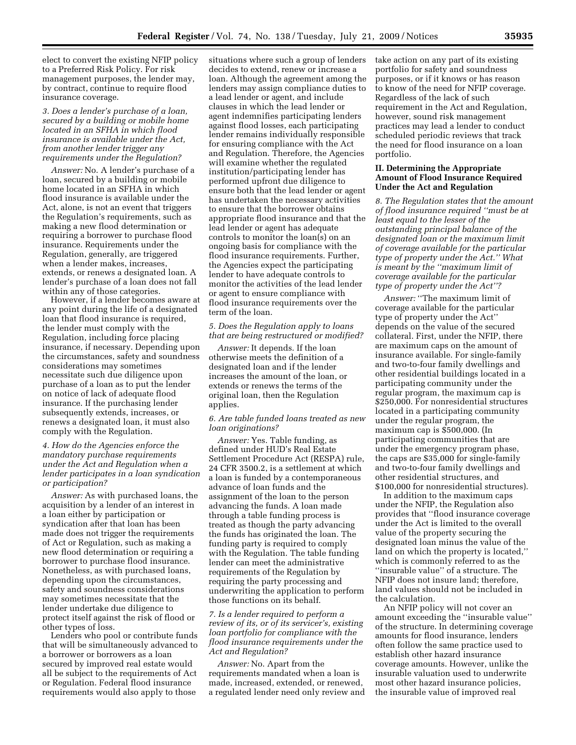elect to convert the existing NFIP policy to a Preferred Risk Policy. For risk management purposes, the lender may, by contract, continue to require flood insurance coverage.

*3. Does a lender's purchase of a loan, secured by a building or mobile home located in an SFHA in which flood insurance is available under the Act, from another lender trigger any requirements under the Regulation?*

*Answer:* No. A lender's purchase of a loan, secured by a building or mobile home located in an SFHA in which flood insurance is available under the Act, alone, is not an event that triggers the Regulation's requirements, such as making a new flood determination or requiring a borrower to purchase flood insurance. Requirements under the Regulation, generally, are triggered when a lender makes, increases, extends, or renews a designated loan. A lender's purchase of a loan does not fall within any of those categories.

However, if a lender becomes aware at any point during the life of a designated loan that flood insurance is required, the lender must comply with the Regulation, including force placing insurance, if necessary. Depending upon the circumstances, safety and soundness considerations may sometimes necessitate such due diligence upon purchase of a loan as to put the lender on notice of lack of adequate flood insurance. If the purchasing lender subsequently extends, increases, or renews a designated loan, it must also comply with the Regulation.

*4. How do the Agencies enforce the mandatory purchase requirements under the Act and Regulation when a lender participates in a loan syndication or participation?*

*Answer:* As with purchased loans, the acquisition by a lender of an interest in a loan either by participation or syndication after that loan has been made does not trigger the requirements of Act or Regulation, such as making a new flood determination or requiring a borrower to purchase flood insurance. Nonetheless, as with purchased loans, depending upon the circumstances, safety and soundness considerations may sometimes necessitate that the lender undertake due diligence to protect itself against the risk of flood or other types of loss.

Lenders who pool or contribute funds that will be simultaneously advanced to a borrower or borrowers as a loan secured by improved real estate would all be subject to the requirements of Act or Regulation. Federal flood insurance requirements would also apply to those situations where such a group of lenders decides to extend, renew or increase a loan. Although the agreement among the lenders may assign compliance duties to a lead lender or agent, and include clauses in which the lead lender or agent indemnifies participating lenders against flood losses, each participating lender remains individually responsible for ensuring compliance with the Act and Regulation. Therefore, the Agencies will examine whether the regulated institution/participating lender has performed upfront due diligence to ensure both that the lead lender or agent has undertaken the necessary activities to ensure that the borrower obtains appropriate flood insurance and that the lead lender or agent has adequate controls to monitor the loan(s) on an ongoing basis for compliance with the flood insurance requirements. Further, the Agencies expect the participating lender to have adequate controls to monitor the activities of the lead lender or agent to ensure compliance with flood insurance requirements over the term of the loan.

*5. Does the Regulation apply to loans that are being restructured or modified?*

*Answer:* It depends. If the loan otherwise meets the definition of a designated loan and if the lender increases the amount of the loan, or extends or renews the terms of the original loan, then the Regulation applies.

*6. Are table funded loans treated as new loan originations?*

*Answer:* Yes. Table funding, as defined under HUD's Real Estate Settlement Procedure Act (RESPA) rule, 24 CFR 3500.2, is a settlement at which a loan is funded by a contemporaneous advance of loan funds and the assignment of the loan to the person advancing the funds. A loan made through a table funding process is treated as though the party advancing the funds has originated the loan. The funding party is required to comply with the Regulation. The table funding lender can meet the administrative requirements of the Regulation by requiring the party processing and underwriting the application to perform those functions on its behalf.

*7. Is a lender required to perform a review of its, or of its servicer's, existing loan portfolio for compliance with the flood insurance requirements under the Act and Regulation?*

*Answer:* No. Apart from the requirements mandated when a loan is made, increased, extended, or renewed, a regulated lender need only review and take action on any part of its existing portfolio for safety and soundness purposes, or if it knows or has reason to know of the need for NFIP coverage. Regardless of the lack of such requirement in the Act and Regulation, however, sound risk management practices may lead a lender to conduct scheduled periodic reviews that track the need for flood insurance on a loan portfolio.

## II. Determining the Appropriate Amount of Flood Insurance Required Under the Act and Regulation

*8. The Regulation states that the amount of flood insurance required "must be at least equal to the lesser of the outstanding principal balance of the designated loan or the maximum limit of coverage available for the particular type of property under the Act." What is meant by the "maximum limit of coverage available for the particular type of property under the Act"?*

*Answer:* "The maximum limit of coverage available for the particular type of property under the Act" depends on the value of the secured collateral. First, under the NFIP, there are maximum caps on the amount of insurance available. For single-family and two-to-four family dwellings and other residential buildings located in a participating community under the regular program, the maximum cap is $250,000. For nonresidential structures located in a participating community under the regular program, the maximum cap is $500,000. (In participating communities that are under the emergency program phase, the caps are $35,000 for single-family and two-to-four family dwellings and other residential structures, and $100,000 for nonresidential structures).

In addition to the maximum caps under the NFIP, the Regulation also provides that "flood insurance coverage under the Act is limited to the overall value of the property securing the designated loan minus the value of the land on which the property is located," which is commonly referred to as the "insurable value" of a structure. The NFIP does not insure land; therefore, land values should not be included in the calculation.

An NFIP policy will not cover an amount exceeding the "insurable value" of the structure. In determining coverage amounts for flood insurance, lenders often follow the same practice used to establish other hazard insurance coverage amounts. However, unlike the insurable valuation used to underwrite most other hazard insurance policies, the insurable value of improved real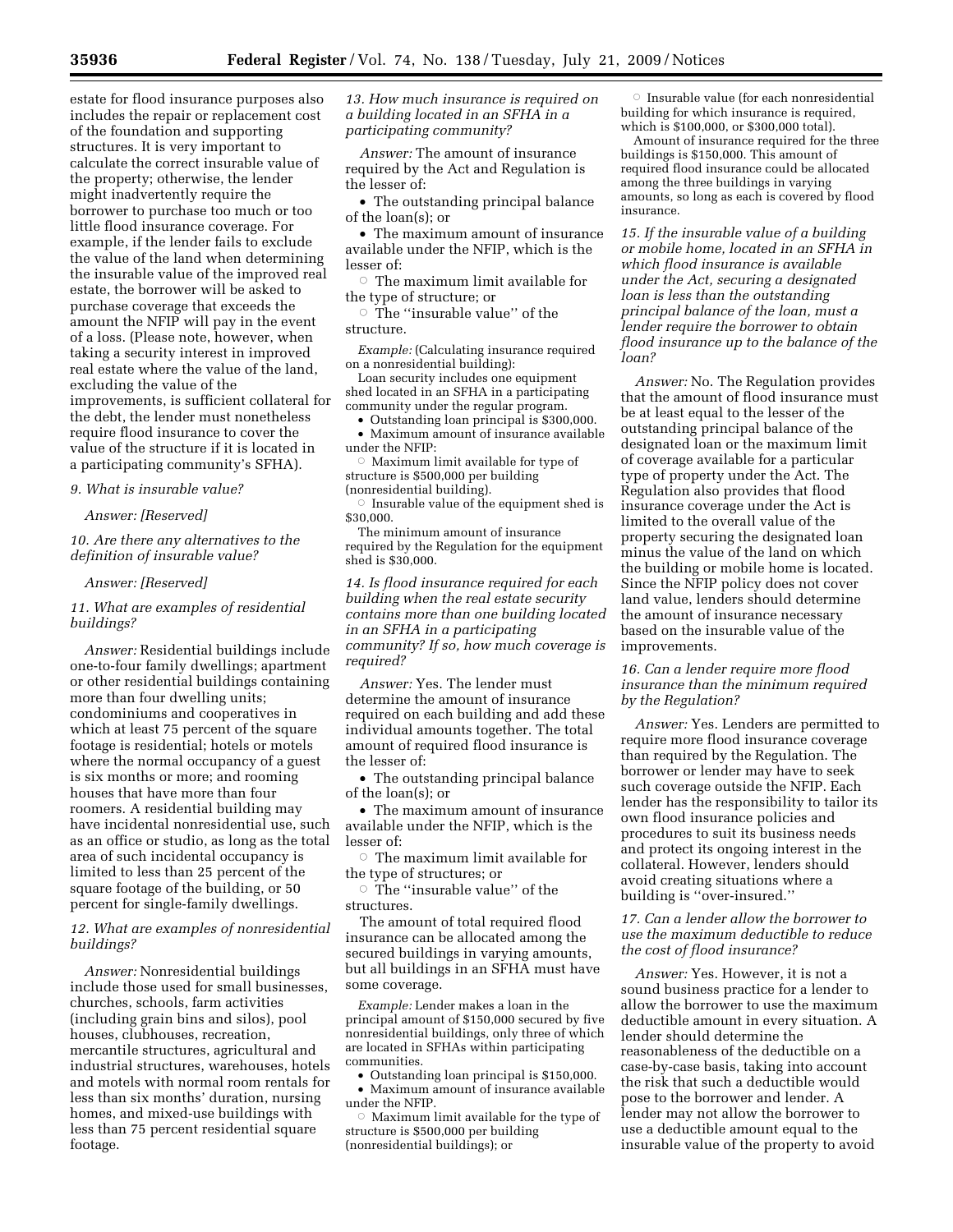estate for flood insurance purposes also includes the repair or replacement cost of the foundation and supporting structures. It is very important to calculate the correct insurable value of the property; otherwise, the lender might inadvertently require the borrower to purchase too much or too little flood insurance coverage. For example, if the lender fails to exclude the value of the land when determining the insurable value of the improved real estate, the borrower will be asked to purchase coverage that exceeds the amount the NFIP will pay in the event of a loss. (Please note, however, when taking a security interest in improved real estate where the value of the land, excluding the value of the improvements, is sufficient collateral for the debt, the lender must nonetheless require flood insurance to cover the value of the structure if it is located in a participating community's SFHA).

*9. What is insurable value?*

*Answer: [Reserved]*

*10. Are there any alternatives to the definition of insurable value?*

*Answer: [Reserved]*

*11. What are examples of residential buildings?*

*Answer:* Residential buildings include one-to-four family dwellings; apartment or other residential buildings containing more than four dwelling units; condominiums and cooperatives in which at least 75 percent of the square footage is residential; hotels or motels where the normal occupancy of a guest is six months or more; and rooming houses that have more than four roomers. A residential building may have incidental nonresidential use, such as an office or studio, as long as the total area of such incidental occupancy is limited to less than 25 percent of the square footage of the building, or 50 percent for single-family dwellings.

*12. What are examples of nonresidential buildings?*

*Answer:* Nonresidential buildings include those used for small businesses, churches, schools, farm activities (including grain bins and silos), pool houses, clubhouses, recreation, mercantile structures, agricultural and industrial structures, warehouses, hotels and motels with normal room rentals for less than six months' duration, nursing homes, and mixed-use buildings with less than 75 percent residential square footage.

*13. How much insurance is required on a building located in an SFHA in a participating community?*

*Answer:* The amount of insurance required by the Act and Regulation is the lesser of:

- The outstanding principal balance of the loan(s); or
- The maximum amount of insurance available under the NFIP, which is the lesser of:
  - The maximum limit available for the type of structure; or
  - The "insurable value" of the structure.

*Example:* (Calculating insurance required on a nonresidential building):

Loan security includes one equipment shed located in an SFHA in a participating community under the regular program.

- Outstanding loan principal is $300,000.
- Maximum amount of insurance available under the NFIP:
  - Maximum limit available for type of structure is $500,000 per building (nonresidential building).
  - Insurable value of the equipment shed is $30,000.

The minimum amount of insurance required by the Regulation for the equipment shed is $30,000.

*14. Is flood insurance required for each building when the real estate security contains more than one building located in an SFHA in a participating community? If so, how much coverage is required?*

*Answer:* Yes. The lender must determine the amount of insurance required on each building and add these individual amounts together. The total amount of required flood insurance is the lesser of:

- The outstanding principal balance of the loan(s); or
- The maximum amount of insurance available under the NFIP, which is the lesser of:
  - The maximum limit available for the type of structures; or
  - The "insurable value" of the structures.

The amount of total required flood insurance can be allocated among the secured buildings in varying amounts, but all buildings in an SFHA must have some coverage.

*Example:* Lender makes a loan in the principal amount of $150,000 secured by five nonresidential buildings, only three of which are located in SFHAs within participating communities.

- Outstanding loan principal is $150,000.
- Maximum amount of insurance available under the NFIP.
  - Maximum limit available for the type of structure is $500,000 per building (nonresidential buildings); or
  - Insurable value (for each nonresidential building for which insurance is required, which is $100,000, or $300,000 total).

Amount of insurance required for the three buildings is $150,000. This amount of required flood insurance could be allocated among the three buildings in varying amounts, so long as each is covered by flood insurance.

*15. If the insurable value of a building or mobile home, located in an SFHA in which flood insurance is available under the Act, securing a designated loan is less than the outstanding principal balance of the loan, must a lender require the borrower to obtain flood insurance up to the balance of the loan?*

*Answer:* No. The Regulation provides that the amount of flood insurance must be at least equal to the lesser of the outstanding principal balance of the designated loan or the maximum limit of coverage available for a particular type of property under the Act. The Regulation also provides that flood insurance coverage under the Act is limited to the overall value of the property securing the designated loan minus the value of the land on which the building or mobile home is located. Since the NFIP policy does not cover land value, lenders should determine the amount of insurance necessary based on the insurable value of the improvements.

*16. Can a lender require more flood insurance than the minimum required by the Regulation?*

*Answer:* Yes. Lenders are permitted to require more flood insurance coverage than required by the Regulation. The borrower or lender may have to seek such coverage outside the NFIP. Each lender has the responsibility to tailor its own flood insurance policies and procedures to suit its business needs and protect its ongoing interest in the collateral. However, lenders should avoid creating situations where a building is "over-insured."

*17. Can a lender allow the borrower to use the maximum deductible to reduce the cost of flood insurance?*

*Answer:* Yes. However, it is not a sound business practice for a lender to allow the borrower to use the maximum deductible amount in every situation. A lender should determine the reasonableness of the deductible on a case-by-case basis, taking into account the risk that such a deductible would pose to the borrower and lender. A lender may not allow the borrower to use a deductible amount equal to the insurable value of the property to avoid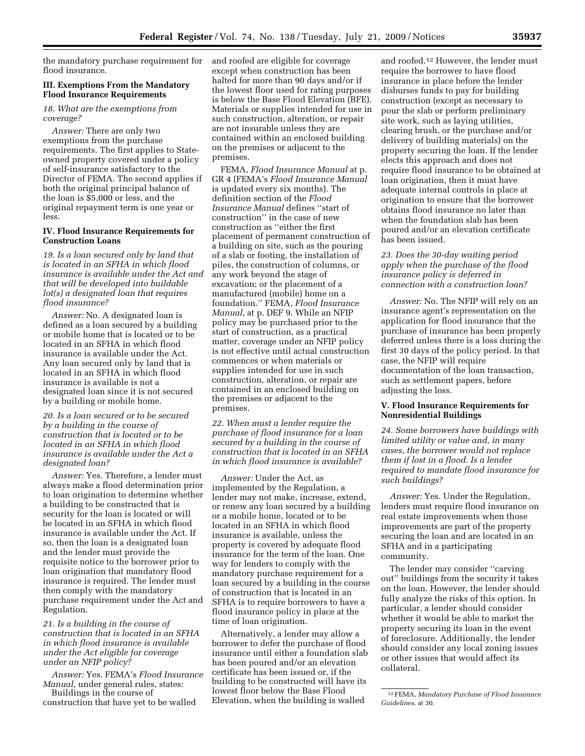the mandatory purchase requirement for flood insurance.

### III. Exemptions From the Mandatory Flood Insurance Requirements

*18. What are the exemptions from coverage?*

*Answer:* There are only two exemptions from the purchase requirements. The first applies to State-owned property covered under a policy of self-insurance satisfactory to the Director of FEMA. The second applies if both the original principal balance of the loan is $5,000 or less, and the original repayment term is one year or less.

### IV. Flood Insurance Requirements for Construction Loans

*19. Is a loan secured only by land that is located in an SFHA in which flood insurance is available under the Act and that will be developed into buildable lot(s) a designated loan that requires flood insurance?*

*Answer:* No. A designated loan is defined as a loan secured by a building or mobile home that is located or to be located in an SFHA in which flood insurance is available under the Act. Any loan secured only by land that is located in an SFHA in which flood insurance is available is not a designated loan since it is not secured by a building or mobile home.

*20. Is a loan secured or to be secured by a building in the course of construction that is located or to be located in an SFHA in which flood insurance is available under the Act a designated loan?*

*Answer:* Yes. Therefore, a lender must always make a flood determination prior to loan origination to determine whether a building to be constructed that is security for the loan is located or will be located in an SFHA in which flood insurance is available under the Act. If so, then the loan is a designated loan and the lender must provide the requisite notice to the borrower prior to loan origination that mandatory flood insurance is required. The lender must then comply with the mandatory purchase requirement under the Act and Regulation.

*21. Is a building in the course of construction that is located in an SFHA in which flood insurance is available under the Act eligible for coverage under an NFIP policy?*

*Answer:* Yes. FEMA's *Flood Insurance Manual*, under general rules, states:

Buildings in the course of construction that have yet to be walled and roofed are eligible for coverage except when construction has been halted for more than 90 days and/or if the lowest floor used for rating purposes is below the Base Flood Elevation (BFE). Materials or supplies intended for use in such construction, alteration, or repair are not insurable unless they are contained within an enclosed building on the premises or adjacent to the premises.

FEMA, *Flood Insurance Manual* at p. GR 4 (FEMA's *Flood Insurance Manual* is updated every six months). The definition section of the *Flood Insurance Manual* defines "start of construction" in the case of new construction as "either the first placement of permanent construction of a building on site, such as the pouring of a slab or footing, the installation of piles, the construction of columns, or any work beyond the stage of excavation; or the placement of a manufactured (mobile) home on a foundation." FEMA, *Flood Insurance Manual*, at p. DEF 9. While an NFIP policy may be purchased prior to the start of construction, as a practical matter, coverage under an NFIP policy is not effective until actual construction commences or when materials or supplies intended for use in such construction, alteration, or repair are contained in an enclosed building on the premises or adjacent to the premises.

*22. When must a lender require the purchase of flood insurance for a loan secured by a building in the course of construction that is located in an SFHA in which flood insurance is available?*

*Answer:* Under the Act, as implemented by the Regulation, a lender may not make, increase, extend, or renew any loan secured by a building or a mobile home, located or to be located in an SFHA in which flood insurance is available, unless the property is covered by adequate flood insurance for the term of the loan. One way for lenders to comply with the mandatory purchase requirement for a loan secured by a building in the course of construction that is located in an SFHA is to require borrowers to have a flood insurance policy in place at the time of loan origination.

Alternatively, a lender may allow a borrower to defer the purchase of flood insurance until either a foundation slab has been poured and/or an elevation certificate has been issued or, if the building to be constructed will have its lowest floor below the Base Flood Elevation, when the building is walled and roofed.[12] However, the lender must require the borrower to have flood insurance in place before the lender disburses funds to pay for building construction (except as necessary to pour the slab or perform preliminary site work, such as laying utilities, clearing brush, or the purchase and/or delivery of building materials) on the property securing the loan. If the lender elects this approach and does not require flood insurance to be obtained at loan origination, then it must have adequate internal controls in place at origination to ensure that the borrower obtains flood insurance no later than when the foundation slab has been poured and/or an elevation certificate has been issued.

*23. Does the 30-day waiting period apply when the purchase of the flood insurance policy is deferred in connection with a construction loan?*

*Answer:* No. The NFIP will rely on an insurance agent's representation on the application for flood insurance that the purchase of insurance has been properly deferred unless there is a loss during the first 30 days of the policy period. In that case, the NFIP will require documentation of the loan transaction, such as settlement papers, before adjusting the loss.

### V. Flood Insurance Requirements for Nonresidential Buildings

*24. Some borrowers have buildings with limited utility or value and, in many cases, the borrower would not replace them if lost in a flood. Is a lender required to mandate flood insurance for such buildings?*

*Answer:* Yes. Under the Regulation, lenders must require flood insurance on real estate improvements when those improvements are part of the property securing the loan and are located in an SFHA and in a participating community.

The lender may consider "carving out" buildings from the security it takes on the loan. However, the lender should fully analyze the risks of this option. In particular, a lender should consider whether it would be able to market the property securing its loan in the event of foreclosure. Additionally, the lender should consider any local zoning issues or other issues that would affect its collateral.

[12] FEMA, *Mandatory Purchase of Flood Insurance Guidelines*, at 30.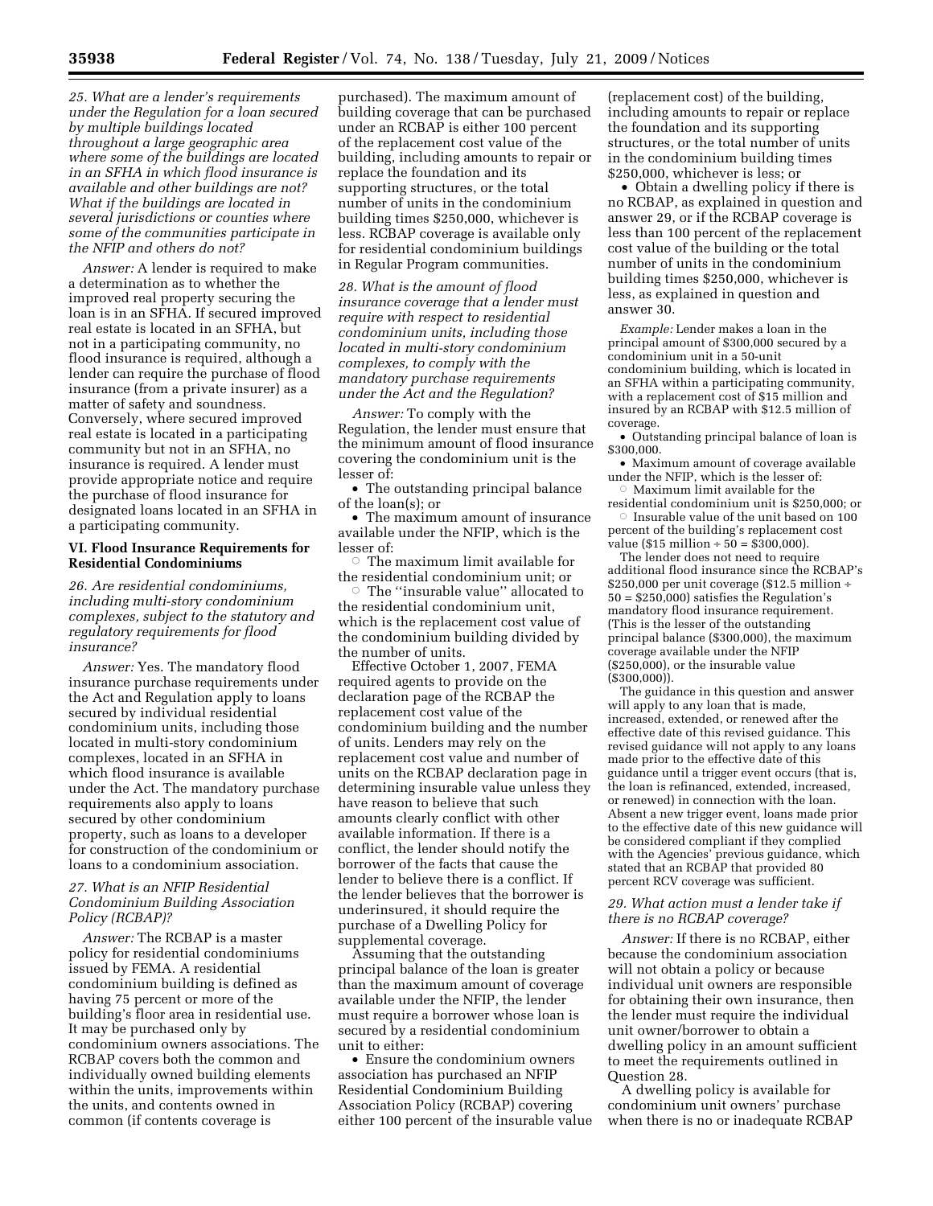*25. What are a lender's requirements under the Regulation for a loan secured by multiple buildings located throughout a large geographic area where some of the buildings are located in an SFHA in which flood insurance is available and other buildings are not? What if the buildings are located in several jurisdictions or counties where some of the communities participate in the NFIP and others do not?*

*Answer:* A lender is required to make a determination as to whether the improved real property securing the loan is in an SFHA. If secured improved real estate is located in an SFHA, but not in a participating community, no flood insurance is required, although a lender can require the purchase of flood insurance (from a private insurer) as a matter of safety and soundness. Conversely, where secured improved real estate is located in a participating community but not in an SFHA, no insurance is required. A lender must provide appropriate notice and require the purchase of flood insurance for designated loans located in an SFHA in a participating community.

### VI. Flood Insurance Requirements for Residential Condominiums

*26. Are residential condominiums, including multi-story condominium complexes, subject to the statutory and regulatory requirements for flood insurance?*

*Answer:* Yes. The mandatory flood insurance purchase requirements under the Act and Regulation apply to loans secured by individual residential condominium units, including those located in multi-story condominium complexes, located in an SFHA in which flood insurance is available under the Act. The mandatory purchase requirements also apply to loans secured by other condominium property, such as loans to a developer for construction of the condominium or loans to a condominium association.

*27. What is an NFIP Residential Condominium Building Association Policy (RCBAP)?*

*Answer:* The RCBAP is a master policy for residential condominiums issued by FEMA. A residential condominium building is defined as having 75 percent or more of the building's floor area in residential use. It may be purchased only by condominium owners associations. The RCBAP covers both the common and individually owned building elements within the units, improvements within the units, and contents owned in common (if contents coverage is purchased). The maximum amount of building coverage that can be purchased under an RCBAP is either 100 percent of the replacement cost value of the building, including amounts to repair or replace the foundation and its supporting structures, or the total number of units in the condominium building times $250,000, whichever is less. RCBAP coverage is available only for residential condominium buildings in Regular Program communities.

*28. What is the amount of flood insurance coverage that a lender must require with respect to residential condominium units, including those located in multi-story condominium complexes, to comply with the mandatory purchase requirements under the Act and the Regulation?*

*Answer:* To comply with the Regulation, the lender must ensure that the minimum amount of flood insurance covering the condominium unit is the lesser of:

- The outstanding principal balance of the loan(s); or
- The maximum amount of insurance available under the NFIP, which is the lesser of:
  - The maximum limit available for the residential condominium unit; or
  - The "insurable value" allocated to the residential condominium unit, which is the replacement cost value of the condominium building divided by the number of units.

Effective October 1, 2007, FEMA required agents to provide on the declaration page of the RCBAP the replacement cost value of the condominium building and the number of units. Lenders may rely on the replacement cost value and number of units on the RCBAP declaration page in determining insurable value unless they have reason to believe that such amounts clearly conflict with other available information. If there is a conflict, the lender should notify the borrower of the facts that cause the lender to believe there is a conflict. If the lender believes that the borrower is underinsured, it should require the purchase of a Dwelling Policy for supplemental coverage.

Assuming that the outstanding principal balance of the loan is greater than the maximum amount of coverage available under the NFIP, the lender must require a borrower whose loan is secured by a residential condominium unit to either:

- Ensure the condominium owners association has purchased an NFIP Residential Condominium Building Association Policy (RCBAP) covering either 100 percent of the insurable value (replacement cost) of the building, including amounts to repair or replace the foundation and its supporting structures, or the total number of units in the condominium building times $250,000, whichever is less; or
- Obtain a dwelling policy if there is no RCBAP, as explained in question and answer 29, or if the RCBAP coverage is less than 100 percent of the replacement cost value of the building or the total number of units in the condominium building times $250,000, whichever is less, as explained in question and answer 30.

*Example:* Lender makes a loan in the principal amount of $300,000 secured by a condominium unit in a 50-unit condominium building, which is located in an SFHA within a participating community, with a replacement cost of $15 million and insured by an RCBAP with $12.5 million of coverage.

- Outstanding principal balance of loan is $300,000.
- Maximum amount of coverage available under the NFIP, which is the lesser of:
  - Maximum limit available for the residential condominium unit is $250,000; or
  - Insurable value of the unit based on 100 percent of the building's replacement cost value ($15 million ÷ 50 = $300,000).

The lender does not need to require additional flood insurance since the RCBAP's $250,000 per unit coverage ($12.5 million ÷ 50 = $250,000) satisfies the Regulation's mandatory flood insurance requirement. (This is the lesser of the outstanding principal balance ($300,000), the maximum coverage available under the NFIP ($250,000), or the insurable value ($300,000)).

The guidance in this question and answer will apply to any loan that is made, increased, extended, or renewed after the effective date of this revised guidance. This revised guidance will not apply to any loans made prior to the effective date of this guidance until a trigger event occurs (that is, the loan is refinanced, extended, increased, or renewed) in connection with the loan. Absent a new trigger event, loans made prior to the effective date of this new guidance will be considered compliant if they complied with the Agencies' previous guidance, which stated that an RCBAP that provided 80 percent RCV coverage was sufficient.

*29. What action must a lender take if there is no RCBAP coverage?*

*Answer:* If there is no RCBAP, either because the condominium association will not obtain a policy or because individual unit owners are responsible for obtaining their own insurance, then the lender must require the individual unit owner/borrower to obtain a dwelling policy in an amount sufficient to meet the requirements outlined in Question 28.

A dwelling policy is available for condominium unit owners' purchase when there is no or inadequate RCBAP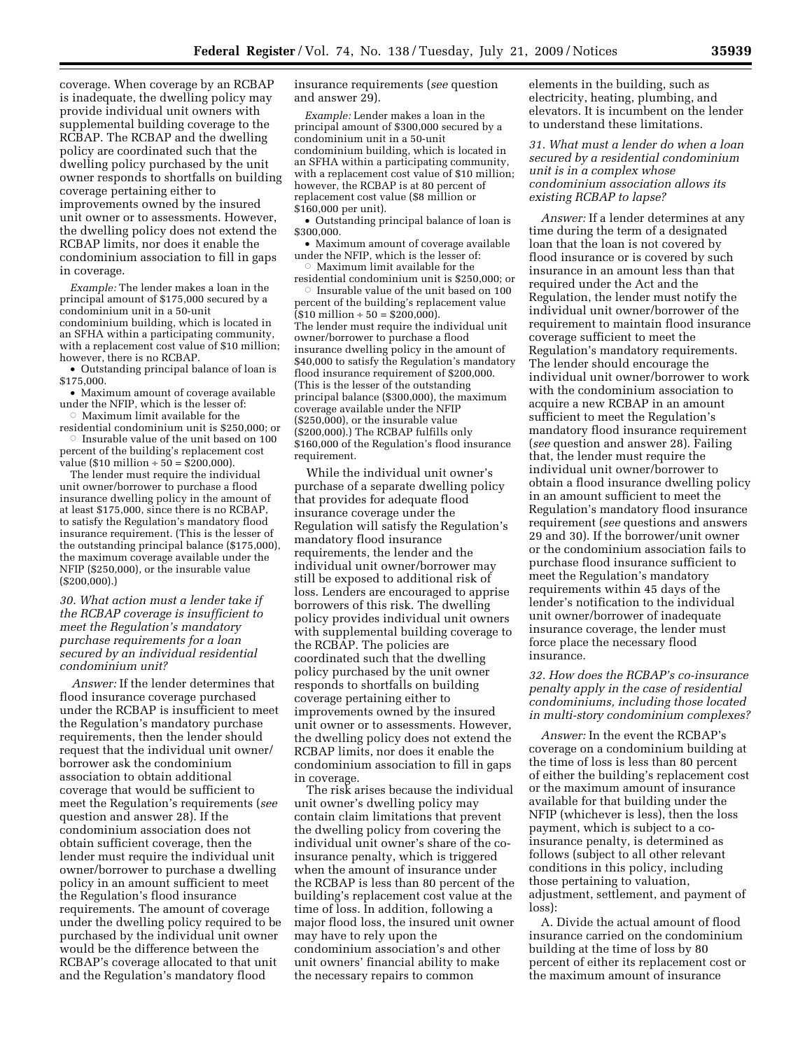coverage. When coverage by an RCBAP is inadequate, the dwelling policy may provide individual unit owners with supplemental building coverage to the RCBAP. The RCBAP and the dwelling policy are coordinated such that the dwelling policy purchased by the unit owner responds to shortfalls on building coverage pertaining either to improvements owned by the insured unit owner or to assessments. However, the dwelling policy does not extend the RCBAP limits, nor does it enable the condominium association to fill in gaps in coverage.

*Example:* The lender makes a loan in the principal amount of $175,000 secured by a condominium unit in a 50-unit condominium building, which is located in an SFHA within a participating community, with a replacement cost value of $10 million; however, there is no RCBAP.

- Outstanding principal balance of loan is $175,000.
- Maximum amount of coverage available under the NFIP, which is the lesser of:
  - Maximum limit available for the residential condominium unit is $250,000; or
  - Insurable value of the unit based on 100 percent of the building's replacement cost value ($10 million ÷ 50 = $200,000).

The lender must require the individual unit owner/borrower to purchase a flood insurance dwelling policy in the amount of at least $175,000, since there is no RCBAP, to satisfy the Regulation's mandatory flood insurance requirement. (This is the lesser of the outstanding principal balance ($175,000), the maximum coverage available under the NFIP ($250,000), or the insurable value ($200,000).)

*30. What action must a lender take if the RCBAP coverage is insufficient to meet the Regulation's mandatory purchase requirements for a loan secured by an individual residential condominium unit?*

*Answer:* If the lender determines that flood insurance coverage purchased under the RCBAP is insufficient to meet the Regulation's mandatory purchase requirements, then the lender should request that the individual unit owner/borrower ask the condominium association to obtain additional coverage that would be sufficient to meet the Regulation's requirements (*see* question and answer 28). If the condominium association does not obtain sufficient coverage, then the lender must require the individual unit owner/borrower to purchase a dwelling policy in an amount sufficient to meet the Regulation's flood insurance requirements. The amount of coverage under the dwelling policy required to be purchased by the individual unit owner would be the difference between the RCBAP's coverage allocated to that unit and the Regulation's mandatory flood insurance requirements (*see* question and answer 29).

*Example:* Lender makes a loan in the principal amount of $300,000 secured by a condominium unit in a 50-unit condominium building, which is located in an SFHA within a participating community, with a replacement cost value of $10 million; however, the RCBAP is at 80 percent of replacement cost value ($8 million or $160,000 per unit).

- Outstanding principal balance of loan is $300,000.
- Maximum amount of coverage available under the NFIP, which is the lesser of:
  - Maximum limit available for the residential condominium unit is $250,000; or
  - Insurable value of the unit based on 100 percent of the building's replacement value ($10 million ÷ 50 = $200,000).

The lender must require the individual unit owner/borrower to purchase a flood insurance dwelling policy in the amount of $40,000 to satisfy the Regulation's mandatory flood insurance requirement of $200,000. (This is the lesser of the outstanding principal balance ($300,000), the maximum coverage available under the NFIP ($250,000), or the insurable value ($200,000).) The RCBAP fulfills only $160,000 of the Regulation's flood insurance requirement.

While the individual unit owner's purchase of a separate dwelling policy that provides for adequate flood insurance coverage under the Regulation will satisfy the Regulation's mandatory flood insurance requirements, the lender and the individual unit owner/borrower may still be exposed to additional risk of loss. Lenders are encouraged to apprise borrowers of this risk. The dwelling policy provides individual unit owners with supplemental building coverage to the RCBAP. The policies are coordinated such that the dwelling policy purchased by the unit owner responds to shortfalls on building coverage pertaining either to improvements owned by the insured unit owner or to assessments. However, the dwelling policy does not extend the RCBAP limits, nor does it enable the condominium association to fill in gaps in coverage.

The risk arises because the individual unit owner's dwelling policy may contain claim limitations that prevent the dwelling policy from covering the individual unit owner's share of the co-insurance penalty, which is triggered when the amount of insurance under the RCBAP is less than 80 percent of the building's replacement cost value at the time of loss. In addition, following a major flood loss, the insured unit owner may have to rely upon the condominium association's and other unit owners' financial ability to make the necessary repairs to common elements in the building, such as electricity, heating, plumbing, and elevators. It is incumbent on the lender to understand these limitations.

*31. What must a lender do when a loan secured by a residential condominium unit is in a complex whose condominium association allows its existing RCBAP to lapse?*

*Answer:* If a lender determines at any time during the term of a designated loan that the loan is not covered by flood insurance or is covered by such insurance in an amount less than that required under the Act and the Regulation, the lender must notify the individual unit owner/borrower of the requirement to maintain flood insurance coverage sufficient to meet the Regulation's mandatory requirements. The lender should encourage the individual unit owner/borrower to work with the condominium association to acquire a new RCBAP in an amount sufficient to meet the Regulation's mandatory flood insurance requirement (*see* question and answer 28). Failing that, the lender must require the individual unit owner/borrower to obtain a flood insurance dwelling policy in an amount sufficient to meet the Regulation's mandatory flood insurance requirement (*see* questions and answers 29 and 30). If the borrower/unit owner or the condominium association fails to purchase flood insurance sufficient to meet the Regulation's mandatory requirements within 45 days of the lender's notification to the individual unit owner/borrower of inadequate insurance coverage, the lender must force place the necessary flood insurance.

*32. How does the RCBAP's co-insurance penalty apply in the case of residential condominiums, including those located in multi-story condominium complexes?*

*Answer:* In the event the RCBAP's coverage on a condominium building at the time of loss is less than 80 percent of either the building's replacement cost or the maximum amount of insurance available for that building under the NFIP (whichever is less), then the loss payment, which is subject to a co-insurance penalty, is determined as follows (subject to all other relevant conditions in this policy, including those pertaining to valuation, adjustment, settlement, and payment of loss):

A. Divide the actual amount of flood insurance carried on the condominium building at the time of loss by 80 percent of either its replacement cost or the maximum amount of insurance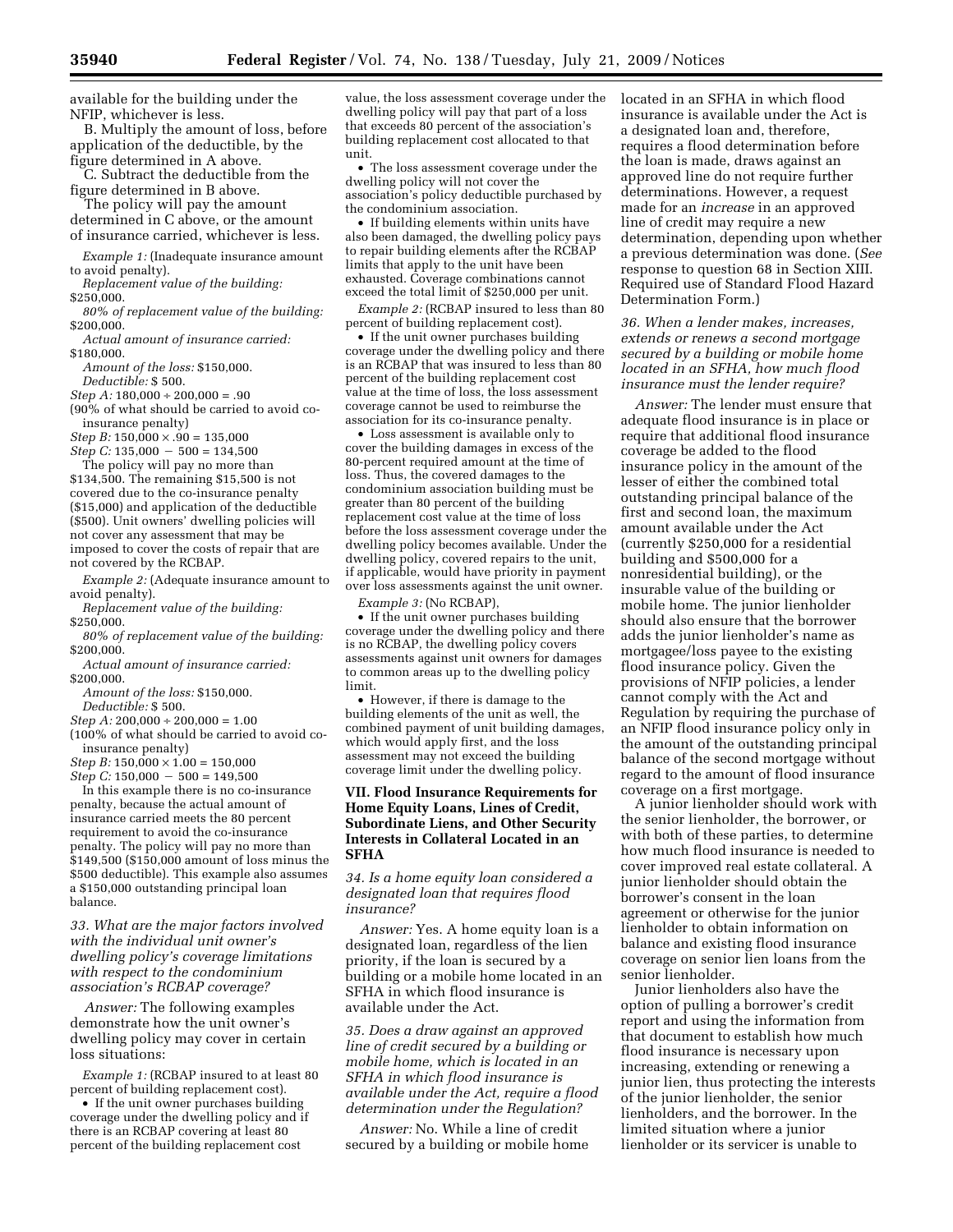available for the building under the NFIP, whichever is less.

B. Multiply the amount of loss, before application of the deductible, by the figure determined in A above.

C. Subtract the deductible from the figure determined in B above.

The policy will pay the amount determined in C above, or the amount of insurance carried, whichever is less.

*Example 1:* (Inadequate insurance amount to avoid penalty).

*Replacement value of the building:* $250,000.

*80% of replacement value of the building:* $200,000.

*Actual amount of insurance carried:* $180,000.

*Amount of the loss:* $150,000.

*Deductible:* $ 500.

*Step A:* 180,000 ÷ 200,000 = .90

(90% of what should be carried to avoid co-insurance penalty)

*Step B:* 150,000 × .90 = 135,000

*Step C:* 135,000 − 500 = 134,500

The policy will pay no more than $134,500. The remaining $15,500 is not covered due to the co-insurance penalty ($15,000) and application of the deductible ($500). Unit owners' dwelling policies will not cover any assessment that may be imposed to cover the costs of repair that are not covered by the RCBAP.

*Example 2:* (Adequate insurance amount to avoid penalty).

*Replacement value of the building:* $250,000.

*80% of replacement value of the building:* $200,000.

*Actual amount of insurance carried:* $200,000.

*Amount of the loss:* $150,000.

*Deductible:* $ 500.

*Step A:* 200,000 ÷ 200,000 = 1.00

(100% of what should be carried to avoid co-insurance penalty)

*Step B:* 150,000 × 1.00 = 150,000

*Step C:* 150,000 − 500 = 149,500

In this example there is no co-insurance penalty, because the actual amount of insurance carried meets the 80 percent requirement to avoid the co-insurance penalty. The policy will pay no more than $149,500 ($150,000 amount of loss minus the $500 deductible). This example also assumes a $150,000 outstanding principal loan balance.

*33. What are the major factors involved with the individual unit owner's dwelling policy's coverage limitations with respect to the condominium association's RCBAP coverage?*

*Answer:* The following examples demonstrate how the unit owner's dwelling policy may cover in certain loss situations:

*Example 1:* (RCBAP insured to at least 80 percent of building replacement cost).

- If the unit owner purchases building coverage under the dwelling policy and if there is an RCBAP covering at least 80 percent of the building replacement cost value, the loss assessment coverage under the dwelling policy will pay that part of a loss that exceeds 80 percent of the association's building replacement cost allocated to that unit.
- The loss assessment coverage under the dwelling policy will not cover the association's policy deductible purchased by the condominium association.
- If building elements within units have also been damaged, the dwelling policy pays to repair building elements after the RCBAP limits that apply to the unit have been exhausted. Coverage combinations cannot exceed the total limit of $250,000 per unit.

*Example 2:* (RCBAP insured to less than 80 percent of building replacement cost).

- If the unit owner purchases building coverage under the dwelling policy and there is an RCBAP that was insured to less than 80 percent of the building replacement cost value at the time of loss, the loss assessment coverage cannot be used to reimburse the association for its co-insurance penalty.
- Loss assessment is available only to cover the building damages in excess of the 80-percent required amount at the time of loss. Thus, the covered damages to the condominium association building must be greater than 80 percent of the building replacement cost value at the time of loss before the loss assessment coverage under the dwelling policy becomes available. Under the dwelling policy, covered repairs to the unit, if applicable, would have priority in payment over loss assessments against the unit owner.

*Example 3:* (No RCBAP),

- If the unit owner purchases building coverage under the dwelling policy and there is no RCBAP, the dwelling policy covers assessments against unit owners for damages to common areas up to the dwelling policy limit.
- However, if there is damage to the building elements of the unit as well, the combined payment of unit building damages, which would apply first, and the loss assessment may not exceed the building coverage limit under the dwelling policy.

## VII. Flood Insurance Requirements for Home Equity Loans, Lines of Credit, Subordinate Liens, and Other Security Interests in Collateral Located in an SFHA

*34. Is a home equity loan considered a designated loan that requires flood insurance?*

*Answer:* Yes. A home equity loan is a designated loan, regardless of the lien priority, if the loan is secured by a building or a mobile home located in an SFHA in which flood insurance is available under the Act.

*35. Does a draw against an approved line of credit secured by a building or mobile home, which is located in an SFHA in which flood insurance is available under the Act, require a flood determination under the Regulation?*

*Answer:* No. While a line of credit secured by a building or mobile home located in an SFHA in which flood insurance is available under the Act is a designated loan and, therefore, requires a flood determination before the loan is made, draws against an approved line do not require further determinations. However, a request made for an *increase* in an approved line of credit may require a new determination, depending upon whether a previous determination was done. (*See* response to question 68 in Section XIII. Required use of Standard Flood Hazard Determination Form.)

*36. When a lender makes, increases, extends or renews a second mortgage secured by a building or mobile home located in an SFHA, how much flood insurance must the lender require?*

*Answer:* The lender must ensure that adequate flood insurance is in place or require that additional flood insurance coverage be added to the flood insurance policy in the amount of the lesser of either the combined total outstanding principal balance of the first and second loan, the maximum amount available under the Act (currently $250,000 for a residential building and $500,000 for a nonresidential building), or the insurable value of the building or mobile home. The junior lienholder should also ensure that the borrower adds the junior lienholder's name as mortgagee/loss payee to the existing flood insurance policy. Given the provisions of NFIP policies, a lender cannot comply with the Act and Regulation by requiring the purchase of an NFIP flood insurance policy only in the amount of the outstanding principal balance of the second mortgage without regard to the amount of flood insurance coverage on a first mortgage.

A junior lienholder should work with the senior lienholder, the borrower, or with both of these parties, to determine how much flood insurance is needed to cover improved real estate collateral. A junior lienholder should obtain the borrower's consent in the loan agreement or otherwise for the junior lienholder to obtain information on balance and existing flood insurance coverage on senior lien loans from the senior lienholder.

Junior lienholders also have the option of pulling a borrower's credit report and using the information from that document to establish how much flood insurance is necessary upon increasing, extending or renewing a junior lien, thus protecting the interests of the junior lienholder, the senior lienholders, and the borrower. In the limited situation where a junior lienholder or its servicer is unable to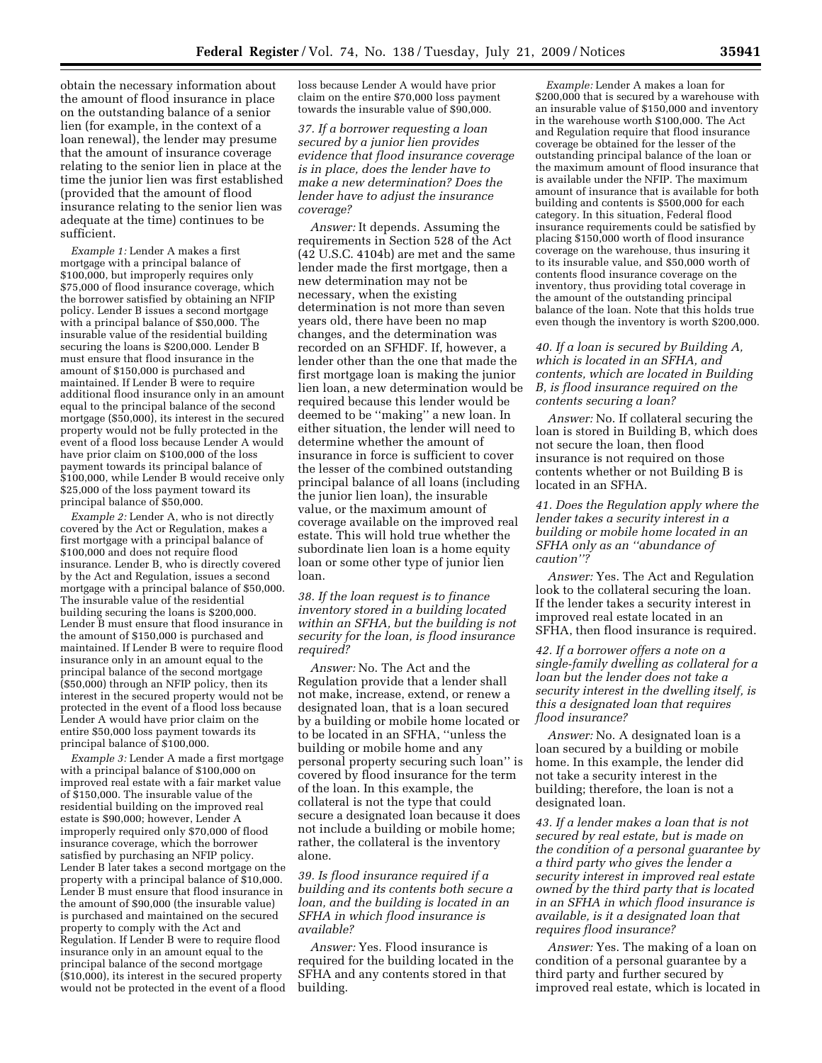obtain the necessary information about the amount of flood insurance in place on the outstanding balance of a senior lien (for example, in the context of a loan renewal), the lender may presume that the amount of insurance coverage relating to the senior lien in place at the time the junior lien was first established (provided that the amount of flood insurance relating to the senior lien was adequate at the time) continues to be sufficient.

*Example 1:* Lender A makes a first mortgage with a principal balance of $100,000, but improperly requires only $75,000 of flood insurance coverage, which the borrower satisfied by obtaining an NFIP policy. Lender B issues a second mortgage with a principal balance of $50,000. The insurable value of the residential building securing the loans is $200,000. Lender B must ensure that flood insurance in the amount of $150,000 is purchased and maintained. If Lender B were to require additional flood insurance only in an amount equal to the principal balance of the second mortgage ($50,000), its interest in the secured property would not be fully protected in the event of a flood loss because Lender A would have prior claim on $100,000 of the loss payment towards its principal balance of $100,000, while Lender B would receive only $25,000 of the loss payment toward its principal balance of $50,000.

*Example 2:* Lender A, who is not directly covered by the Act or Regulation, makes a first mortgage with a principal balance of $100,000 and does not require flood insurance. Lender B, who is directly covered by the Act and Regulation, issues a second mortgage with a principal balance of $50,000. The insurable value of the residential building securing the loans is $200,000. Lender B must ensure that flood insurance in the amount of $150,000 is purchased and maintained. If Lender B were to require flood insurance only in an amount equal to the principal balance of the second mortgage ($50,000) through an NFIP policy, then its interest in the secured property would not be protected in the event of a flood loss because Lender A would have prior claim on the entire $50,000 loss payment towards its principal balance of $100,000.

*Example 3:* Lender A made a first mortgage with a principal balance of $100,000 on improved real estate with a fair market value of $150,000. The insurable value of the residential building on the improved real estate is $90,000; however, Lender A improperly required only $70,000 of flood insurance coverage, which the borrower satisfied by purchasing an NFIP policy. Lender B later takes a second mortgage on the property with a principal balance of $10,000. Lender B must ensure that flood insurance in the amount of $90,000 (the insurable value) is purchased and maintained on the secured property to comply with the Act and Regulation. If Lender B were to require flood insurance only in an amount equal to the principal balance of the second mortgage ($10,000), its interest in the secured property would not be protected in the event of a flood loss because Lender A would have prior claim on the entire $70,000 loss payment towards the insurable value of $90,000.

*37. If a borrower requesting a loan secured by a junior lien provides evidence that flood insurance coverage is in place, does the lender have to make a new determination? Does the lender have to adjust the insurance coverage?*

*Answer:* It depends. Assuming the requirements in Section 528 of the Act (42 U.S.C. 4104b) are met and the same lender made the first mortgage, then a new determination may not be necessary, when the existing determination is not more than seven years old, there have been no map changes, and the determination was recorded on an SFHDF. If, however, a lender other than the one that made the first mortgage loan is making the junior lien loan, a new determination would be required because this lender would be deemed to be ''making'' a new loan. In either situation, the lender will need to determine whether the amount of insurance in force is sufficient to cover the lesser of the combined outstanding principal balance of all loans (including the junior lien loan), the insurable value, or the maximum amount of coverage available on the improved real estate. This will hold true whether the subordinate lien loan is a home equity loan or some other type of junior lien loan.

*38. If the loan request is to finance inventory stored in a building located within an SFHA, but the building is not security for the loan, is flood insurance required?*

*Answer:* No. The Act and the Regulation provide that a lender shall not make, increase, extend, or renew a designated loan, that is a loan secured by a building or mobile home located or to be located in an SFHA, ''unless the building or mobile home and any personal property securing such loan'' is covered by flood insurance for the term of the loan. In this example, the collateral is not the type that could secure a designated loan because it does not include a building or mobile home; rather, the collateral is the inventory alone.

*39. Is flood insurance required if a building and its contents both secure a loan, and the building is located in an SFHA in which flood insurance is available?*

*Answer:* Yes. Flood insurance is required for the building located in the SFHA and any contents stored in that building.

*Example:* Lender A makes a loan for $200,000 that is secured by a warehouse with an insurable value of $150,000 and inventory in the warehouse worth $100,000. The Act and Regulation require that flood insurance coverage be obtained for the lesser of the outstanding principal balance of the loan or the maximum amount of flood insurance that is available under the NFIP. The maximum amount of insurance that is available for both building and contents is $500,000 for each category. In this situation, Federal flood insurance requirements could be satisfied by placing $150,000 worth of flood insurance coverage on the warehouse, thus insuring it to its insurable value, and $50,000 worth of contents flood insurance coverage on the inventory, thus providing total coverage in the amount of the outstanding principal balance of the loan. Note that this holds true even though the inventory is worth $200,000.

*40. If a loan is secured by Building A, which is located in an SFHA, and contents, which are located in Building B, is flood insurance required on the contents securing a loan?*

*Answer:* No. If collateral securing the loan is stored in Building B, which does not secure the loan, then flood insurance is not required on those contents whether or not Building B is located in an SFHA.

*41. Does the Regulation apply where the lender takes a security interest in a building or mobile home located in an SFHA only as an ''abundance of caution''?*

*Answer:* Yes. The Act and Regulation look to the collateral securing the loan. If the lender takes a security interest in improved real estate located in an SFHA, then flood insurance is required.

*42. If a borrower offers a note on a single-family dwelling as collateral for a loan but the lender does not take a security interest in the dwelling itself, is this a designated loan that requires flood insurance?*

*Answer:* No. A designated loan is a loan secured by a building or mobile home. In this example, the lender did not take a security interest in the building; therefore, the loan is not a designated loan.

*43. If a lender makes a loan that is not secured by real estate, but is made on the condition of a personal guarantee by a third party who gives the lender a security interest in improved real estate owned by the third party that is located in an SFHA in which flood insurance is available, is it a designated loan that requires flood insurance?*

*Answer:* Yes. The making of a loan on condition of a personal guarantee by a third party and further secured by improved real estate, which is located in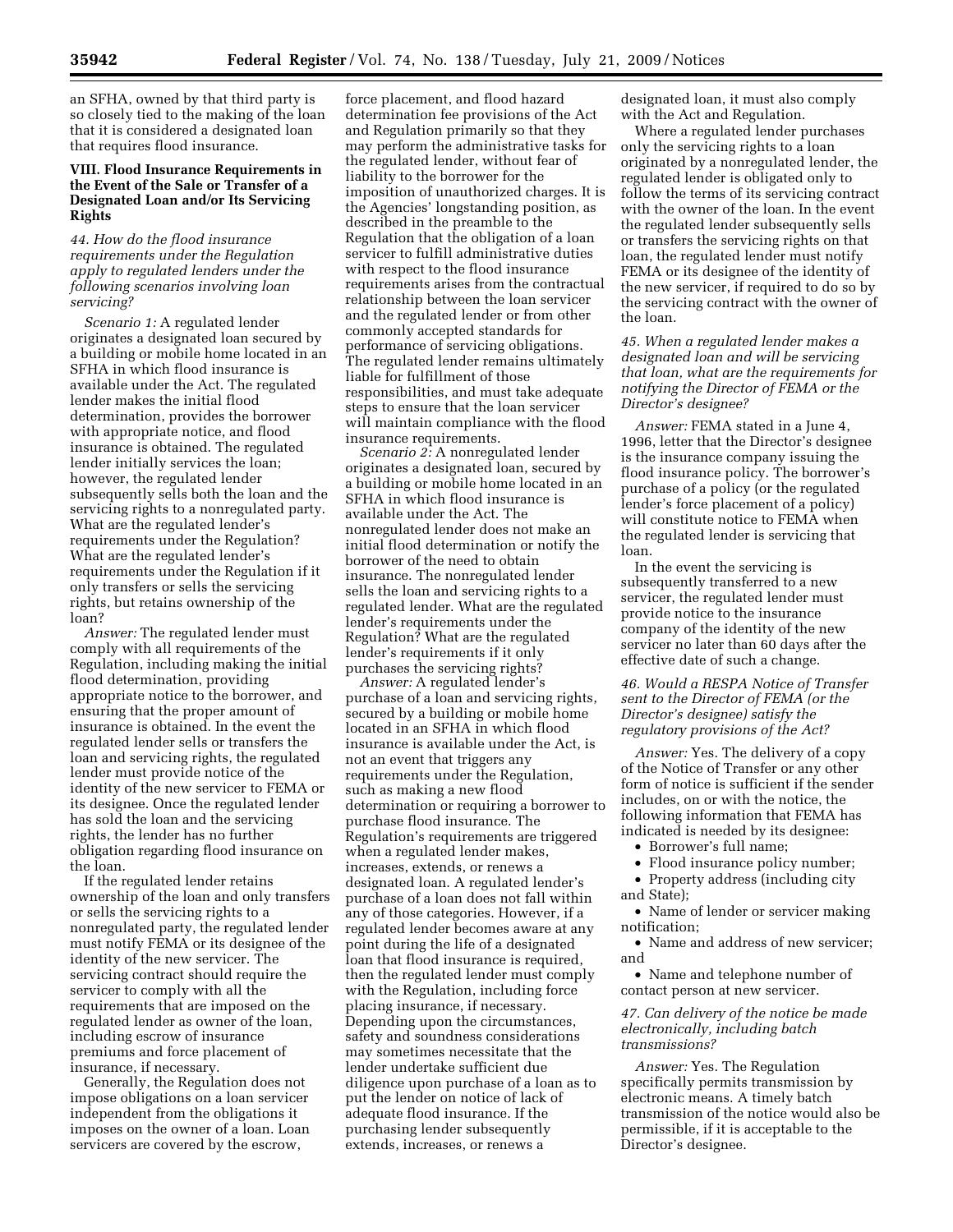an SFHA, owned by that third party is so closely tied to the making of the loan that it is considered a designated loan that requires flood insurance.

### VIII. Flood Insurance Requirements in the Event of the Sale or Transfer of a Designated Loan and/or Its Servicing Rights

*44. How do the flood insurance requirements under the Regulation apply to regulated lenders under the following scenarios involving loan servicing?*

*Scenario 1:* A regulated lender originates a designated loan secured by a building or mobile home located in an SFHA in which flood insurance is available under the Act. The regulated lender makes the initial flood determination, provides the borrower with appropriate notice, and flood insurance is obtained. The regulated lender initially services the loan; however, the regulated lender subsequently sells both the loan and the servicing rights to a nonregulated party. What are the regulated lender's requirements under the Regulation? What are the regulated lender's requirements under the Regulation if it only transfers or sells the servicing rights, but retains ownership of the loan?

*Answer:* The regulated lender must comply with all requirements of the Regulation, including making the initial flood determination, providing appropriate notice to the borrower, and ensuring that the proper amount of insurance is obtained. In the event the regulated lender sells or transfers the loan and servicing rights, the regulated lender must provide notice of the identity of the new servicer to FEMA or its designee. Once the regulated lender has sold the loan and the servicing rights, the lender has no further obligation regarding flood insurance on the loan.

If the regulated lender retains ownership of the loan and only transfers or sells the servicing rights to a nonregulated party, the regulated lender must notify FEMA or its designee of the identity of the new servicer. The servicing contract should require the servicer to comply with all the requirements that are imposed on the regulated lender as owner of the loan, including escrow of insurance premiums and force placement of insurance, if necessary.

Generally, the Regulation does not impose obligations on a loan servicer independent from the obligations it imposes on the owner of a loan. Loan servicers are covered by the escrow, force placement, and flood hazard determination fee provisions of the Act and Regulation primarily so that they may perform the administrative tasks for the regulated lender, without fear of liability to the borrower for the imposition of unauthorized charges. It is the Agencies' longstanding position, as described in the preamble to the Regulation that the obligation of a loan servicer to fulfill administrative duties with respect to the flood insurance requirements arises from the contractual relationship between the loan servicer and the regulated lender or from other commonly accepted standards for performance of servicing obligations. The regulated lender remains ultimately liable for fulfillment of those responsibilities, and must take adequate steps to ensure that the loan servicer will maintain compliance with the flood insurance requirements.

*Scenario 2:* A nonregulated lender originates a designated loan, secured by a building or mobile home located in an SFHA in which flood insurance is available under the Act. The nonregulated lender does not make an initial flood determination or notify the borrower of the need to obtain insurance. The nonregulated lender sells the loan and servicing rights to a regulated lender. What are the regulated lender's requirements under the Regulation? What are the regulated lender's requirements if it only purchases the servicing rights?

*Answer:* A regulated lender's purchase of a loan and servicing rights, secured by a building or mobile home located in an SFHA in which flood insurance is available under the Act, is not an event that triggers any requirements under the Regulation, such as making a new flood determination or requiring a borrower to purchase flood insurance. The Regulation's requirements are triggered when a regulated lender makes, increases, extends, or renews a designated loan. A regulated lender's purchase of a loan does not fall within any of those categories. However, if a regulated lender becomes aware at any point during the life of a designated loan that flood insurance is required, then the regulated lender must comply with the Regulation, including force placing insurance, if necessary. Depending upon the circumstances, safety and soundness considerations may sometimes necessitate that the lender undertake sufficient due diligence upon purchase of a loan as to put the lender on notice of lack of adequate flood insurance. If the purchasing lender subsequently extends, increases, or renews a designated loan, it must also comply with the Act and Regulation.

Where a regulated lender purchases only the servicing rights to a loan originated by a nonregulated lender, the regulated lender is obligated only to follow the terms of its servicing contract with the owner of the loan. In the event the regulated lender subsequently sells or transfers the servicing rights on that loan, the regulated lender must notify FEMA or its designee of the identity of the new servicer, if required to do so by the servicing contract with the owner of the loan.

*45. When a regulated lender makes a designated loan and will be servicing that loan, what are the requirements for notifying the Director of FEMA or the Director's designee?*

*Answer:* FEMA stated in a June 4, 1996, letter that the Director's designee is the insurance company issuing the flood insurance policy. The borrower's purchase of a policy (or the regulated lender's force placement of a policy) will constitute notice to FEMA when the regulated lender is servicing that loan.

In the event the servicing is subsequently transferred to a new servicer, the regulated lender must provide notice to the insurance company of the identity of the new servicer no later than 60 days after the effective date of such a change.

*46. Would a RESPA Notice of Transfer sent to the Director of FEMA (or the Director's designee) satisfy the regulatory provisions of the Act?*

*Answer:* Yes. The delivery of a copy of the Notice of Transfer or any other form of notice is sufficient if the sender includes, on or with the notice, the following information that FEMA has indicated is needed by its designee:

- Borrower's full name;
- Flood insurance policy number;
- Property address (including city and State);
- Name of lender or servicer making notification;
- Name and address of new servicer; and
- Name and telephone number of contact person at new servicer.

*47. Can delivery of the notice be made electronically, including batch transmissions?*

*Answer:* Yes. The Regulation specifically permits transmission by electronic means. A timely batch transmission of the notice would also be permissible, if it is acceptable to the Director's designee.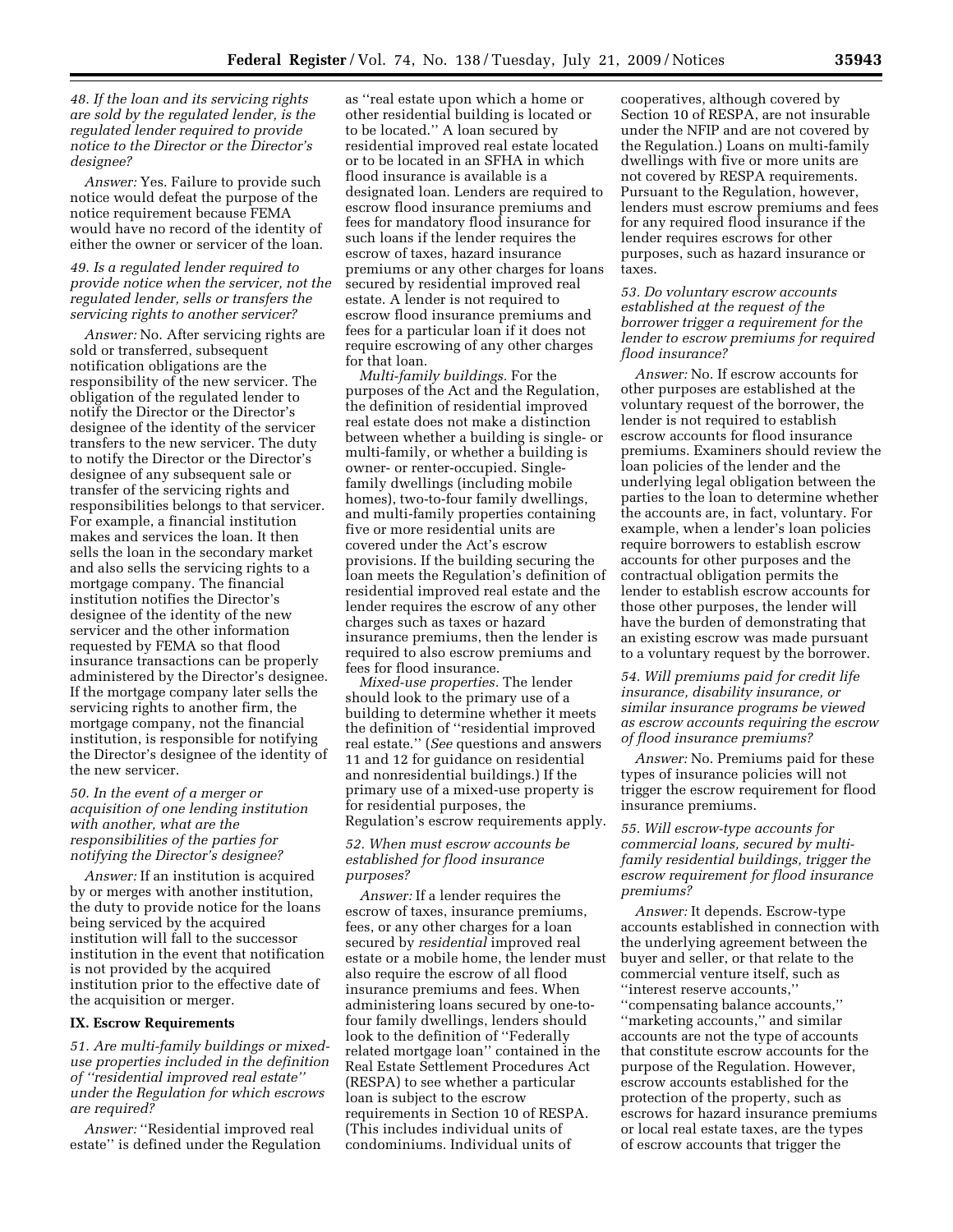*48. If the loan and its servicing rights are sold by the regulated lender, is the regulated lender required to provide notice to the Director or the Director's designee?*

*Answer:* Yes. Failure to provide such notice would defeat the purpose of the notice requirement because FEMA would have no record of the identity of either the owner or servicer of the loan.

*49. Is a regulated lender required to provide notice when the servicer, not the regulated lender, sells or transfers the servicing rights to another servicer?*

*Answer:* No. After servicing rights are sold or transferred, subsequent notification obligations are the responsibility of the new servicer. The obligation of the regulated lender to notify the Director or the Director's designee of the identity of the servicer transfers to the new servicer. The duty to notify the Director or the Director's designee of any subsequent sale or transfer of the servicing rights and responsibilities belongs to that servicer. For example, a financial institution makes and services the loan. It then sells the loan in the secondary market and also sells the servicing rights to a mortgage company. The financial institution notifies the Director's designee of the identity of the new servicer and the other information requested by FEMA so that flood insurance transactions can be properly administered by the Director's designee. If the mortgage company later sells the servicing rights to another firm, the mortgage company, not the financial institution, is responsible for notifying the Director's designee of the identity of the new servicer.

*50. In the event of a merger or acquisition of one lending institution with another, what are the responsibilities of the parties for notifying the Director's designee?*

*Answer:* If an institution is acquired by or merges with another institution, the duty to provide notice for the loans being serviced by the acquired institution will fall to the successor institution in the event that notification is not provided by the acquired institution prior to the effective date of the acquisition or merger.

## IX. Escrow Requirements

*51. Are multi-family buildings or mixed-use properties included in the definition of "residential improved real estate" under the Regulation for which escrows are required?*

*Answer:* "Residential improved real estate" is defined under the Regulation as "real estate upon which a home or other residential building is located or to be located." A loan secured by residential improved real estate located or to be located in an SFHA in which flood insurance is available is a designated loan. Lenders are required to escrow flood insurance premiums and fees for mandatory flood insurance for such loans if the lender requires the escrow of taxes, hazard insurance premiums or any other charges for loans secured by residential improved real estate. A lender is not required to escrow flood insurance premiums and fees for a particular loan if it does not require escrowing of any other charges for that loan.

*Multi-family buildings.* For the purposes of the Act and the Regulation, the definition of residential improved real estate does not make a distinction between whether a building is single- or multi-family, or whether a building is owner- or renter-occupied. Single-family dwellings (including mobile homes), two-to-four family dwellings, and multi-family properties containing five or more residential units are covered under the Act's escrow provisions. If the building securing the loan meets the Regulation's definition of residential improved real estate and the lender requires the escrow of any other charges such as taxes or hazard insurance premiums, then the lender is required to also escrow premiums and fees for flood insurance.

*Mixed-use properties.* The lender should look to the primary use of a building to determine whether it meets the definition of "residential improved real estate." (*See* questions and answers 11 and 12 for guidance on residential and nonresidential buildings.) If the primary use of a mixed-use property is for residential purposes, the Regulation's escrow requirements apply.

*52. When must escrow accounts be established for flood insurance purposes?*

*Answer:* If a lender requires the escrow of taxes, insurance premiums, fees, or any other charges for a loan secured by *residential* improved real estate or a mobile home, the lender must also require the escrow of all flood insurance premiums and fees. When administering loans secured by one-to-four family dwellings, lenders should look to the definition of "Federally related mortgage loan" contained in the Real Estate Settlement Procedures Act (RESPA) to see whether a particular loan is subject to the escrow requirements in Section 10 of RESPA. (This includes individual units of condominiums. Individual units of cooperatives, although covered by Section 10 of RESPA, are not insurable under the NFIP and are not covered by the Regulation.) Loans on multi-family dwellings with five or more units are not covered by RESPA requirements. Pursuant to the Regulation, however, lenders must escrow premiums and fees for any required flood insurance if the lender requires escrows for other purposes, such as hazard insurance or taxes.

*53. Do voluntary escrow accounts established at the request of the borrower trigger a requirement for the lender to escrow premiums for required flood insurance?*

*Answer:* No. If escrow accounts for other purposes are established at the voluntary request of the borrower, the lender is not required to establish escrow accounts for flood insurance premiums. Examiners should review the loan policies of the lender and the underlying legal obligation between the parties to the loan to determine whether the accounts are, in fact, voluntary. For example, when a lender's loan policies require borrowers to establish escrow accounts for other purposes and the contractual obligation permits the lender to establish escrow accounts for those other purposes, the lender will have the burden of demonstrating that an existing escrow was made pursuant to a voluntary request by the borrower.

*54. Will premiums paid for credit life insurance, disability insurance, or similar insurance programs be viewed as escrow accounts requiring the escrow of flood insurance premiums?*

*Answer:* No. Premiums paid for these types of insurance policies will not trigger the escrow requirement for flood insurance premiums.

*55. Will escrow-type accounts for commercial loans, secured by multi-family residential buildings, trigger the escrow requirement for flood insurance premiums?*

*Answer:* It depends. Escrow-type accounts established in connection with the underlying agreement between the buyer and seller, or that relate to the commercial venture itself, such as "interest reserve accounts," "compensating balance accounts," "marketing accounts," and similar accounts are not the type of accounts that constitute escrow accounts for the purpose of the Regulation. However, escrow accounts established for the protection of the property, such as escrows for hazard insurance premiums or local real estate taxes, are the types of escrow accounts that trigger the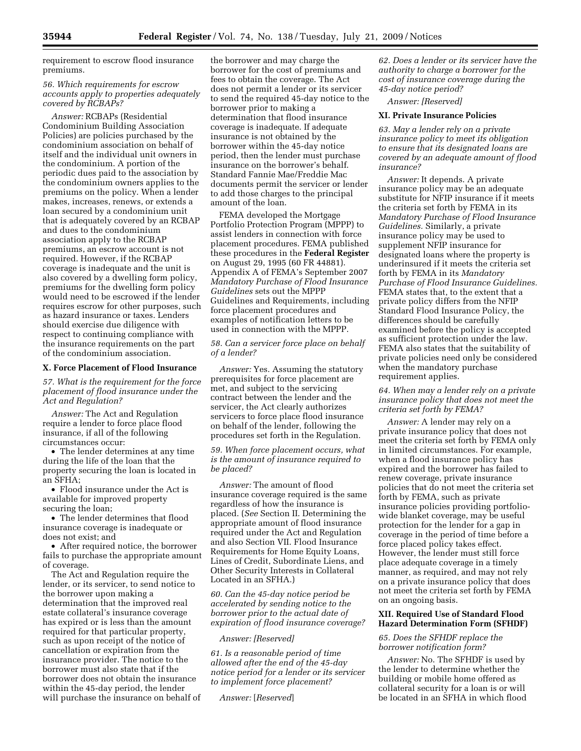requirement to escrow flood insurance premiums.

*56. Which requirements for escrow accounts apply to properties adequately covered by RCBAPs?*

*Answer:* RCBAPs (Residential Condominium Building Association Policies) are policies purchased by the condominium association on behalf of itself and the individual unit owners in the condominium. A portion of the periodic dues paid to the association by the condominium owners applies to the premiums on the policy. When a lender makes, increases, renews, or extends a loan secured by a condominium unit that is adequately covered by an RCBAP and dues to the condominium association apply to the RCBAP premiums, an escrow account is not required. However, if the RCBAP coverage is inadequate and the unit is also covered by a dwelling form policy, premiums for the dwelling form policy would need to be escrowed if the lender requires escrow for other purposes, such as hazard insurance or taxes. Lenders should exercise due diligence with respect to continuing compliance with the insurance requirements on the part of the condominium association.

## X. Force Placement of Flood Insurance

*57. What is the requirement for the force placement of flood insurance under the Act and Regulation?*

*Answer:* The Act and Regulation require a lender to force place flood insurance, if all of the following circumstances occur:

- The lender determines at any time during the life of the loan that the property securing the loan is located in an SFHA;
- Flood insurance under the Act is available for improved property securing the loan;
- The lender determines that flood insurance coverage is inadequate or does not exist; and
- After required notice, the borrower fails to purchase the appropriate amount of coverage.

The Act and Regulation require the lender, or its servicer, to send notice to the borrower upon making a determination that the improved real estate collateral's insurance coverage has expired or is less than the amount required for that particular property, such as upon receipt of the notice of cancellation or expiration from the insurance provider. The notice to the borrower must also state that if the borrower does not obtain the insurance within the 45-day period, the lender will purchase the insurance on behalf of the borrower and may charge the borrower for the cost of premiums and fees to obtain the coverage. The Act does not permit a lender or its servicer to send the required 45-day notice to the borrower prior to making a determination that flood insurance coverage is inadequate. If adequate insurance is not obtained by the borrower within the 45-day notice period, then the lender must purchase insurance on the borrower's behalf. Standard Fannie Mae/Freddie Mac documents permit the servicer or lender to add those charges to the principal amount of the loan.

FEMA developed the Mortgage Portfolio Protection Program (MPPP) to assist lenders in connection with force placement procedures. FEMA published these procedures in the **Federal Register** on August 29, 1995 (60 FR 44881). Appendix A of FEMA's September 2007 *Mandatory Purchase of Flood Insurance Guidelines* sets out the MPPP Guidelines and Requirements, including force placement procedures and examples of notification letters to be used in connection with the MPPP.

*58. Can a servicer force place on behalf of a lender?*

*Answer:* Yes. Assuming the statutory prerequisites for force placement are met, and subject to the servicing contract between the lender and the servicer, the Act clearly authorizes servicers to force place flood insurance on behalf of the lender, following the procedures set forth in the Regulation.

*59. When force placement occurs, what is the amount of insurance required to be placed?*

*Answer:* The amount of flood insurance coverage required is the same regardless of how the insurance is placed. (*See* Section II. Determining the appropriate amount of flood insurance required under the Act and Regulation and also Section VII. Flood Insurance Requirements for Home Equity Loans, Lines of Credit, Subordinate Liens, and Other Security Interests in Collateral Located in an SFHA.)

*60. Can the 45-day notice period be accelerated by sending notice to the borrower prior to the actual date of expiration of flood insurance coverage?*

*Answer: [Reserved]*

*61. Is a reasonable period of time allowed after the end of the 45-day notice period for a lender or its servicer to implement force placement?*

*Answer:* [*Reserved*]

*62. Does a lender or its servicer have the authority to charge a borrower for the cost of insurance coverage during the 45-day notice period?*

*Answer: [Reserved]*

## XI. Private Insurance Policies

*63. May a lender rely on a private insurance policy to meet its obligation to ensure that its designated loans are covered by an adequate amount of flood insurance?*

*Answer:* It depends. A private insurance policy may be an adequate substitute for NFIP insurance if it meets the criteria set forth by FEMA in its *Mandatory Purchase of Flood Insurance Guidelines.* Similarly, a private insurance policy may be used to supplement NFIP insurance for designated loans where the property is underinsured if it meets the criteria set forth by FEMA in its *Mandatory Purchase of Flood Insurance Guidelines.* FEMA states that, to the extent that a private policy differs from the NFIP Standard Flood Insurance Policy, the differences should be carefully examined before the policy is accepted as sufficient protection under the law. FEMA also states that the suitability of private policies need only be considered when the mandatory purchase requirement applies.

*64. When may a lender rely on a private insurance policy that does not meet the criteria set forth by FEMA?*

*Answer:* A lender may rely on a private insurance policy that does not meet the criteria set forth by FEMA only in limited circumstances. For example, when a flood insurance policy has expired and the borrower has failed to renew coverage, private insurance policies that do not meet the criteria set forth by FEMA, such as private insurance policies providing portfolio-wide blanket coverage, may be useful protection for the lender for a gap in coverage in the period of time before a force placed policy takes effect. However, the lender must still force place adequate coverage in a timely manner, as required, and may not rely on a private insurance policy that does not meet the criteria set forth by FEMA on an ongoing basis.

## XII. Required Use of Standard Flood Hazard Determination Form (SFHDF)

*65. Does the SFHDF replace the borrower notification form?*

*Answer:* No. The SFHDF is used by the lender to determine whether the building or mobile home offered as collateral security for a loan is or will be located in an SFHA in which flood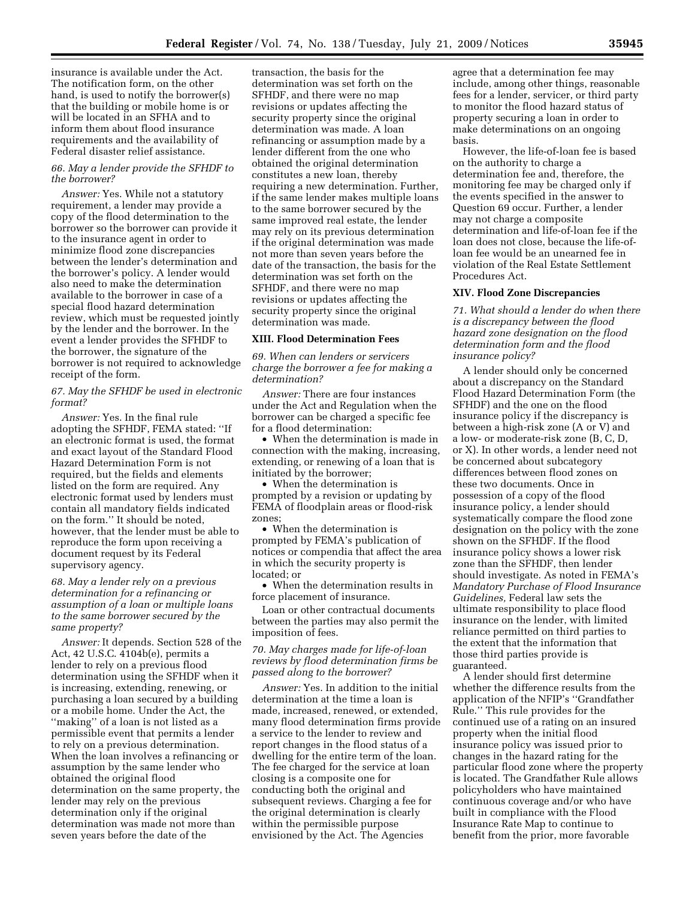insurance is available under the Act. The notification form, on the other hand, is used to notify the borrower(s) that the building or mobile home is or will be located in an SFHA and to inform them about flood insurance requirements and the availability of Federal disaster relief assistance.

*66. May a lender provide the SFHDF to the borrower?*

*Answer:* Yes. While not a statutory requirement, a lender may provide a copy of the flood determination to the borrower so the borrower can provide it to the insurance agent in order to minimize flood zone discrepancies between the lender's determination and the borrower's policy. A lender would also need to make the determination available to the borrower in case of a special flood hazard determination review, which must be requested jointly by the lender and the borrower. In the event a lender provides the SFHDF to the borrower, the signature of the borrower is not required to acknowledge receipt of the form.

*67. May the SFHDF be used in electronic format?*

*Answer:* Yes. In the final rule adopting the SFHDF, FEMA stated: ''If an electronic format is used, the format and exact layout of the Standard Flood Hazard Determination Form is not required, but the fields and elements listed on the form are required. Any electronic format used by lenders must contain all mandatory fields indicated on the form.'' It should be noted, however, that the lender must be able to reproduce the form upon receiving a document request by its Federal supervisory agency.

*68. May a lender rely on a previous determination for a refinancing or assumption of a loan or multiple loans to the same borrower secured by the same property?*

*Answer:* It depends. Section 528 of the Act, 42 U.S.C. 4104b(e), permits a lender to rely on a previous flood determination using the SFHDF when it is increasing, extending, renewing, or purchasing a loan secured by a building or a mobile home. Under the Act, the ''making'' of a loan is not listed as a permissible event that permits a lender to rely on a previous determination. When the loan involves a refinancing or assumption by the same lender who obtained the original flood determination on the same property, the lender may rely on the previous determination only if the original determination was made not more than seven years before the date of the transaction, the basis for the determination was set forth on the SFHDF, and there were no map revisions or updates affecting the security property since the original determination was made. A loan refinancing or assumption made by a lender different from the one who obtained the original determination constitutes a new loan, thereby requiring a new determination. Further, if the same lender makes multiple loans to the same borrower secured by the same improved real estate, the lender may rely on its previous determination if the original determination was made not more than seven years before the date of the transaction, the basis for the determination was set forth on the SFHDF, and there were no map revisions or updates affecting the security property since the original determination was made.

## XIII. Flood Determination Fees

*69. When can lenders or servicers charge the borrower a fee for making a determination?*

*Answer:* There are four instances under the Act and Regulation when the borrower can be charged a specific fee for a flood determination:

- When the determination is made in connection with the making, increasing, extending, or renewing of a loan that is initiated by the borrower;
- When the determination is prompted by a revision or updating by FEMA of floodplain areas or flood-risk zones;
- When the determination is prompted by FEMA's publication of notices or compendia that affect the area in which the security property is located; or
- When the determination results in force placement of insurance.

Loan or other contractual documents between the parties may also permit the imposition of fees.

*70. May charges made for life-of-loan reviews by flood determination firms be passed along to the borrower?*

*Answer:* Yes. In addition to the initial determination at the time a loan is made, increased, renewed, or extended, many flood determination firms provide a service to the lender to review and report changes in the flood status of a dwelling for the entire term of the loan. The fee charged for the service at loan closing is a composite one for conducting both the original and subsequent reviews. Charging a fee for the original determination is clearly within the permissible purpose envisioned by the Act. The Agencies agree that a determination fee may include, among other things, reasonable fees for a lender, servicer, or third party to monitor the flood hazard status of property securing a loan in order to make determinations on an ongoing basis.

However, the life-of-loan fee is based on the authority to charge a determination fee and, therefore, the monitoring fee may be charged only if the events specified in the answer to Question 69 occur. Further, a lender may not charge a composite determination and life-of-loan fee if the loan does not close, because the life-of-loan fee would be an unearned fee in violation of the Real Estate Settlement Procedures Act.

## XIV. Flood Zone Discrepancies

*71. What should a lender do when there is a discrepancy between the flood hazard zone designation on the flood determination form and the flood insurance policy?*

A lender should only be concerned about a discrepancy on the Standard Flood Hazard Determination Form (the SFHDF) and the one on the flood insurance policy if the discrepancy is between a high-risk zone (A or V) and a low- or moderate-risk zone (B, C, D, or X). In other words, a lender need not be concerned about subcategory differences between flood zones on these two documents. Once in possession of a copy of the flood insurance policy, a lender should systematically compare the flood zone designation on the policy with the zone shown on the SFHDF. If the flood insurance policy shows a lower risk zone than the SFHDF, then lender should investigate. As noted in FEMA's *Mandatory Purchase of Flood Insurance Guidelines,* Federal law sets the ultimate responsibility to place flood insurance on the lender, with limited reliance permitted on third parties to the extent that the information that those third parties provide is guaranteed.

A lender should first determine whether the difference results from the application of the NFIP's ''Grandfather Rule.'' This rule provides for the continued use of a rating on an insured property when the initial flood insurance policy was issued prior to changes in the hazard rating for the particular flood zone where the property is located. The Grandfather Rule allows policyholders who have maintained continuous coverage and/or who have built in compliance with the Flood Insurance Rate Map to continue to benefit from the prior, more favorable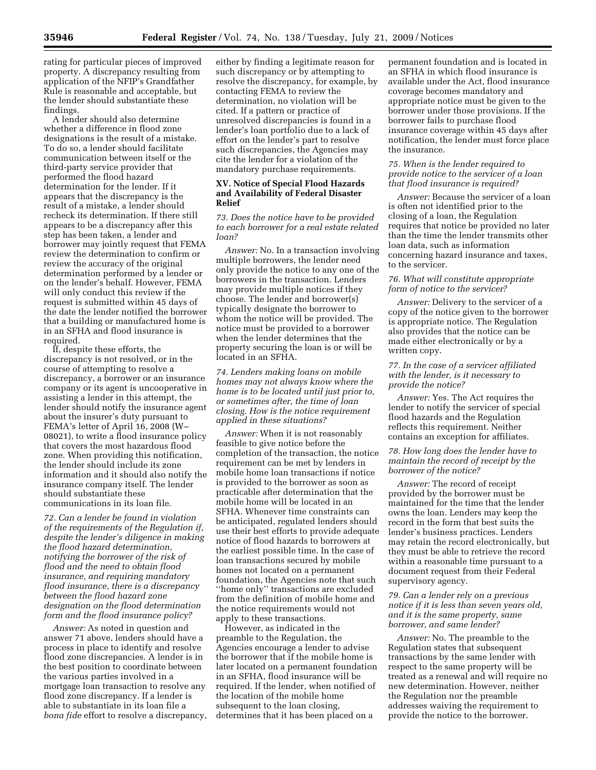rating for particular pieces of improved property. A discrepancy resulting from application of the NFIP's Grandfather Rule is reasonable and acceptable, but the lender should substantiate these findings.

A lender should also determine whether a difference in flood zone designations is the result of a mistake. To do so, a lender should facilitate communication between itself or the third-party service provider that performed the flood hazard determination for the lender. If it appears that the discrepancy is the result of a mistake, a lender should recheck its determination. If there still appears to be a discrepancy after this step has been taken, a lender and borrower may jointly request that FEMA review the determination to confirm or review the accuracy of the original determination performed by a lender or on the lender's behalf. However, FEMA will only conduct this review if the request is submitted within 45 days of the date the lender notified the borrower that a building or manufactured home is in an SFHA and flood insurance is required.

If, despite these efforts, the discrepancy is not resolved, or in the course of attempting to resolve a discrepancy, a borrower or an insurance company or its agent is uncooperative in assisting a lender in this attempt, the lender should notify the insurance agent about the insurer's duty pursuant to FEMA's letter of April 16, 2008 (W–08021), to write a flood insurance policy that covers the most hazardous flood zone. When providing this notification, the lender should include its zone information and it should also notify the insurance company itself. The lender should substantiate these communications in its loan file.

*72. Can a lender be found in violation of the requirements of the Regulation if, despite the lender's diligence in making the flood hazard determination, notifying the borrower of the risk of flood and the need to obtain flood insurance, and requiring mandatory flood insurance, there is a discrepancy between the flood hazard zone designation on the flood determination form and the flood insurance policy?*

*Answer:* As noted in question and answer 71 above, lenders should have a process in place to identify and resolve flood zone discrepancies. A lender is in the best position to coordinate between the various parties involved in a mortgage loan transaction to resolve any flood zone discrepancy. If a lender is able to substantiate in its loan file a *bona fide* effort to resolve a discrepancy, either by finding a legitimate reason for such discrepancy or by attempting to resolve the discrepancy, for example, by contacting FEMA to review the determination, no violation will be cited. If a pattern or practice of unresolved discrepancies is found in a lender's loan portfolio due to a lack of effort on the lender's part to resolve such discrepancies, the Agencies may cite the lender for a violation of the mandatory purchase requirements.

## XV. Notice of Special Flood Hazards and Availability of Federal Disaster Relief

*73. Does the notice have to be provided to each borrower for a real estate related loan?*

*Answer:* No. In a transaction involving multiple borrowers, the lender need only provide the notice to any one of the borrowers in the transaction. Lenders may provide multiple notices if they choose. The lender and borrower(s) typically designate the borrower to whom the notice will be provided. The notice must be provided to a borrower when the lender determines that the property securing the loan is or will be located in an SFHA.

*74. Lenders making loans on mobile homes may not always know where the home is to be located until just prior to, or sometimes after, the time of loan closing. How is the notice requirement applied in these situations?*

*Answer:* When it is not reasonably feasible to give notice before the completion of the transaction, the notice requirement can be met by lenders in mobile home loan transactions if notice is provided to the borrower as soon as practicable after determination that the mobile home will be located in an SFHA. Whenever time constraints can be anticipated, regulated lenders should use their best efforts to provide adequate notice of flood hazards to borrowers at the earliest possible time. In the case of loan transactions secured by mobile homes not located on a permanent foundation, the Agencies note that such ''home only'' transactions are excluded from the definition of mobile home and the notice requirements would not apply to these transactions.

However, as indicated in the preamble to the Regulation, the Agencies encourage a lender to advise the borrower that if the mobile home is later located on a permanent foundation in an SFHA, flood insurance will be required. If the lender, when notified of the location of the mobile home subsequent to the loan closing, determines that it has been placed on a permanent foundation and is located in an SFHA in which flood insurance is available under the Act, flood insurance coverage becomes mandatory and appropriate notice must be given to the borrower under those provisions. If the borrower fails to purchase flood insurance coverage within 45 days after notification, the lender must force place the insurance.

*75. When is the lender required to provide notice to the servicer of a loan that flood insurance is required?*

*Answer:* Because the servicer of a loan is often not identified prior to the closing of a loan, the Regulation requires that notice be provided no later than the time the lender transmits other loan data, such as information concerning hazard insurance and taxes, to the servicer.

*76. What will constitute appropriate form of notice to the servicer?*

*Answer:* Delivery to the servicer of a copy of the notice given to the borrower is appropriate notice. The Regulation also provides that the notice can be made either electronically or by a written copy.

*77. In the case of a servicer affiliated with the lender, is it necessary to provide the notice?*

*Answer:* Yes. The Act requires the lender to notify the servicer of special flood hazards and the Regulation reflects this requirement. Neither contains an exception for affiliates.

*78. How long does the lender have to maintain the record of receipt by the borrower of the notice?*

*Answer:* The record of receipt provided by the borrower must be maintained for the time that the lender owns the loan. Lenders may keep the record in the form that best suits the lender's business practices. Lenders may retain the record electronically, but they must be able to retrieve the record within a reasonable time pursuant to a document request from their Federal supervisory agency.

*79. Can a lender rely on a previous notice if it is less than seven years old, and it is the same property, same borrower, and same lender?*

*Answer:* No. The preamble to the Regulation states that subsequent transactions by the same lender with respect to the same property will be treated as a renewal and will require no new determination. However, neither the Regulation nor the preamble addresses waiving the requirement to provide the notice to the borrower.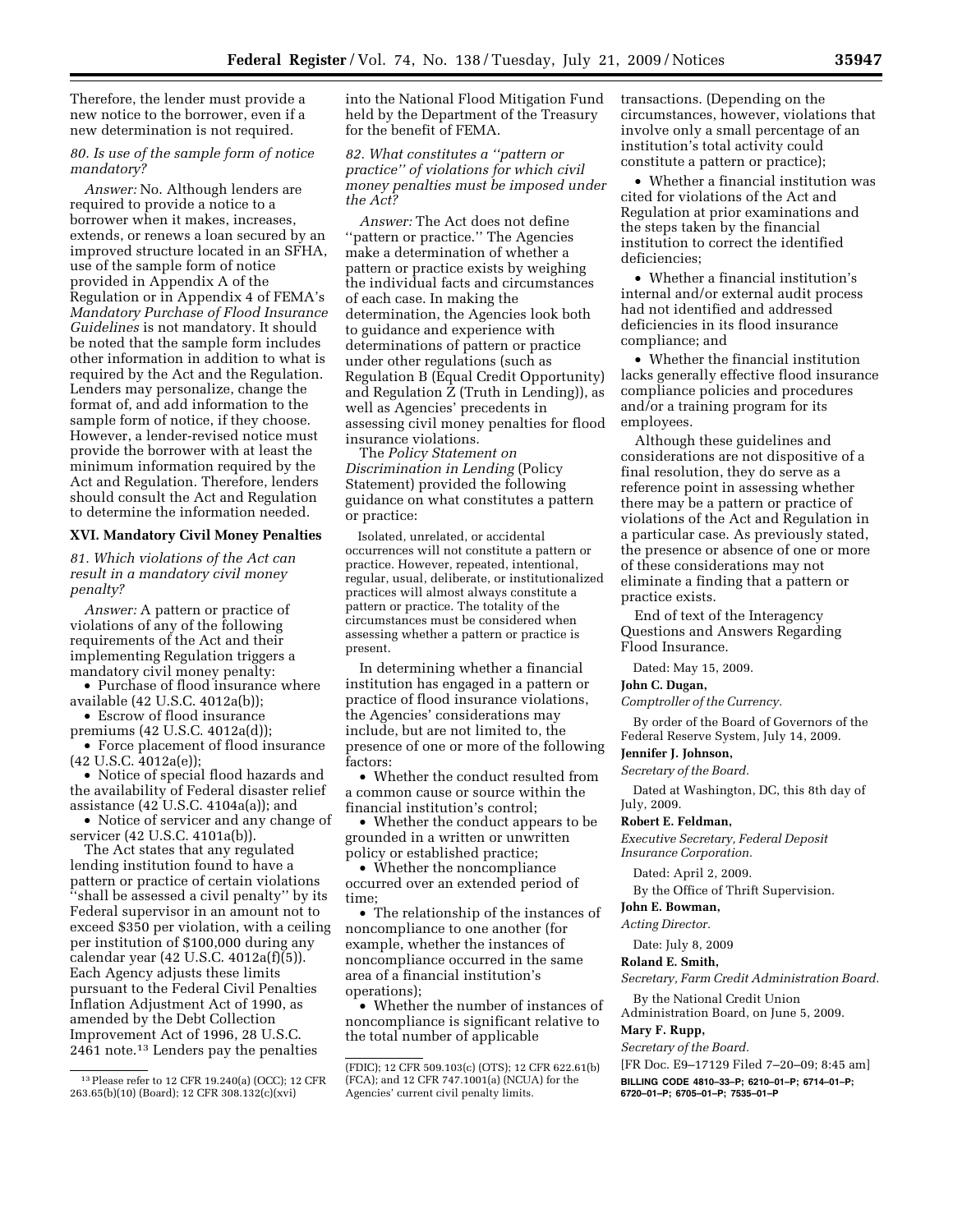Therefore, the lender must provide a new notice to the borrower, even if a new determination is not required.

*80. Is use of the sample form of notice mandatory?*

*Answer:* No. Although lenders are required to provide a notice to a borrower when it makes, increases, extends, or renews a loan secured by an improved structure located in an SFHA, use of the sample form of notice provided in Appendix A of the Regulation or in Appendix 4 of FEMA's *Mandatory Purchase of Flood Insurance Guidelines* is not mandatory. It should be noted that the sample form includes other information in addition to what is required by the Act and the Regulation. Lenders may personalize, change the format of, and add information to the sample form of notice, if they choose. However, a lender-revised notice must provide the borrower with at least the minimum information required by the Act and Regulation. Therefore, lenders should consult the Act and Regulation to determine the information needed.

**XVI. Mandatory Civil Money Penalties**

*81. Which violations of the Act can result in a mandatory civil money penalty?*

*Answer:* A pattern or practice of violations of any of the following requirements of the Act and their implementing Regulation triggers a mandatory civil money penalty:

- Purchase of flood insurance where available (42 U.S.C. 4012a(b));
- Escrow of flood insurance premiums (42 U.S.C. 4012a(d));
- Force placement of flood insurance (42 U.S.C. 4012a(e));
- Notice of special flood hazards and the availability of Federal disaster relief assistance (42 U.S.C. 4104a(a)); and
- Notice of servicer and any change of servicer (42 U.S.C. 4101a(b)).

The Act states that any regulated lending institution found to have a pattern or practice of certain violations "shall be assessed a civil penalty" by its Federal supervisor in an amount not to exceed $350 per violation, with a ceiling per institution of $100,000 during any calendar year (42 U.S.C. 4012a(f)(5)). Each Agency adjusts these limits pursuant to the Federal Civil Penalties Inflation Adjustment Act of 1990, as amended by the Debt Collection Improvement Act of 1996, 28 U.S.C. 2461 note.[13] Lenders pay the penalties into the National Flood Mitigation Fund held by the Department of the Treasury for the benefit of FEMA.

*82. What constitutes a "pattern or practice" of violations for which civil money penalties must be imposed under the Act?*

*Answer:* The Act does not define "pattern or practice." The Agencies make a determination of whether a pattern or practice exists by weighing the individual facts and circumstances of each case. In making the determination, the Agencies look both to guidance and experience with determinations of pattern or practice under other regulations (such as Regulation B (Equal Credit Opportunity) and Regulation Z (Truth in Lending)), as well as Agencies' precedents in assessing civil money penalties for flood insurance violations.

The *Policy Statement on Discrimination in Lending* (Policy Statement) provided the following guidance on what constitutes a pattern or practice:

> Isolated, unrelated, or accidental occurrences will not constitute a pattern or practice. However, repeated, intentional, regular, usual, deliberate, or institutionalized practices will almost always constitute a pattern or practice. The totality of the circumstances must be considered when assessing whether a pattern or practice is present.

In determining whether a financial institution has engaged in a pattern or practice of flood insurance violations, the Agencies' considerations may include, but are not limited to, the presence of one or more of the following factors:

- Whether the conduct resulted from a common cause or source within the financial institution's control;
- Whether the conduct appears to be grounded in a written or unwritten policy or established practice;
- Whether the noncompliance occurred over an extended period of time;
- The relationship of the instances of noncompliance to one another (for example, whether the instances of noncompliance occurred in the same area of a financial institution's operations);
- Whether the number of instances of noncompliance is significant relative to the total number of applicable transactions. (Depending on the circumstances, however, violations that involve only a small percentage of an institution's total activity could constitute a pattern or practice);
- Whether a financial institution was cited for violations of the Act and Regulation at prior examinations and the steps taken by the financial institution to correct the identified deficiencies;
- Whether a financial institution's internal and/or external audit process had not identified and addressed deficiencies in its flood insurance compliance; and
- Whether the financial institution lacks generally effective flood insurance compliance policies and procedures and/or a training program for its employees.

Although these guidelines and considerations are not dispositive of a final resolution, they do serve as a reference point in assessing whether there may be a pattern or practice of violations of the Act and Regulation in a particular case. As previously stated, the presence or absence of one or more of these considerations may not eliminate a finding that a pattern or practice exists.

End of text of the Interagency Questions and Answers Regarding Flood Insurance.

Dated: May 15, 2009.

**John C. Dugan,**

*Comptroller of the Currency.*

By order of the Board of Governors of the Federal Reserve System, July 14, 2009.

**Jennifer J. Johnson,**

*Secretary of the Board.*

Dated at Washington, DC, this 8th day of July, 2009.

**Robert E. Feldman,**

*Executive Secretary, Federal Deposit Insurance Corporation.*

Dated: April 2, 2009.

By the Office of Thrift Supervision.

**John E. Bowman,**

*Acting Director.*

Date: July 8, 2009

**Roland E. Smith,**

*Secretary, Farm Credit Administration Board.*

By the National Credit Union Administration Board, on June 5, 2009.

**Mary F. Rupp,**

*Secretary of the Board.*

[FR Doc. E9–17129 Filed 7–20–09; 8:45 am]

**BILLING CODE 4810–33–P; 6210–01–P; 6714–01–P; 6720–01–P; 6705–01–P; 7535–01–P**

---

[13] Please refer to 12 CFR 19.240(a) (OCC); 12 CFR 263.65(b)(10) (Board); 12 CFR 308.132(c)(xvi) (FDIC); 12 CFR 509.103(c) (OTS); 12 CFR 622.61(b) (FCA); and 12 CFR 747.1001(a) (NCUA) for the Agencies' current civil penalty limits.